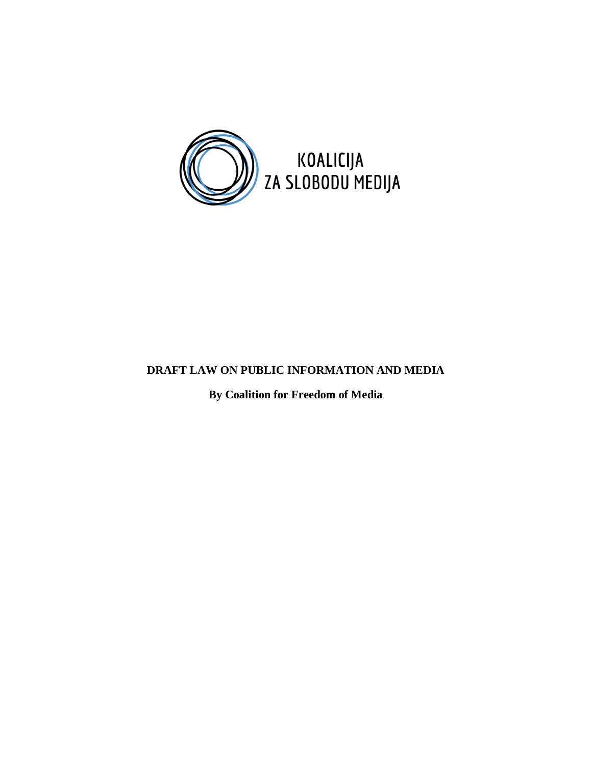KOALICIJA
ZA SLOBODU MEDIJA

# DRAFT LAW ON PUBLIC INFORMATION AND MEDIA

**By Coalition for Freedom of Media**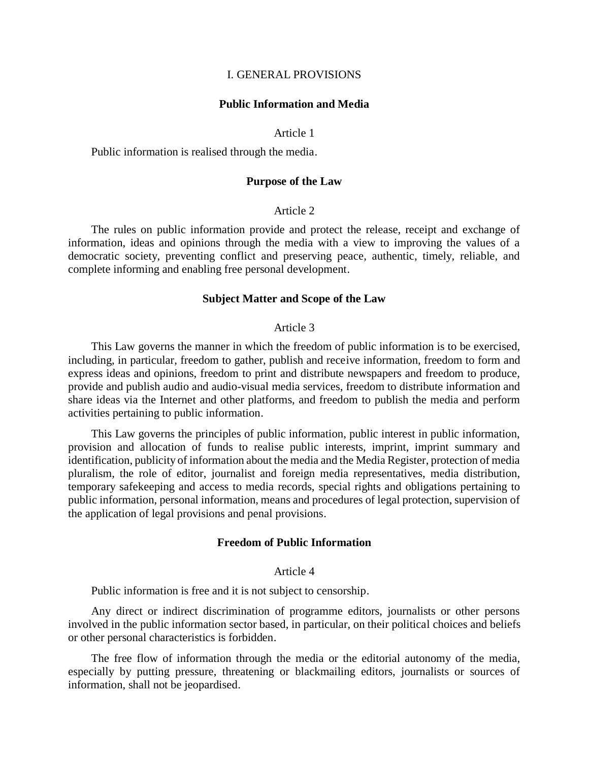## I. GENERAL PROVISIONS

### Public Information and Media

Article 1

Public information is realised through the media.

### Purpose of the Law

Article 2

The rules on public information provide and protect the release, receipt and exchange of information, ideas and opinions through the media with a view to improving the values of a democratic society, preventing conflict and preserving peace, authentic, timely, reliable, and complete informing and enabling free personal development.

### Subject Matter and Scope of the Law

Article 3

This Law governs the manner in which the freedom of public information is to be exercised, including, in particular, freedom to gather, publish and receive information, freedom to form and express ideas and opinions, freedom to print and distribute newspapers and freedom to produce, provide and publish audio and audio-visual media services, freedom to distribute information and share ideas via the Internet and other platforms, and freedom to publish the media and perform activities pertaining to public information.

This Law governs the principles of public information, public interest in public information, provision and allocation of funds to realise public interests, imprint, imprint summary and identification, publicity of information about the media and the Media Register, protection of media pluralism, the role of editor, journalist and foreign media representatives, media distribution, temporary safekeeping and access to media records, special rights and obligations pertaining to public information, personal information, means and procedures of legal protection, supervision of the application of legal provisions and penal provisions.

### Freedom of Public Information

Article 4

Public information is free and it is not subject to censorship.

Any direct or indirect discrimination of programme editors, journalists or other persons involved in the public information sector based, in particular, on their political choices and beliefs or other personal characteristics is forbidden.

The free flow of information through the media or the editorial autonomy of the media, especially by putting pressure, threatening or blackmailing editors, journalists or sources of information, shall not be jeopardised.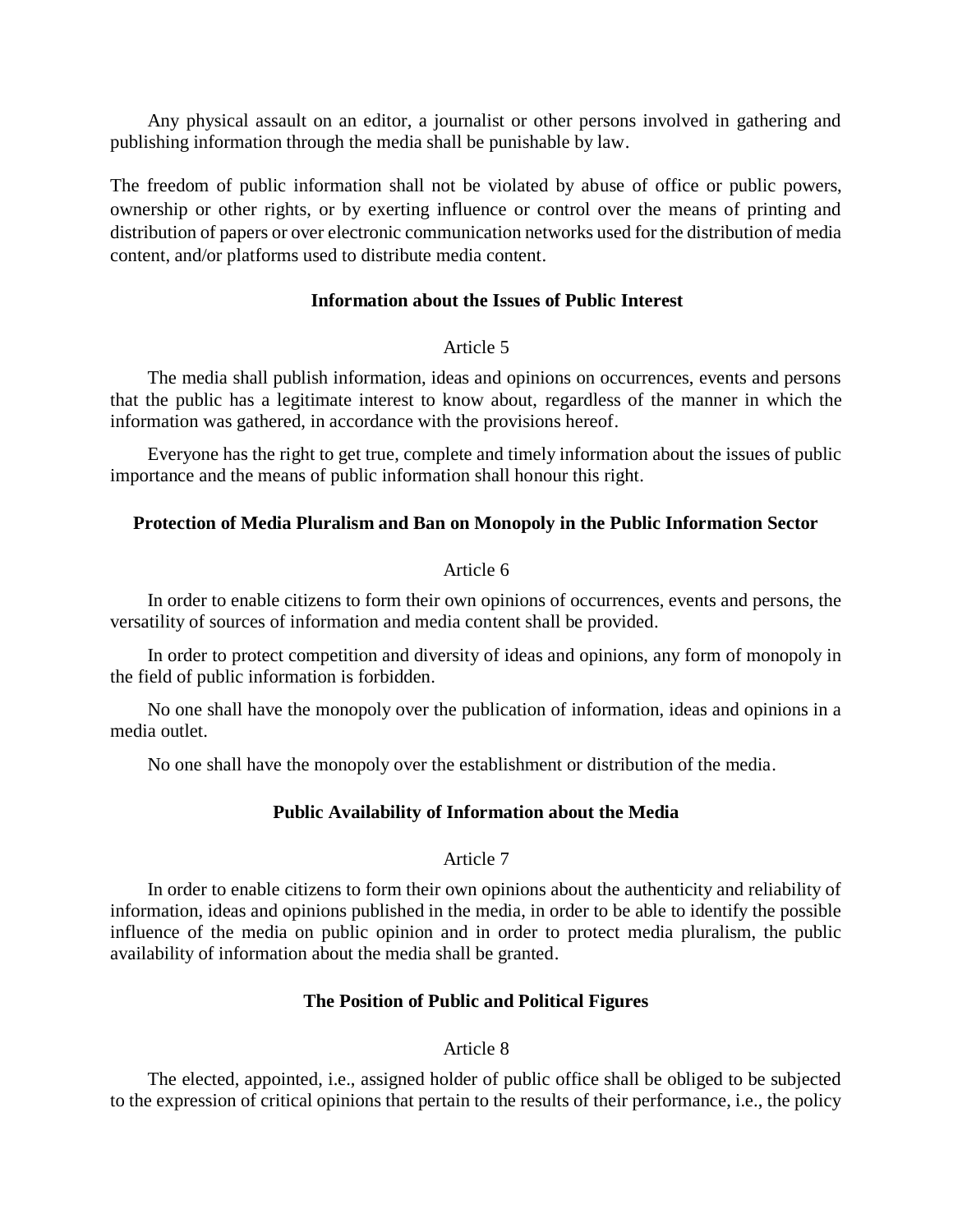Any physical assault on an editor, a journalist or other persons involved in gathering and publishing information through the media shall be punishable by law.

The freedom of public information shall not be violated by abuse of office or public powers, ownership or other rights, or by exerting influence or control over the means of printing and distribution of papers or over electronic communication networks used for the distribution of media content, and/or platforms used to distribute media content.

### Information about the Issues of Public Interest

Article 5

The media shall publish information, ideas and opinions on occurrences, events and persons that the public has a legitimate interest to know about, regardless of the manner in which the information was gathered, in accordance with the provisions hereof.

Everyone has the right to get true, complete and timely information about the issues of public importance and the means of public information shall honour this right.

### Protection of Media Pluralism and Ban on Monopoly in the Public Information Sector

Article 6

In order to enable citizens to form their own opinions of occurrences, events and persons, the versatility of sources of information and media content shall be provided.

In order to protect competition and diversity of ideas and opinions, any form of monopoly in the field of public information is forbidden.

No one shall have the monopoly over the publication of information, ideas and opinions in a media outlet.

No one shall have the monopoly over the establishment or distribution of the media.

### Public Availability of Information about the Media

Article 7

In order to enable citizens to form their own opinions about the authenticity and reliability of information, ideas and opinions published in the media, in order to be able to identify the possible influence of the media on public opinion and in order to protect media pluralism, the public availability of information about the media shall be granted.

### The Position of Public and Political Figures

Article 8

The elected, appointed, i.e., assigned holder of public office shall be obliged to be subjected to the expression of critical opinions that pertain to the results of their performance, i.e., the policy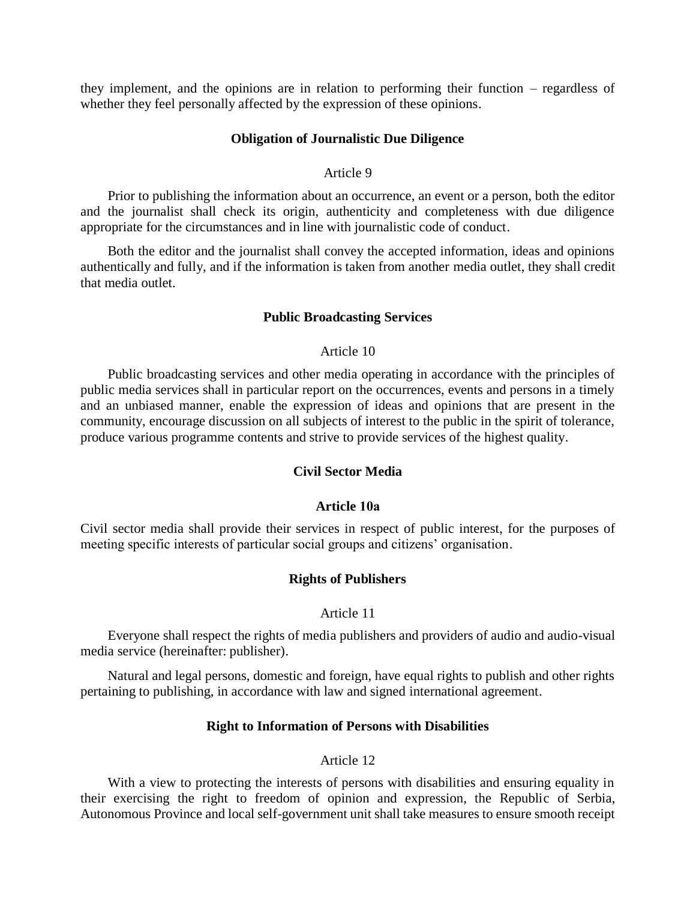they implement, and the opinions are in relation to performing their function – regardless of whether they feel personally affected by the expression of these opinions.

### Obligation of Journalistic Due Diligence

Article 9

Prior to publishing the information about an occurrence, an event or a person, both the editor and the journalist shall check its origin, authenticity and completeness with due diligence appropriate for the circumstances and in line with journalistic code of conduct.

Both the editor and the journalist shall convey the accepted information, ideas and opinions authentically and fully, and if the information is taken from another media outlet, they shall credit that media outlet.

### Public Broadcasting Services

Article 10

Public broadcasting services and other media operating in accordance with the principles of public media services shall in particular report on the occurrences, events and persons in a timely and an unbiased manner, enable the expression of ideas and opinions that are present in the community, encourage discussion on all subjects of interest to the public in the spirit of tolerance, produce various programme contents and strive to provide services of the highest quality.

### Civil Sector Media

**Article 10a**

Civil sector media shall provide their services in respect of public interest, for the purposes of meeting specific interests of particular social groups and citizens' organisation.

### Rights of Publishers

Article 11

Everyone shall respect the rights of media publishers and providers of audio and audio-visual media service (hereinafter: publisher).

Natural and legal persons, domestic and foreign, have equal rights to publish and other rights pertaining to publishing, in accordance with law and signed international agreement.

### Right to Information of Persons with Disabilities

Article 12

With a view to protecting the interests of persons with disabilities and ensuring equality in their exercising the right to freedom of opinion and expression, the Republic of Serbia, Autonomous Province and local self-government unit shall take measures to ensure smooth receipt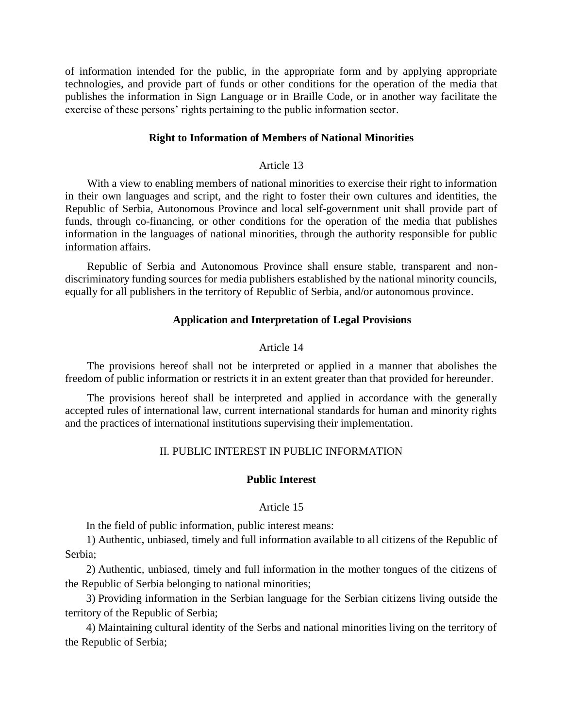of information intended for the public, in the appropriate form and by applying appropriate technologies, and provide part of funds or other conditions for the operation of the media that publishes the information in Sign Language or in Braille Code, or in another way facilitate the exercise of these persons' rights pertaining to the public information sector.

**Right to Information of Members of National Minorities**

Article 13

With a view to enabling members of national minorities to exercise their right to information in their own languages and script, and the right to foster their own cultures and identities, the Republic of Serbia, Autonomous Province and local self-government unit shall provide part of funds, through co-financing, or other conditions for the operation of the media that publishes information in the languages of national minorities, through the authority responsible for public information affairs.

Republic of Serbia and Autonomous Province shall ensure stable, transparent and non-discriminatory funding sources for media publishers established by the national minority councils, equally for all publishers in the territory of Republic of Serbia, and/or autonomous province.

**Application and Interpretation of Legal Provisions**

Article 14

The provisions hereof shall not be interpreted or applied in a manner that abolishes the freedom of public information or restricts it in an extent greater than that provided for hereunder.

The provisions hereof shall be interpreted and applied in accordance with the generally accepted rules of international law, current international standards for human and minority rights and the practices of international institutions supervising their implementation.

## II. PUBLIC INTEREST IN PUBLIC INFORMATION

**Public Interest**

Article 15

In the field of public information, public interest means:

1) Authentic, unbiased, timely and full information available to all citizens of the Republic of Serbia;

2) Authentic, unbiased, timely and full information in the mother tongues of the citizens of the Republic of Serbia belonging to national minorities;

3) Providing information in the Serbian language for the Serbian citizens living outside the territory of the Republic of Serbia;

4) Maintaining cultural identity of the Serbs and national minorities living on the territory of the Republic of Serbia;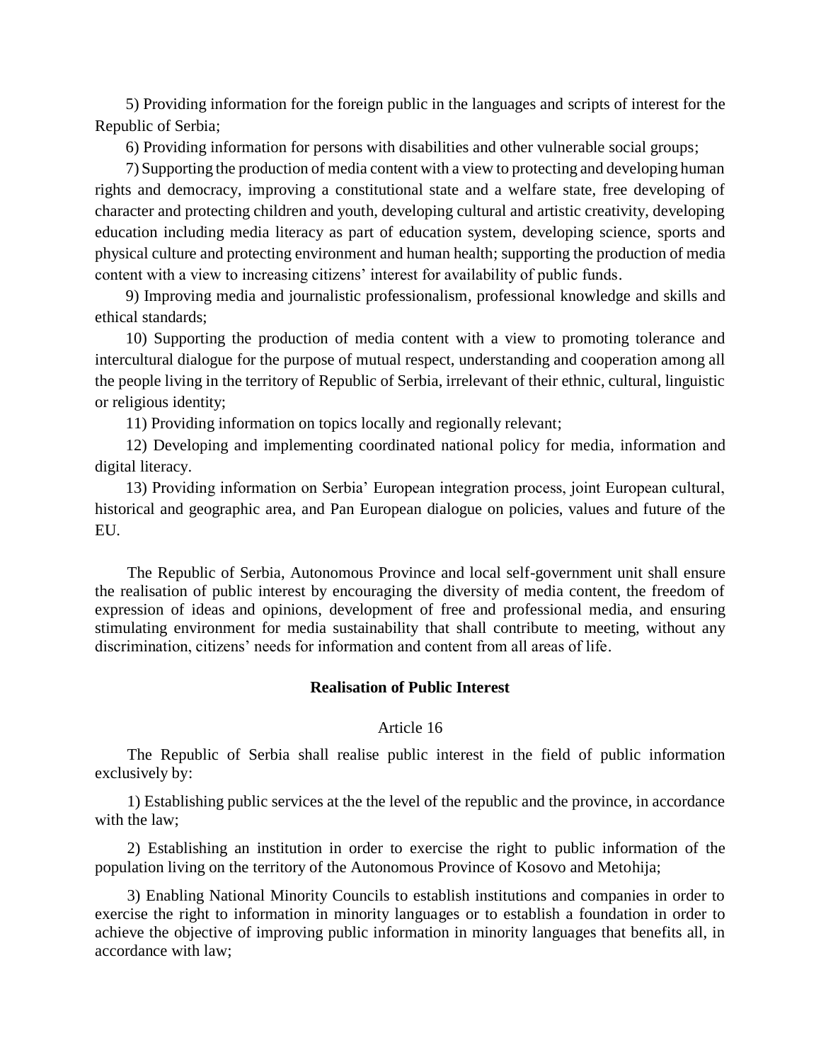5) Providing information for the foreign public in the languages and scripts of interest for the Republic of Serbia;

6) Providing information for persons with disabilities and other vulnerable social groups;

7) Supporting the production of media content with a view to protecting and developing human rights and democracy, improving a constitutional state and a welfare state, free developing of character and protecting children and youth, developing cultural and artistic creativity, developing education including media literacy as part of education system, developing science, sports and physical culture and protecting environment and human health; supporting the production of media content with a view to increasing citizens' interest for availability of public funds.

9) Improving media and journalistic professionalism, professional knowledge and skills and ethical standards;

10) Supporting the production of media content with a view to promoting tolerance and intercultural dialogue for the purpose of mutual respect, understanding and cooperation among all the people living in the territory of Republic of Serbia, irrelevant of their ethnic, cultural, linguistic or religious identity;

11) Providing information on topics locally and regionally relevant;

12) Developing and implementing coordinated national policy for media, information and digital literacy.

13) Providing information on Serbia' European integration process, joint European cultural, historical and geographic area, and Pan European dialogue on policies, values and future of the EU.

The Republic of Serbia, Autonomous Province and local self-government unit shall ensure the realisation of public interest by encouraging the diversity of media content, the freedom of expression of ideas and opinions, development of free and professional media, and ensuring stimulating environment for media sustainability that shall contribute to meeting, without any discrimination, citizens' needs for information and content from all areas of life.

### Realisation of Public Interest

Article 16

The Republic of Serbia shall realise public interest in the field of public information exclusively by:

1) Establishing public services at the the level of the republic and the province, in accordance with the law;

2) Establishing an institution in order to exercise the right to public information of the population living on the territory of the Autonomous Province of Kosovo and Metohija;

3) Enabling National Minority Councils to establish institutions and companies in order to exercise the right to information in minority languages or to establish a foundation in order to achieve the objective of improving public information in minority languages that benefits all, in accordance with law;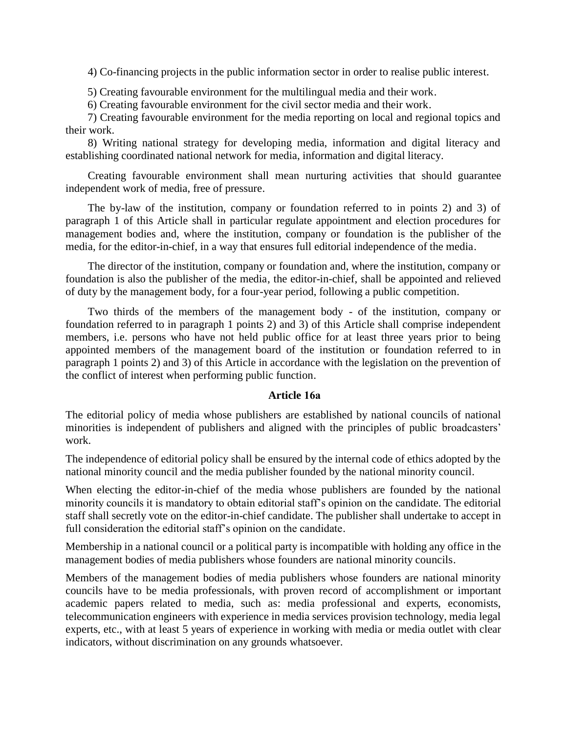4) Co-financing projects in the public information sector in order to realise public interest.

5) Creating favourable environment for the multilingual media and their work.

6) Creating favourable environment for the civil sector media and their work.

7) Creating favourable environment for the media reporting on local and regional topics and their work.

8) Writing national strategy for developing media, information and digital literacy and establishing coordinated national network for media, information and digital literacy.

Creating favourable environment shall mean nurturing activities that should guarantee independent work of media, free of pressure.

The by-law of the institution, company or foundation referred to in points 2) and 3) of paragraph 1 of this Article shall in particular regulate appointment and election procedures for management bodies and, where the institution, company or foundation is the publisher of the media, for the editor-in-chief, in a way that ensures full editorial independence of the media.

The director of the institution, company or foundation and, where the institution, company or foundation is also the publisher of the media, the editor-in-chief, shall be appointed and relieved of duty by the management body, for a four-year period, following a public competition.

Two thirds of the members of the management body - of the institution, company or foundation referred to in paragraph 1 points 2) and 3) of this Article shall comprise independent members, i.e. persons who have not held public office for at least three years prior to being appointed members of the management board of the institution or foundation referred to in paragraph 1 points 2) and 3) of this Article in accordance with the legislation on the prevention of the conflict of interest when performing public function.

### Article 16a

The editorial policy of media whose publishers are established by national councils of national minorities is independent of publishers and aligned with the principles of public broadcasters' work.

The independence of editorial policy shall be ensured by the internal code of ethics adopted by the national minority council and the media publisher founded by the national minority council.

When electing the editor-in-chief of the media whose publishers are founded by the national minority councils it is mandatory to obtain editorial staff's opinion on the candidate. The editorial staff shall secretly vote on the editor-in-chief candidate. The publisher shall undertake to accept in full consideration the editorial staff's opinion on the candidate.

Membership in a national council or a political party is incompatible with holding any office in the management bodies of media publishers whose founders are national minority councils.

Members of the management bodies of media publishers whose founders are national minority councils have to be media professionals, with proven record of accomplishment or important academic papers related to media, such as: media professional and experts, economists, telecommunication engineers with experience in media services provision technology, media legal experts, etc., with at least 5 years of experience in working with media or media outlet with clear indicators, without discrimination on any grounds whatsoever.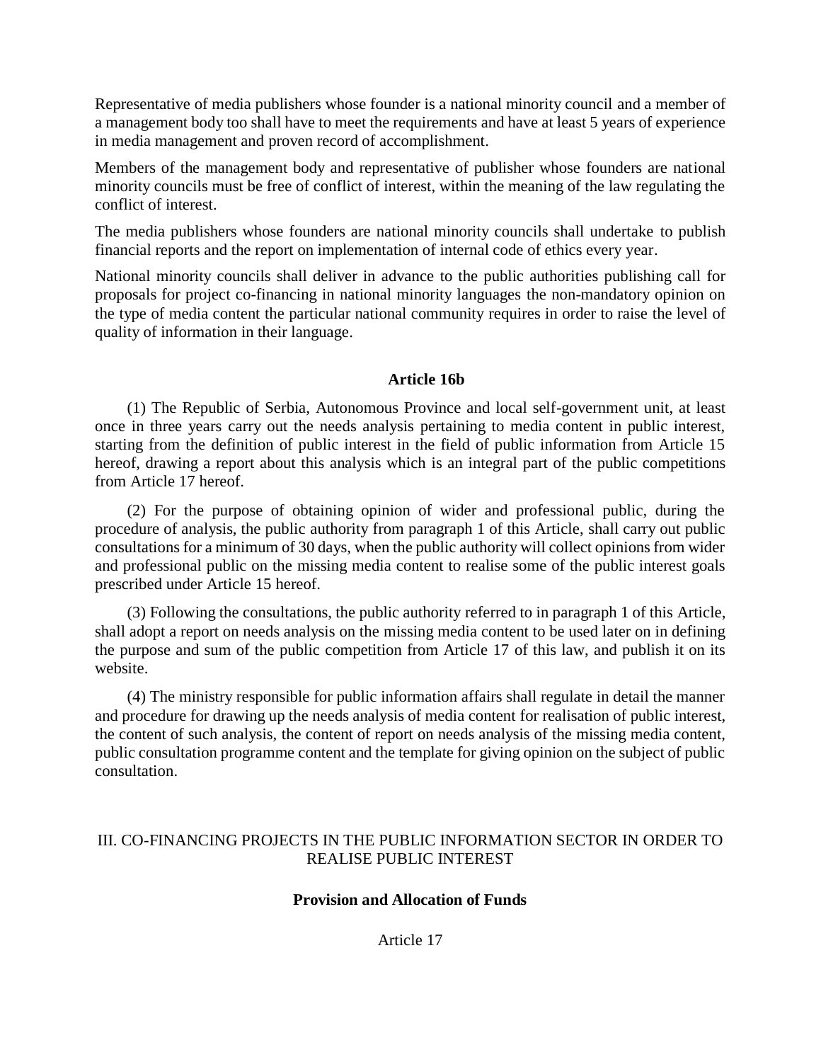Representative of media publishers whose founder is a national minority council and a member of a management body too shall have to meet the requirements and have at least 5 years of experience in media management and proven record of accomplishment.

Members of the management body and representative of publisher whose founders are national minority councils must be free of conflict of interest, within the meaning of the law regulating the conflict of interest.

The media publishers whose founders are national minority councils shall undertake to publish financial reports and the report on implementation of internal code of ethics every year.

National minority councils shall deliver in advance to the public authorities publishing call for proposals for project co-financing in national minority languages the non-mandatory opinion on the type of media content the particular national community requires in order to raise the level of quality of information in their language.

**Article 16b**

(1) The Republic of Serbia, Autonomous Province and local self-government unit, at least once in three years carry out the needs analysis pertaining to media content in public interest, starting from the definition of public interest in the field of public information from Article 15 hereof, drawing a report about this analysis which is an integral part of the public competitions from Article 17 hereof.

(2) For the purpose of obtaining opinion of wider and professional public, during the procedure of analysis, the public authority from paragraph 1 of this Article, shall carry out public consultations for a minimum of 30 days, when the public authority will collect opinions from wider and professional public on the missing media content to realise some of the public interest goals prescribed under Article 15 hereof.

(3) Following the consultations, the public authority referred to in paragraph 1 of this Article, shall adopt a report on needs analysis on the missing media content to be used later on in defining the purpose and sum of the public competition from Article 17 of this law, and publish it on its website.

(4) The ministry responsible for public information affairs shall regulate in detail the manner and procedure for drawing up the needs analysis of media content for realisation of public interest, the content of such analysis, the content of report on needs analysis of the missing media content, public consultation programme content and the template for giving opinion on the subject of public consultation.

## III. CO-FINANCING PROJECTS IN THE PUBLIC INFORMATION SECTOR IN ORDER TO REALISE PUBLIC INTEREST

**Provision and Allocation of Funds**

Article 17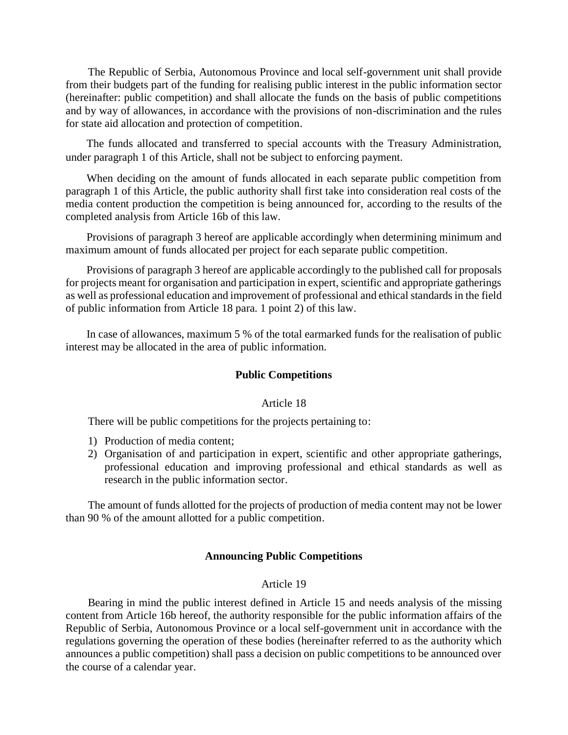The Republic of Serbia, Autonomous Province and local self-government unit shall provide from their budgets part of the funding for realising public interest in the public information sector (hereinafter: public competition) and shall allocate the funds on the basis of public competitions and by way of allowances, in accordance with the provisions of non-discrimination and the rules for state aid allocation and protection of competition.

The funds allocated and transferred to special accounts with the Treasury Administration, under paragraph 1 of this Article, shall not be subject to enforcing payment.

When deciding on the amount of funds allocated in each separate public competition from paragraph 1 of this Article, the public authority shall first take into consideration real costs of the media content production the competition is being announced for, according to the results of the completed analysis from Article 16b of this law.

Provisions of paragraph 3 hereof are applicable accordingly when determining minimum and maximum amount of funds allocated per project for each separate public competition.

Provisions of paragraph 3 hereof are applicable accordingly to the published call for proposals for projects meant for organisation and participation in expert, scientific and appropriate gatherings as well as professional education and improvement of professional and ethical standards in the field of public information from Article 18 para. 1 point 2) of this law.

In case of allowances, maximum 5 % of the total earmarked funds for the realisation of public interest may be allocated in the area of public information.

### Public Competitions

Article 18

There will be public competitions for the projects pertaining to:

1) Production of media content;
2) Organisation of and participation in expert, scientific and other appropriate gatherings, professional education and improving professional and ethical standards as well as research in the public information sector.

The amount of funds allotted for the projects of production of media content may not be lower than 90 % of the amount allotted for a public competition.

### Announcing Public Competitions

Article 19

Bearing in mind the public interest defined in Article 15 and needs analysis of the missing content from Article 16b hereof, the authority responsible for the public information affairs of the Republic of Serbia, Autonomous Province or a local self-government unit in accordance with the regulations governing the operation of these bodies (hereinafter referred to as the authority which announces a public competition) shall pass a decision on public competitions to be announced over the course of a calendar year.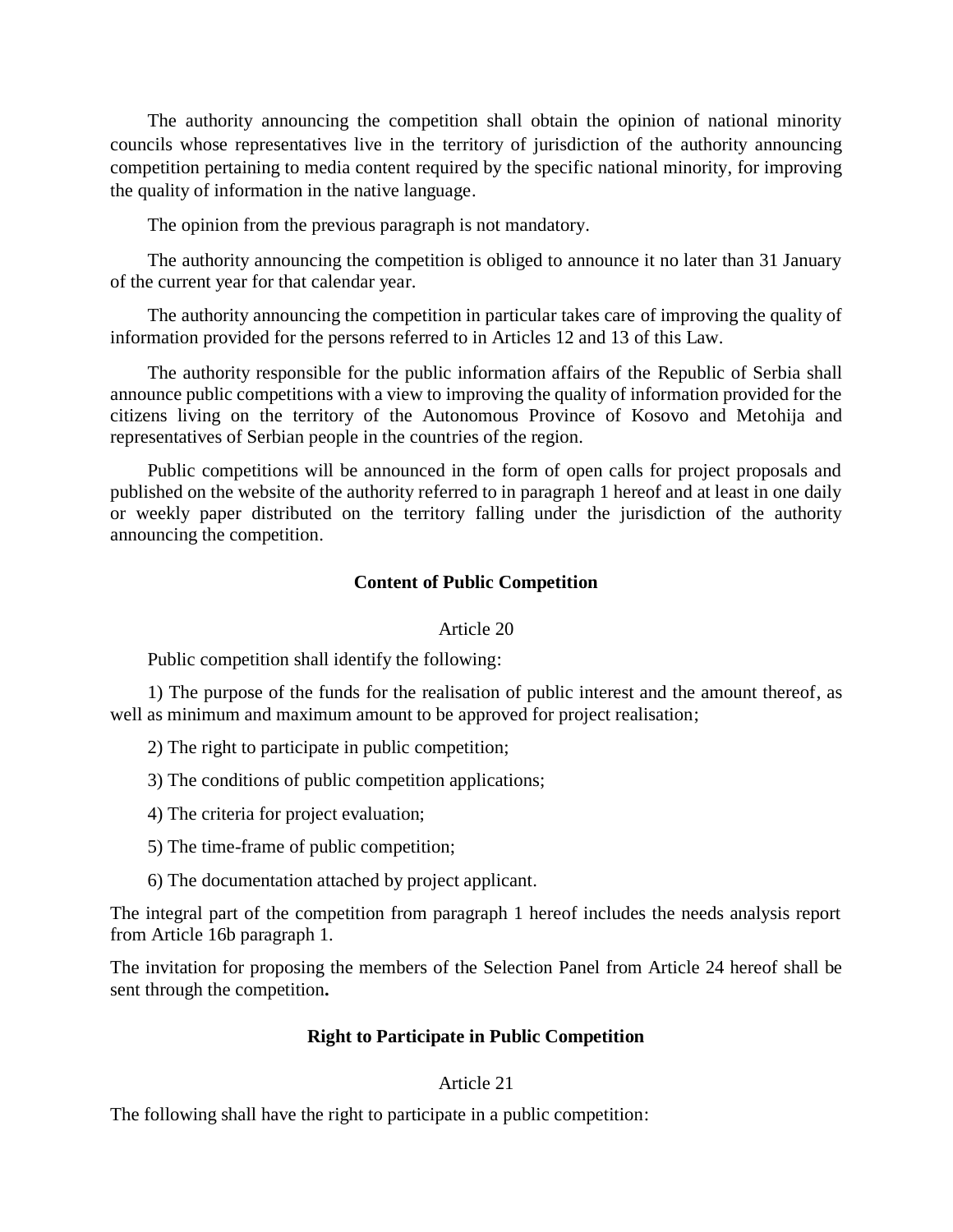The authority announcing the competition shall obtain the opinion of national minority councils whose representatives live in the territory of jurisdiction of the authority announcing competition pertaining to media content required by the specific national minority, for improving the quality of information in the native language.

The opinion from the previous paragraph is not mandatory.

The authority announcing the competition is obliged to announce it no later than 31 January of the current year for that calendar year.

The authority announcing the competition in particular takes care of improving the quality of information provided for the persons referred to in Articles 12 and 13 of this Law.

The authority responsible for the public information affairs of the Republic of Serbia shall announce public competitions with a view to improving the quality of information provided for the citizens living on the territory of the Autonomous Province of Kosovo and Metohija and representatives of Serbian people in the countries of the region.

Public competitions will be announced in the form of open calls for project proposals and published on the website of the authority referred to in paragraph 1 hereof and at least in one daily or weekly paper distributed on the territory falling under the jurisdiction of the authority announcing the competition.

### Content of Public Competition

Article 20

Public competition shall identify the following:

1) The purpose of the funds for the realisation of public interest and the amount thereof, as well as minimum and maximum amount to be approved for project realisation;

2) The right to participate in public competition;

3) The conditions of public competition applications;

4) The criteria for project evaluation;

5) The time-frame of public competition;

6) The documentation attached by project applicant.

The integral part of the competition from paragraph 1 hereof includes the needs analysis report from Article 16b paragraph 1.

The invitation for proposing the members of the Selection Panel from Article 24 hereof shall be sent through the competition.

### Right to Participate in Public Competition

Article 21

The following shall have the right to participate in a public competition: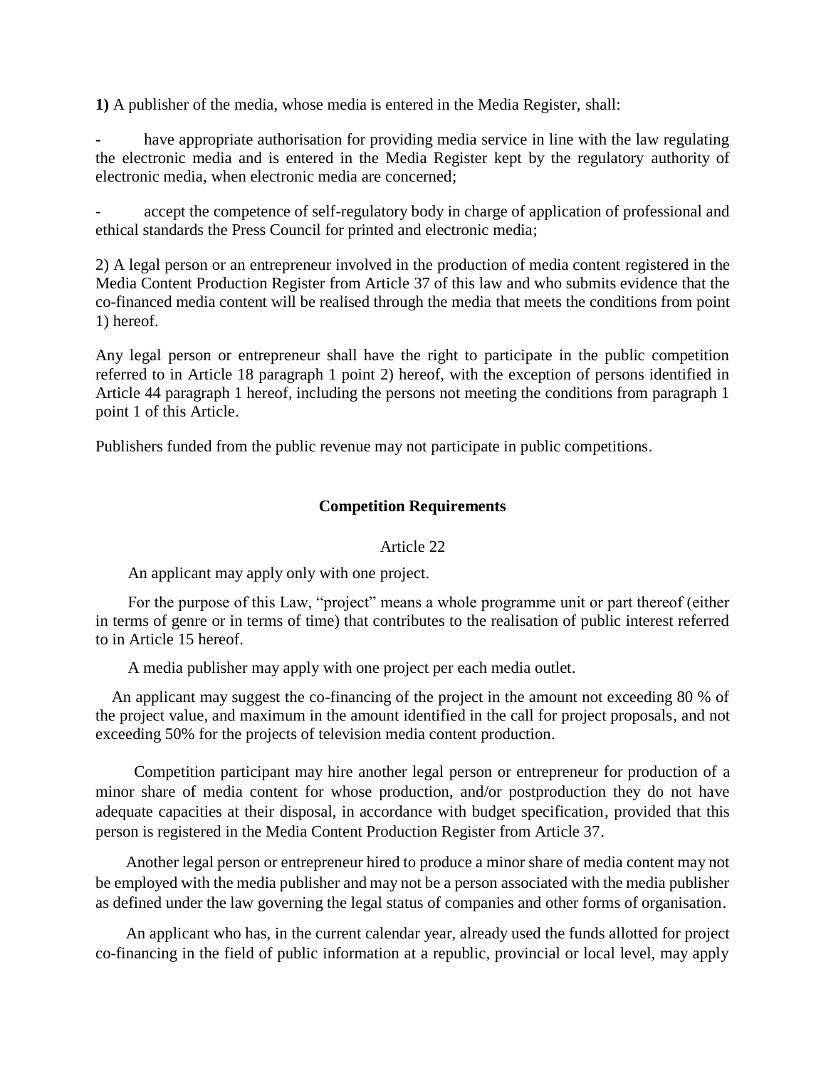**1)** A publisher of the media, whose media is entered in the Media Register, shall:

- have appropriate authorisation for providing media service in line with the law regulating the electronic media and is entered in the Media Register kept by the regulatory authority of electronic media, when electronic media are concerned;

- accept the competence of self-regulatory body in charge of application of professional and ethical standards the Press Council for printed and electronic media;

2) A legal person or an entrepreneur involved in the production of media content registered in the Media Content Production Register from Article 37 of this law and who submits evidence that the co-financed media content will be realised through the media that meets the conditions from point 1) hereof.

Any legal person or entrepreneur shall have the right to participate in the public competition referred to in Article 18 paragraph 1 point 2) hereof, with the exception of persons identified in Article 44 paragraph 1 hereof, including the persons not meeting the conditions from paragraph 1 point 1 of this Article.

Publishers funded from the public revenue may not participate in public competitions.

#### Competition Requirements

Article 22

An applicant may apply only with one project.

For the purpose of this Law, "project" means a whole programme unit or part thereof (either in terms of genre or in terms of time) that contributes to the realisation of public interest referred to in Article 15 hereof.

A media publisher may apply with one project per each media outlet.

An applicant may suggest the co-financing of the project in the amount not exceeding 80 % of the project value, and maximum in the amount identified in the call for project proposals, and not exceeding 50% for the projects of television media content production.

Competition participant may hire another legal person or entrepreneur for production of a minor share of media content for whose production, and/or postproduction they do not have adequate capacities at their disposal, in accordance with budget specification, provided that this person is registered in the Media Content Production Register from Article 37.

Another legal person or entrepreneur hired to produce a minor share of media content may not be employed with the media publisher and may not be a person associated with the media publisher as defined under the law governing the legal status of companies and other forms of organisation.

An applicant who has, in the current calendar year, already used the funds allotted for project co-financing in the field of public information at a republic, provincial or local level, may apply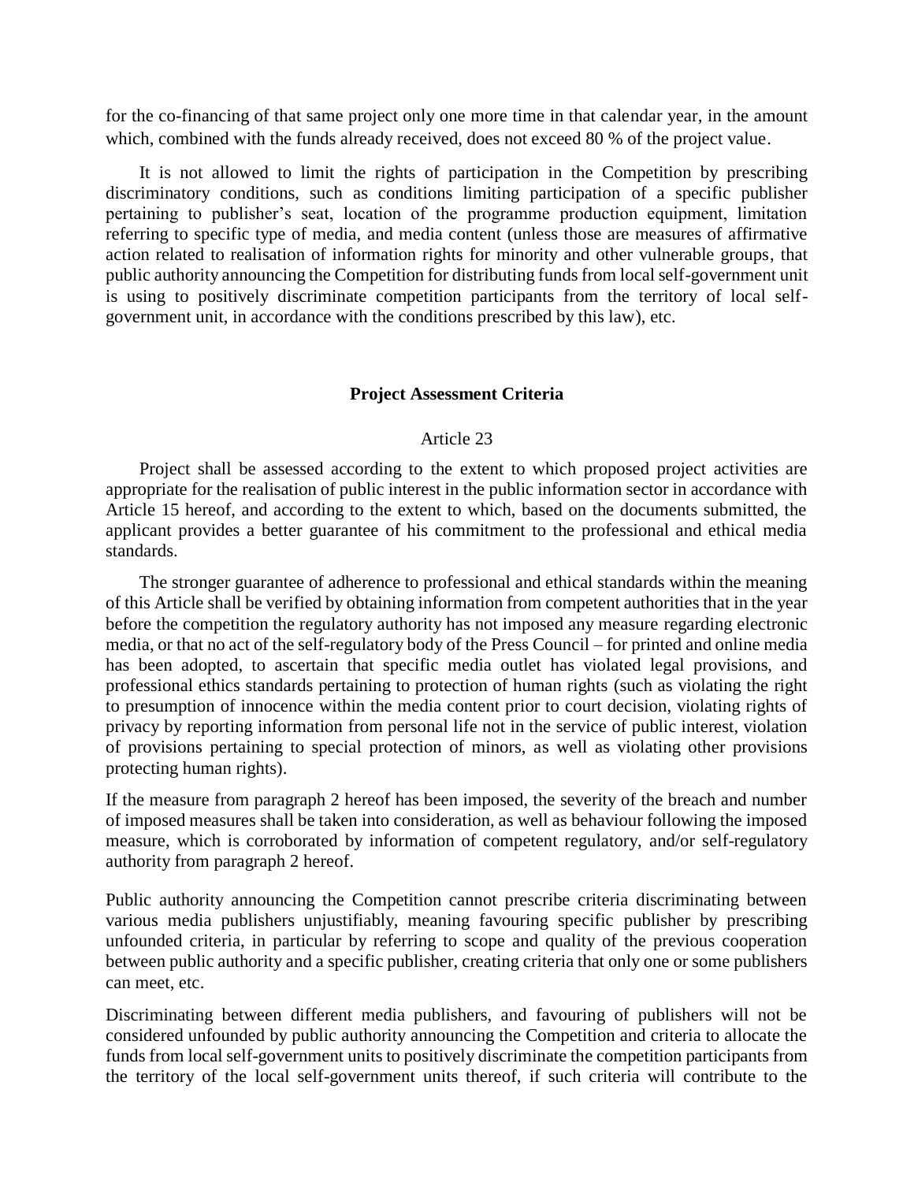for the co-financing of that same project only one more time in that calendar year, in the amount which, combined with the funds already received, does not exceed 80 % of the project value.

It is not allowed to limit the rights of participation in the Competition by prescribing discriminatory conditions, such as conditions limiting participation of a specific publisher pertaining to publisher's seat, location of the programme production equipment, limitation referring to specific type of media, and media content (unless those are measures of affirmative action related to realisation of information rights for minority and other vulnerable groups, that public authority announcing the Competition for distributing funds from local self-government unit is using to positively discriminate competition participants from the territory of local self-government unit, in accordance with the conditions prescribed by this law), etc.

**Project Assessment Criteria**

Article 23

Project shall be assessed according to the extent to which proposed project activities are appropriate for the realisation of public interest in the public information sector in accordance with Article 15 hereof, and according to the extent to which, based on the documents submitted, the applicant provides a better guarantee of his commitment to the professional and ethical media standards.

The stronger guarantee of adherence to professional and ethical standards within the meaning of this Article shall be verified by obtaining information from competent authorities that in the year before the competition the regulatory authority has not imposed any measure regarding electronic media, or that no act of the self-regulatory body of the Press Council – for printed and online media has been adopted, to ascertain that specific media outlet has violated legal provisions, and professional ethics standards pertaining to protection of human rights (such as violating the right to presumption of innocence within the media content prior to court decision, violating rights of privacy by reporting information from personal life not in the service of public interest, violation of provisions pertaining to special protection of minors, as well as violating other provisions protecting human rights).

If the measure from paragraph 2 hereof has been imposed, the severity of the breach and number of imposed measures shall be taken into consideration, as well as behaviour following the imposed measure, which is corroborated by information of competent regulatory, and/or self-regulatory authority from paragraph 2 hereof.

Public authority announcing the Competition cannot prescribe criteria discriminating between various media publishers unjustifiably, meaning favouring specific publisher by prescribing unfounded criteria, in particular by referring to scope and quality of the previous cooperation between public authority and a specific publisher, creating criteria that only one or some publishers can meet, etc.

Discriminating between different media publishers, and favouring of publishers will not be considered unfounded by public authority announcing the Competition and criteria to allocate the funds from local self-government units to positively discriminate the competition participants from the territory of the local self-government units thereof, if such criteria will contribute to the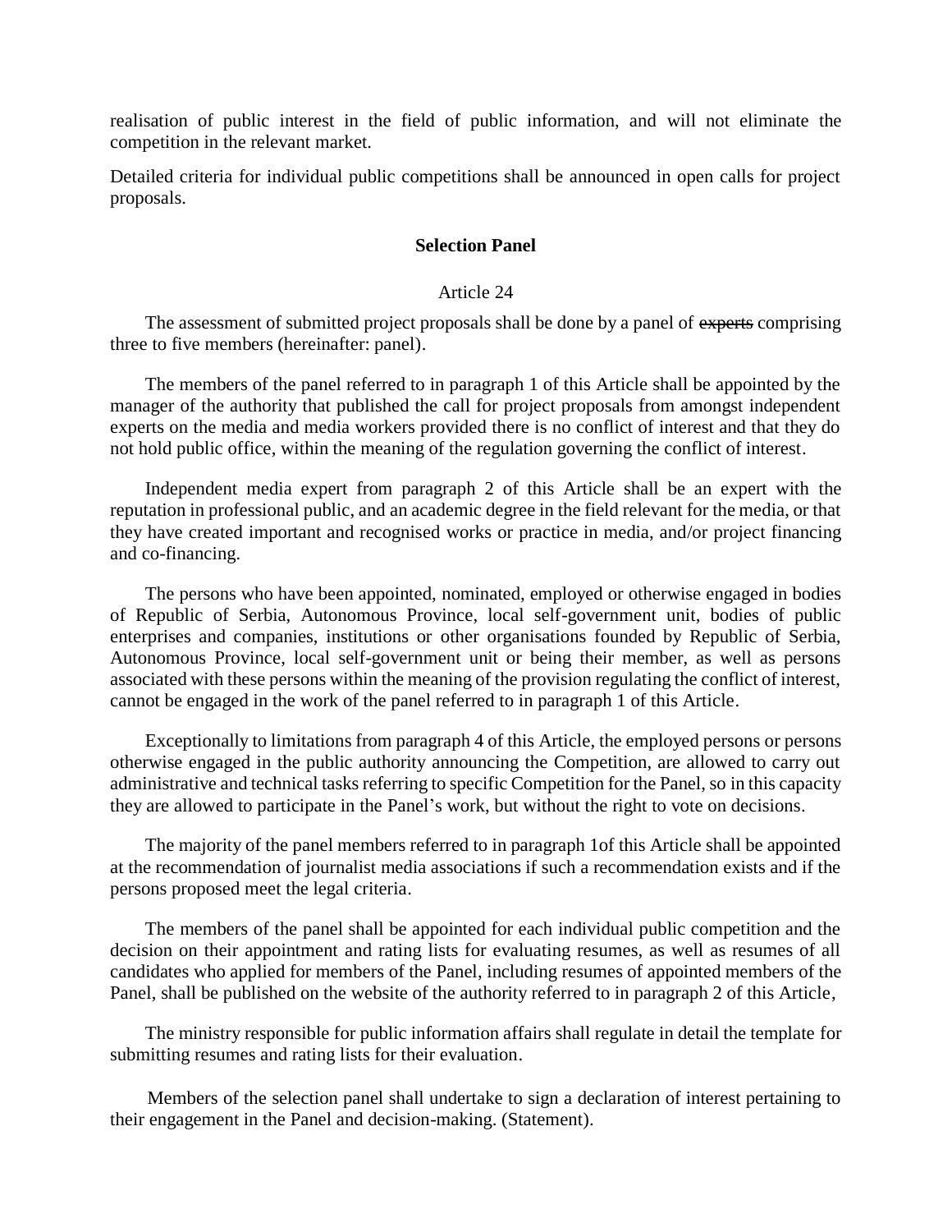realisation of public interest in the field of public information, and will not eliminate the competition in the relevant market.

Detailed criteria for individual public competitions shall be announced in open calls for project proposals.

### Selection Panel

Article 24

The assessment of submitted project proposals shall be done by a panel of ~~experts~~ comprising three to five members (hereinafter: panel).

The members of the panel referred to in paragraph 1 of this Article shall be appointed by the manager of the authority that published the call for project proposals from amongst independent experts on the media and media workers provided there is no conflict of interest and that they do not hold public office, within the meaning of the regulation governing the conflict of interest.

Independent media expert from paragraph 2 of this Article shall be an expert with the reputation in professional public, and an academic degree in the field relevant for the media, or that they have created important and recognised works or practice in media, and/or project financing and co-financing.

The persons who have been appointed, nominated, employed or otherwise engaged in bodies of Republic of Serbia, Autonomous Province, local self-government unit, bodies of public enterprises and companies, institutions or other organisations founded by Republic of Serbia, Autonomous Province, local self-government unit or being their member, as well as persons associated with these persons within the meaning of the provision regulating the conflict of interest, cannot be engaged in the work of the panel referred to in paragraph 1 of this Article.

Exceptionally to limitations from paragraph 4 of this Article, the employed persons or persons otherwise engaged in the public authority announcing the Competition, are allowed to carry out administrative and technical tasks referring to specific Competition for the Panel, so in this capacity they are allowed to participate in the Panel's work, but without the right to vote on decisions.

The majority of the panel members referred to in paragraph 1of this Article shall be appointed at the recommendation of journalist media associations if such a recommendation exists and if the persons proposed meet the legal criteria.

The members of the panel shall be appointed for each individual public competition and the decision on their appointment and rating lists for evaluating resumes, as well as resumes of all candidates who applied for members of the Panel, including resumes of appointed members of the Panel, shall be published on the website of the authority referred to in paragraph 2 of this Article,

The ministry responsible for public information affairs shall regulate in detail the template for submitting resumes and rating lists for their evaluation.

Members of the selection panel shall undertake to sign a declaration of interest pertaining to their engagement in the Panel and decision-making. (Statement).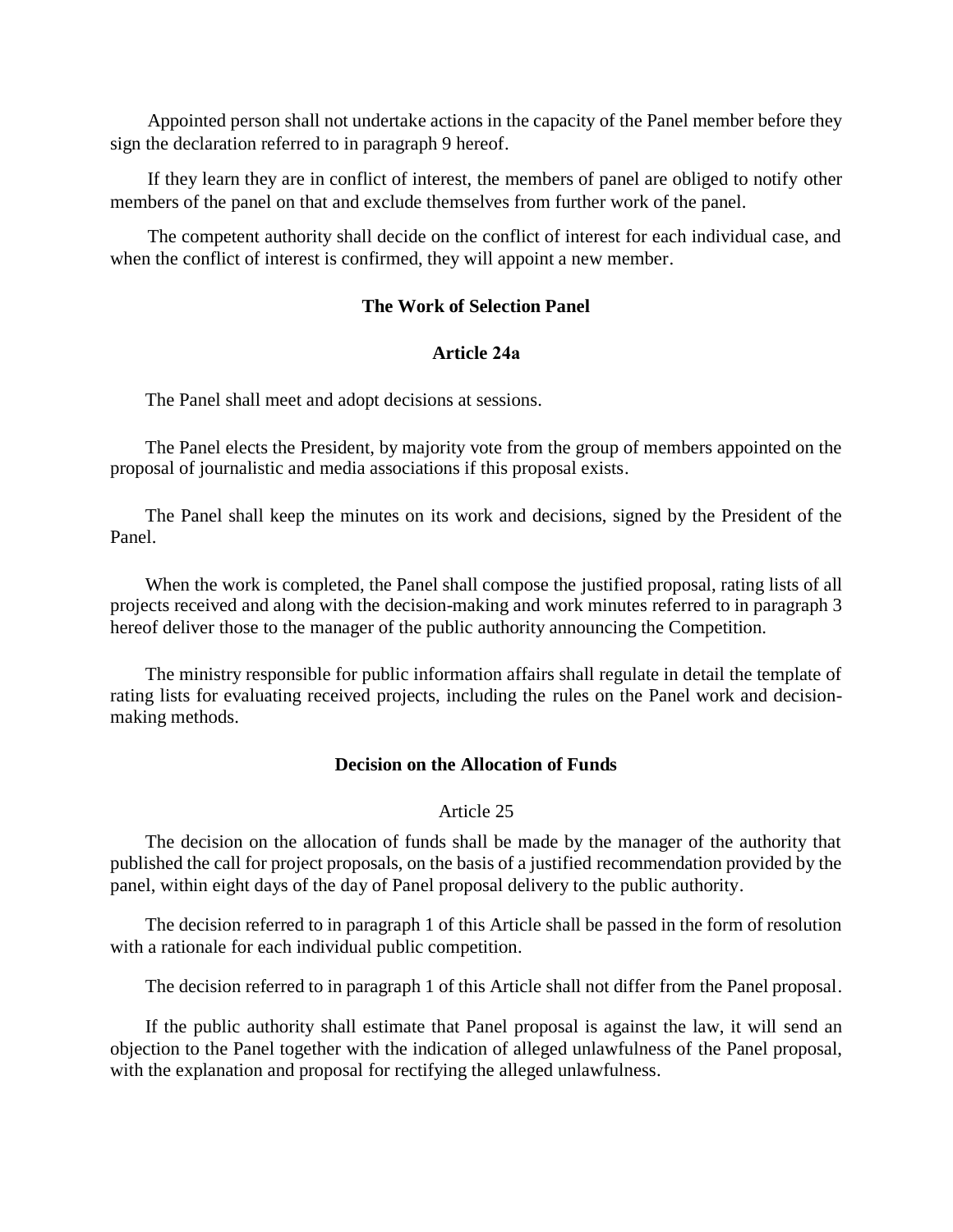Appointed person shall not undertake actions in the capacity of the Panel member before they sign the declaration referred to in paragraph 9 hereof.

If they learn they are in conflict of interest, the members of panel are obliged to notify other members of the panel on that and exclude themselves from further work of the panel.

The competent authority shall decide on the conflict of interest for each individual case, and when the conflict of interest is confirmed, they will appoint a new member.

### The Work of Selection Panel

### Article 24a

The Panel shall meet and adopt decisions at sessions.

The Panel elects the President, by majority vote from the group of members appointed on the proposal of journalistic and media associations if this proposal exists.

The Panel shall keep the minutes on its work and decisions, signed by the President of the Panel.

When the work is completed, the Panel shall compose the justified proposal, rating lists of all projects received and along with the decision-making and work minutes referred to in paragraph 3 hereof deliver those to the manager of the public authority announcing the Competition.

The ministry responsible for public information affairs shall regulate in detail the template of rating lists for evaluating received projects, including the rules on the Panel work and decision-making methods.

### Decision on the Allocation of Funds

### Article 25

The decision on the allocation of funds shall be made by the manager of the authority that published the call for project proposals, on the basis of a justified recommendation provided by the panel, within eight days of the day of Panel proposal delivery to the public authority.

The decision referred to in paragraph 1 of this Article shall be passed in the form of resolution with a rationale for each individual public competition.

The decision referred to in paragraph 1 of this Article shall not differ from the Panel proposal.

If the public authority shall estimate that Panel proposal is against the law, it will send an objection to the Panel together with the indication of alleged unlawfulness of the Panel proposal, with the explanation and proposal for rectifying the alleged unlawfulness.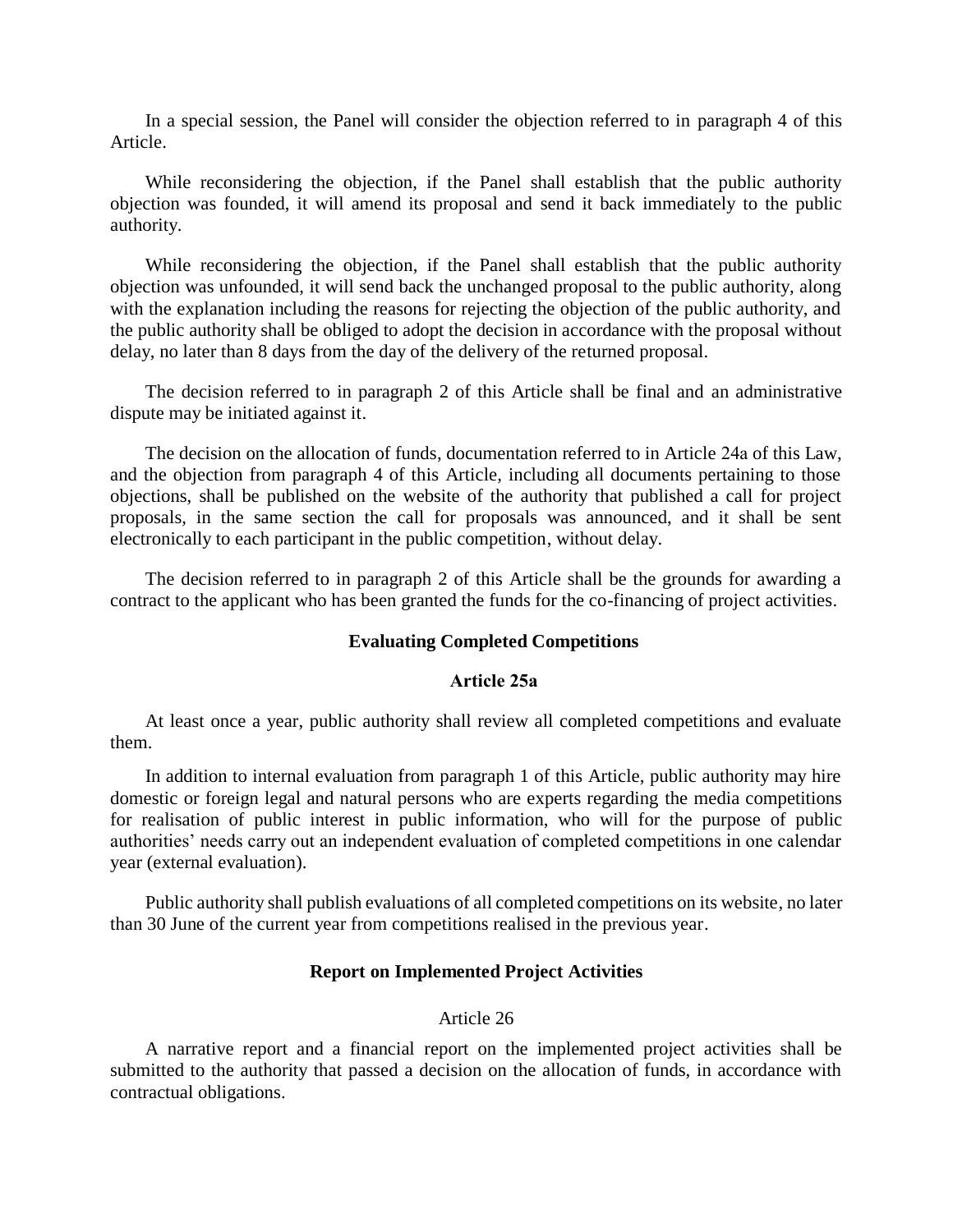In a special session, the Panel will consider the objection referred to in paragraph 4 of this Article.

While reconsidering the objection, if the Panel shall establish that the public authority objection was founded, it will amend its proposal and send it back immediately to the public authority.

While reconsidering the objection, if the Panel shall establish that the public authority objection was unfounded, it will send back the unchanged proposal to the public authority, along with the explanation including the reasons for rejecting the objection of the public authority, and the public authority shall be obliged to adopt the decision in accordance with the proposal without delay, no later than 8 days from the day of the delivery of the returned proposal.

The decision referred to in paragraph 2 of this Article shall be final and an administrative dispute may be initiated against it.

The decision on the allocation of funds, documentation referred to in Article 24a of this Law, and the objection from paragraph 4 of this Article, including all documents pertaining to those objections, shall be published on the website of the authority that published a call for project proposals, in the same section the call for proposals was announced, and it shall be sent electronically to each participant in the public competition, without delay.

The decision referred to in paragraph 2 of this Article shall be the grounds for awarding a contract to the applicant who has been granted the funds for the co-financing of project activities.

### Evaluating Completed Competitions

### Article 25a

At least once a year, public authority shall review all completed competitions and evaluate them.

In addition to internal evaluation from paragraph 1 of this Article, public authority may hire domestic or foreign legal and natural persons who are experts regarding the media competitions for realisation of public interest in public information, who will for the purpose of public authorities' needs carry out an independent evaluation of completed competitions in one calendar year (external evaluation).

Public authority shall publish evaluations of all completed competitions on its website, no later than 30 June of the current year from competitions realised in the previous year.

### Report on Implemented Project Activities

### Article 26

A narrative report and a financial report on the implemented project activities shall be submitted to the authority that passed a decision on the allocation of funds, in accordance with contractual obligations.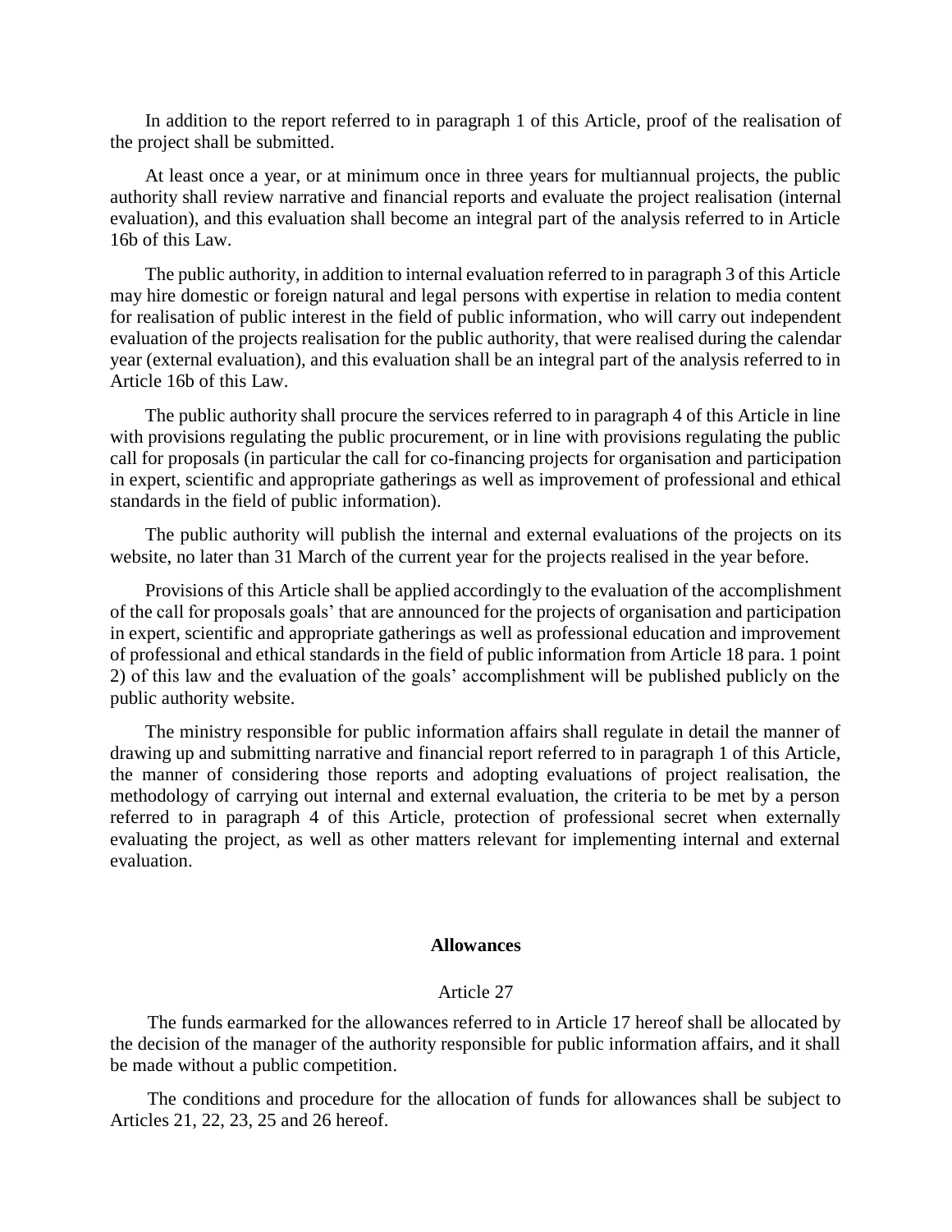In addition to the report referred to in paragraph 1 of this Article, proof of the realisation of the project shall be submitted.

At least once a year, or at minimum once in three years for multiannual projects, the public authority shall review narrative and financial reports and evaluate the project realisation (internal evaluation), and this evaluation shall become an integral part of the analysis referred to in Article 16b of this Law.

The public authority, in addition to internal evaluation referred to in paragraph 3 of this Article may hire domestic or foreign natural and legal persons with expertise in relation to media content for realisation of public interest in the field of public information, who will carry out independent evaluation of the projects realisation for the public authority, that were realised during the calendar year (external evaluation), and this evaluation shall be an integral part of the analysis referred to in Article 16b of this Law.

The public authority shall procure the services referred to in paragraph 4 of this Article in line with provisions regulating the public procurement, or in line with provisions regulating the public call for proposals (in particular the call for co-financing projects for organisation and participation in expert, scientific and appropriate gatherings as well as improvement of professional and ethical standards in the field of public information).

The public authority will publish the internal and external evaluations of the projects on its website, no later than 31 March of the current year for the projects realised in the year before.

Provisions of this Article shall be applied accordingly to the evaluation of the accomplishment of the call for proposals goals' that are announced for the projects of organisation and participation in expert, scientific and appropriate gatherings as well as professional education and improvement of professional and ethical standards in the field of public information from Article 18 para. 1 point 2) of this law and the evaluation of the goals' accomplishment will be published publicly on the public authority website.

The ministry responsible for public information affairs shall regulate in detail the manner of drawing up and submitting narrative and financial report referred to in paragraph 1 of this Article, the manner of considering those reports and adopting evaluations of project realisation, the methodology of carrying out internal and external evaluation, the criteria to be met by a person referred to in paragraph 4 of this Article, protection of professional secret when externally evaluating the project, as well as other matters relevant for implementing internal and external evaluation.

**Allowances**

Article 27

The funds earmarked for the allowances referred to in Article 17 hereof shall be allocated by the decision of the manager of the authority responsible for public information affairs, and it shall be made without a public competition.

The conditions and procedure for the allocation of funds for allowances shall be subject to Articles 21, 22, 23, 25 and 26 hereof.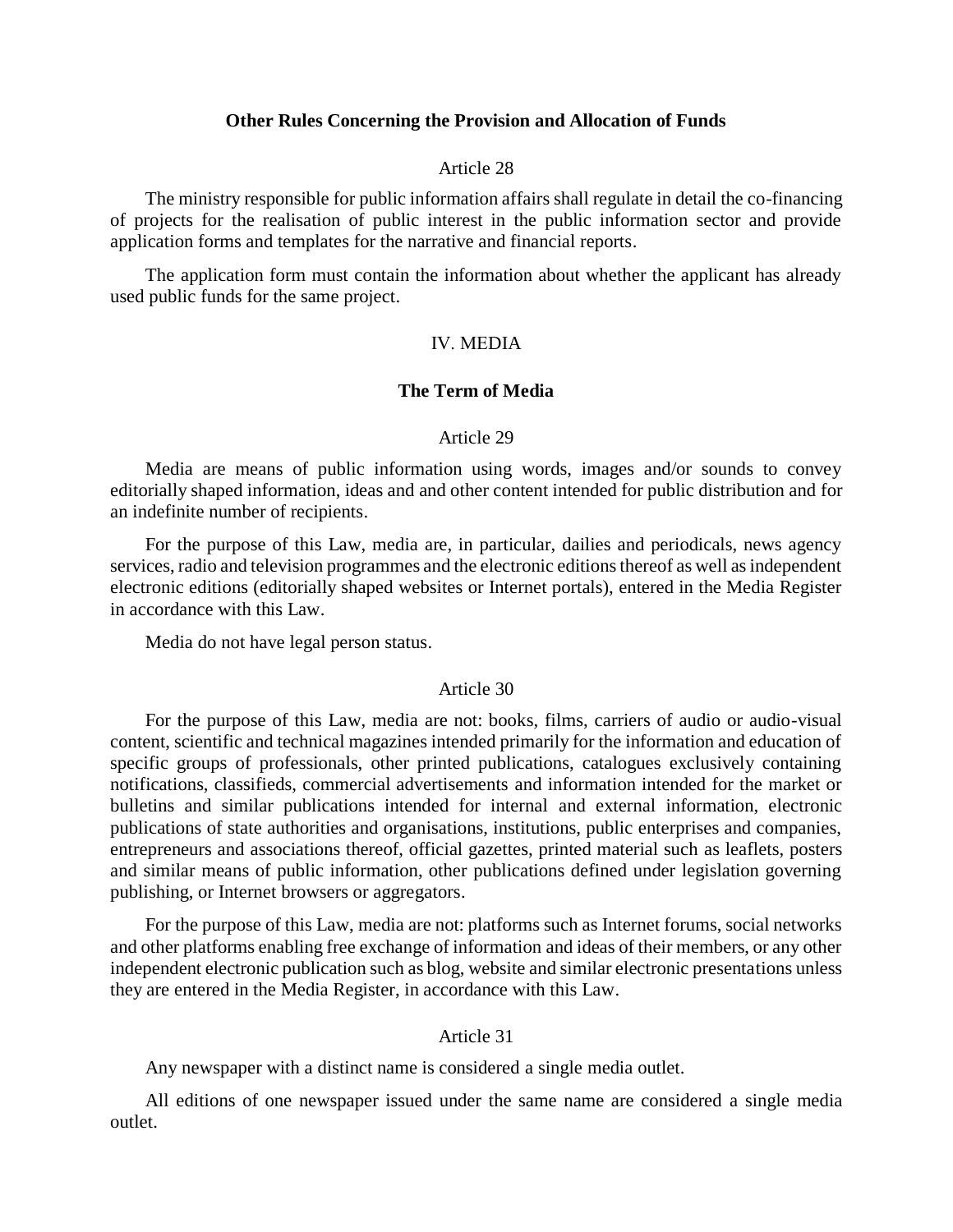### Other Rules Concerning the Provision and Allocation of Funds

Article 28

The ministry responsible for public information affairs shall regulate in detail the co-financing of projects for the realisation of public interest in the public information sector and provide application forms and templates for the narrative and financial reports.

The application form must contain the information about whether the applicant has already used public funds for the same project.

## IV. MEDIA

### The Term of Media

Article 29

Media are means of public information using words, images and/or sounds to convey editorially shaped information, ideas and and other content intended for public distribution and for an indefinite number of recipients.

For the purpose of this Law, media are, in particular, dailies and periodicals, news agency services, radio and television programmes and the electronic editions thereof as well as independent electronic editions (editorially shaped websites or Internet portals), entered in the Media Register in accordance with this Law.

Media do not have legal person status.

Article 30

For the purpose of this Law, media are not: books, films, carriers of audio or audio-visual content, scientific and technical magazines intended primarily for the information and education of specific groups of professionals, other printed publications, catalogues exclusively containing notifications, classifieds, commercial advertisements and information intended for the market or bulletins and similar publications intended for internal and external information, electronic publications of state authorities and organisations, institutions, public enterprises and companies, entrepreneurs and associations thereof, official gazettes, printed material such as leaflets, posters and similar means of public information, other publications defined under legislation governing publishing, or Internet browsers or aggregators.

For the purpose of this Law, media are not: platforms such as Internet forums, social networks and other platforms enabling free exchange of information and ideas of their members, or any other independent electronic publication such as blog, website and similar electronic presentations unless they are entered in the Media Register, in accordance with this Law.

Article 31

Any newspaper with a distinct name is considered a single media outlet.

All editions of one newspaper issued under the same name are considered a single media outlet.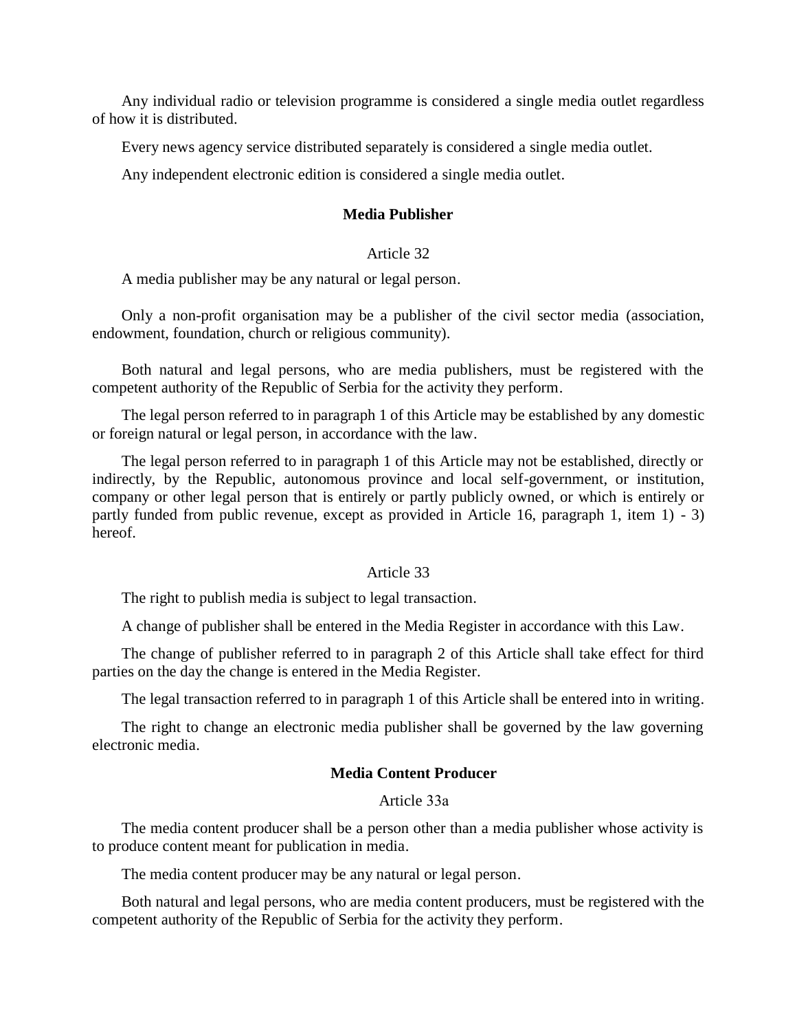Any individual radio or television programme is considered a single media outlet regardless of how it is distributed.

Every news agency service distributed separately is considered a single media outlet.

Any independent electronic edition is considered a single media outlet.

### Media Publisher

Article 32

A media publisher may be any natural or legal person.

Only a non-profit organisation may be a publisher of the civil sector media (association, endowment, foundation, church or religious community).

Both natural and legal persons, who are media publishers, must be registered with the competent authority of the Republic of Serbia for the activity they perform.

The legal person referred to in paragraph 1 of this Article may be established by any domestic or foreign natural or legal person, in accordance with the law.

The legal person referred to in paragraph 1 of this Article may not be established, directly or indirectly, by the Republic, autonomous province and local self-government, or institution, company or other legal person that is entirely or partly publicly owned, or which is entirely or partly funded from public revenue, except as provided in Article 16, paragraph 1, item 1) - 3) hereof.

Article 33

The right to publish media is subject to legal transaction.

A change of publisher shall be entered in the Media Register in accordance with this Law.

The change of publisher referred to in paragraph 2 of this Article shall take effect for third parties on the day the change is entered in the Media Register.

The legal transaction referred to in paragraph 1 of this Article shall be entered into in writing.

The right to change an electronic media publisher shall be governed by the law governing electronic media.

### Media Content Producer

Article 33a

The media content producer shall be a person other than a media publisher whose activity is to produce content meant for publication in media.

The media content producer may be any natural or legal person.

Both natural and legal persons, who are media content producers, must be registered with the competent authority of the Republic of Serbia for the activity they perform.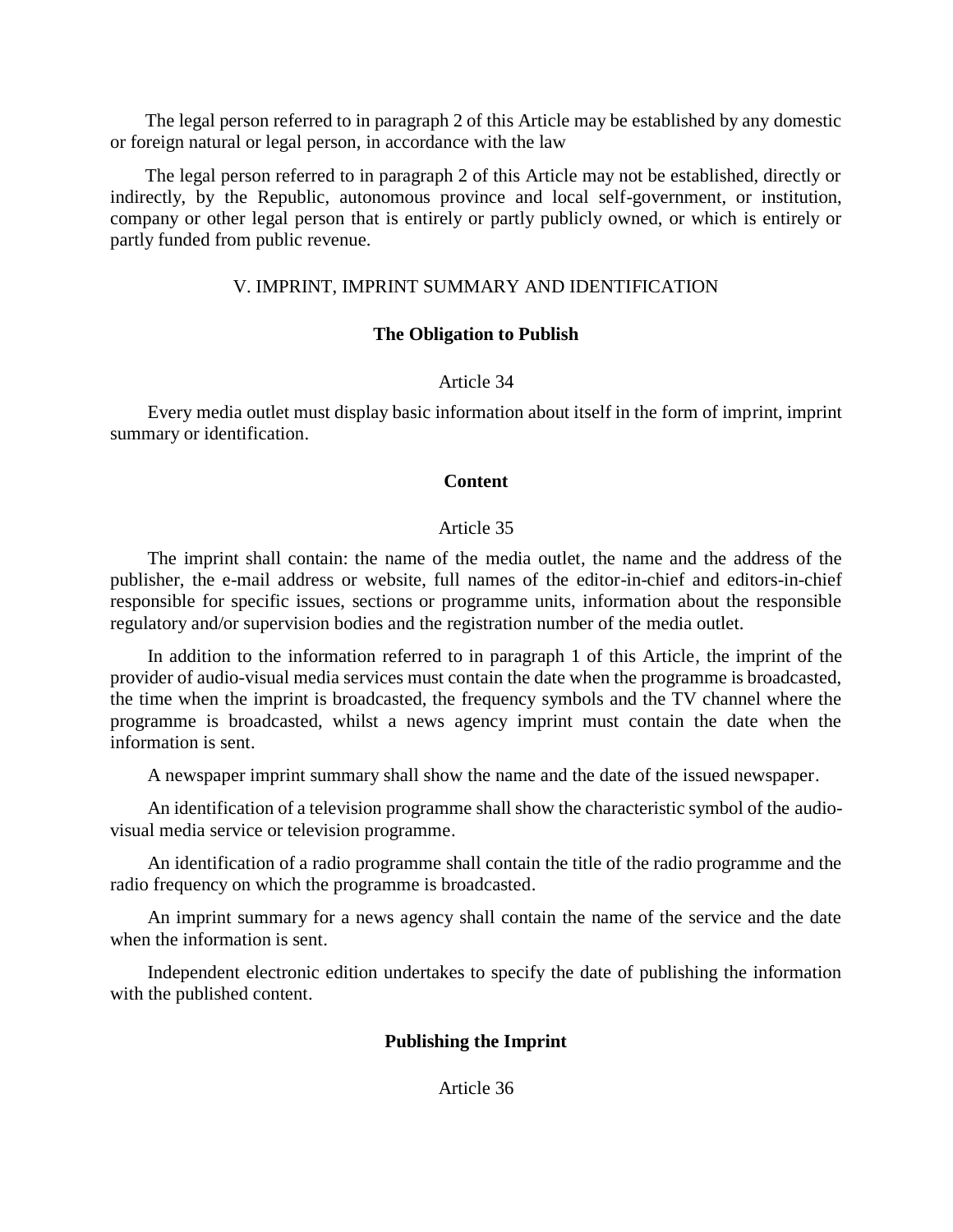The legal person referred to in paragraph 2 of this Article may be established by any domestic or foreign natural or legal person, in accordance with the law

The legal person referred to in paragraph 2 of this Article may not be established, directly or indirectly, by the Republic, autonomous province and local self-government, or institution, company or other legal person that is entirely or partly publicly owned, or which is entirely or partly funded from public revenue.

## V. IMPRINT, IMPRINT SUMMARY AND IDENTIFICATION

### The Obligation to Publish

Article 34

Every media outlet must display basic information about itself in the form of imprint, imprint summary or identification.

### Content

Article 35

The imprint shall contain: the name of the media outlet, the name and the address of the publisher, the e-mail address or website, full names of the editor-in-chief and editors-in-chief responsible for specific issues, sections or programme units, information about the responsible regulatory and/or supervision bodies and the registration number of the media outlet.

In addition to the information referred to in paragraph 1 of this Article, the imprint of the provider of audio-visual media services must contain the date when the programme is broadcasted, the time when the imprint is broadcasted, the frequency symbols and the TV channel where the programme is broadcasted, whilst a news agency imprint must contain the date when the information is sent.

A newspaper imprint summary shall show the name and the date of the issued newspaper.

An identification of a television programme shall show the characteristic symbol of the audio-visual media service or television programme.

An identification of a radio programme shall contain the title of the radio programme and the radio frequency on which the programme is broadcasted.

An imprint summary for a news agency shall contain the name of the service and the date when the information is sent.

Independent electronic edition undertakes to specify the date of publishing the information with the published content.

### Publishing the Imprint

Article 36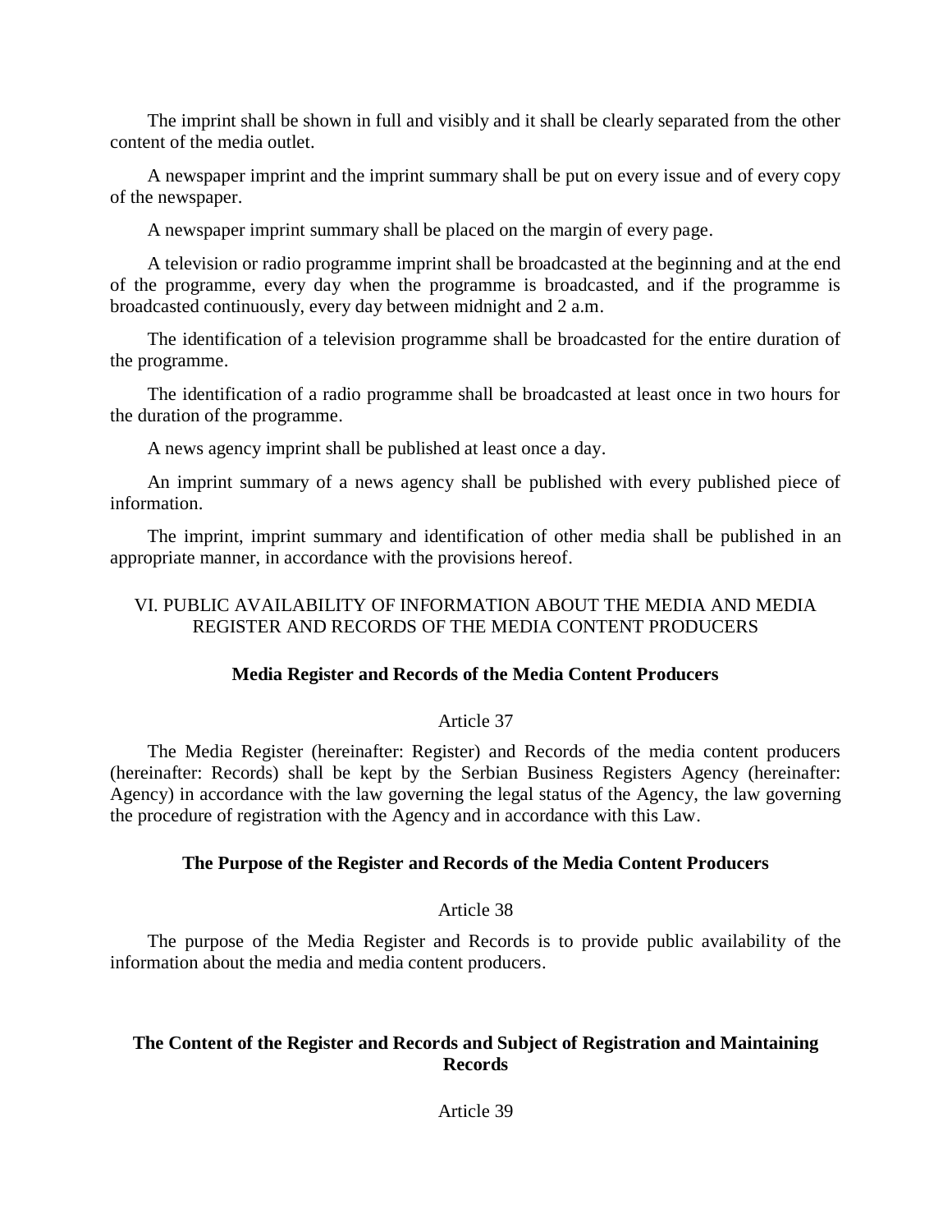The imprint shall be shown in full and visibly and it shall be clearly separated from the other content of the media outlet.

A newspaper imprint and the imprint summary shall be put on every issue and of every copy of the newspaper.

A newspaper imprint summary shall be placed on the margin of every page.

A television or radio programme imprint shall be broadcasted at the beginning and at the end of the programme, every day when the programme is broadcasted, and if the programme is broadcasted continuously, every day between midnight and 2 a.m.

The identification of a television programme shall be broadcasted for the entire duration of the programme.

The identification of a radio programme shall be broadcasted at least once in two hours for the duration of the programme.

A news agency imprint shall be published at least once a day.

An imprint summary of a news agency shall be published with every published piece of information.

The imprint, imprint summary and identification of other media shall be published in an appropriate manner, in accordance with the provisions hereof.

## VI. PUBLIC AVAILABILITY OF INFORMATION ABOUT THE MEDIA AND MEDIA REGISTER AND RECORDS OF THE MEDIA CONTENT PRODUCERS

### Media Register and Records of the Media Content Producers

Article 37

The Media Register (hereinafter: Register) and Records of the media content producers (hereinafter: Records) shall be kept by the Serbian Business Registers Agency (hereinafter: Agency) in accordance with the law governing the legal status of the Agency, the law governing the procedure of registration with the Agency and in accordance with this Law.

### The Purpose of the Register and Records of the Media Content Producers

Article 38

The purpose of the Media Register and Records is to provide public availability of the information about the media and media content producers.

### The Content of the Register and Records and Subject of Registration and Maintaining Records

Article 39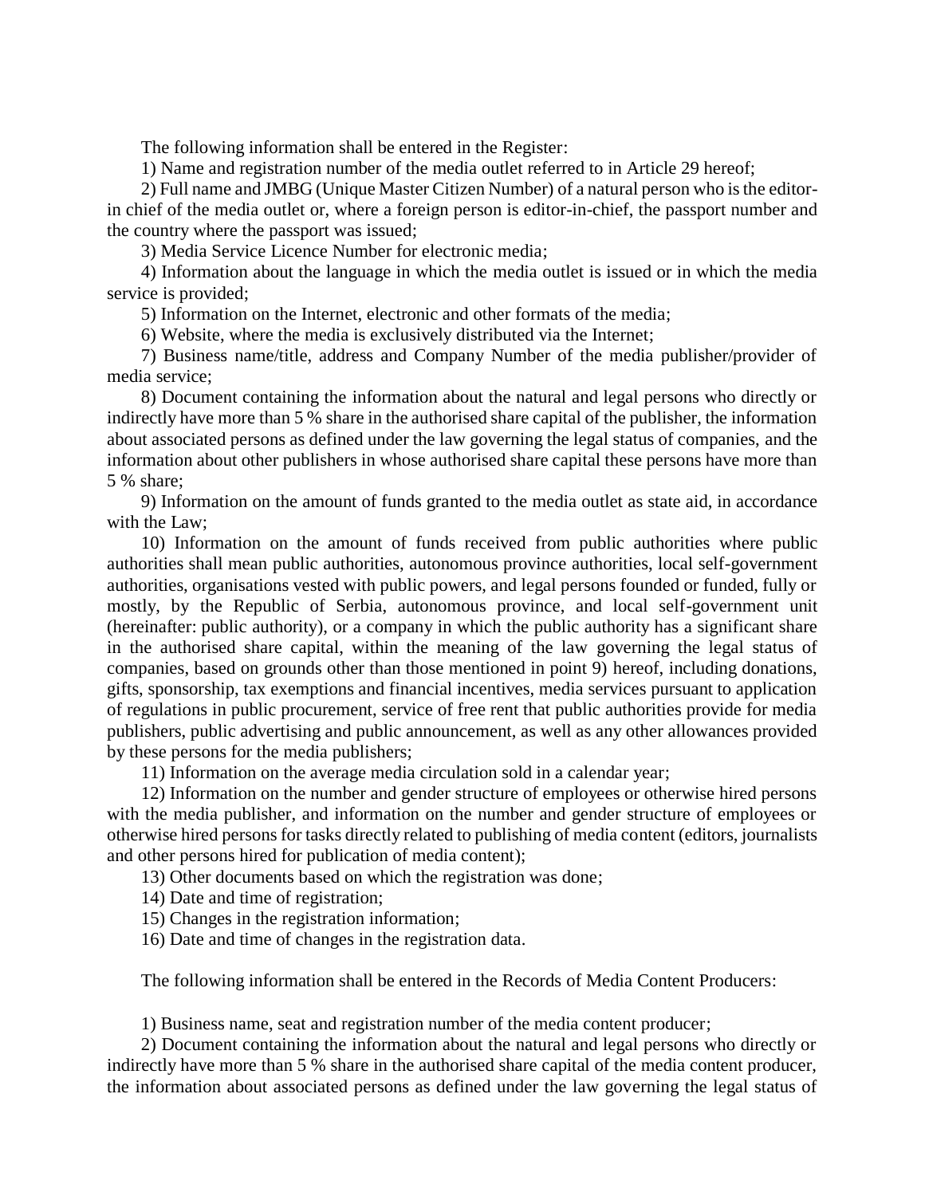The following information shall be entered in the Register:

1) Name and registration number of the media outlet referred to in Article 29 hereof;

2) Full name and JMBG (Unique Master Citizen Number) of a natural person who is the editor-in chief of the media outlet or, where a foreign person is editor-in-chief, the passport number and the country where the passport was issued;

3) Media Service Licence Number for electronic media;

4) Information about the language in which the media outlet is issued or in which the media service is provided;

5) Information on the Internet, electronic and other formats of the media;

6) Website, where the media is exclusively distributed via the Internet;

7) Business name/title, address and Company Number of the media publisher/provider of media service;

8) Document containing the information about the natural and legal persons who directly or indirectly have more than 5 % share in the authorised share capital of the publisher, the information about associated persons as defined under the law governing the legal status of companies, and the information about other publishers in whose authorised share capital these persons have more than 5 % share;

9) Information on the amount of funds granted to the media outlet as state aid, in accordance with the Law;

10) Information on the amount of funds received from public authorities where public authorities shall mean public authorities, autonomous province authorities, local self-government authorities, organisations vested with public powers, and legal persons founded or funded, fully or mostly, by the Republic of Serbia, autonomous province, and local self-government unit (hereinafter: public authority), or a company in which the public authority has a significant share in the authorised share capital, within the meaning of the law governing the legal status of companies, based on grounds other than those mentioned in point 9) hereof, including donations, gifts, sponsorship, tax exemptions and financial incentives, media services pursuant to application of regulations in public procurement, service of free rent that public authorities provide for media publishers, public advertising and public announcement, as well as any other allowances provided by these persons for the media publishers;

11) Information on the average media circulation sold in a calendar year;

12) Information on the number and gender structure of employees or otherwise hired persons with the media publisher, and information on the number and gender structure of employees or otherwise hired persons for tasks directly related to publishing of media content (editors, journalists and other persons hired for publication of media content);

13) Other documents based on which the registration was done;

14) Date and time of registration;

15) Changes in the registration information;

16) Date and time of changes in the registration data.

The following information shall be entered in the Records of Media Content Producers:

1) Business name, seat and registration number of the media content producer;

2) Document containing the information about the natural and legal persons who directly or indirectly have more than 5 % share in the authorised share capital of the media content producer, the information about associated persons as defined under the law governing the legal status of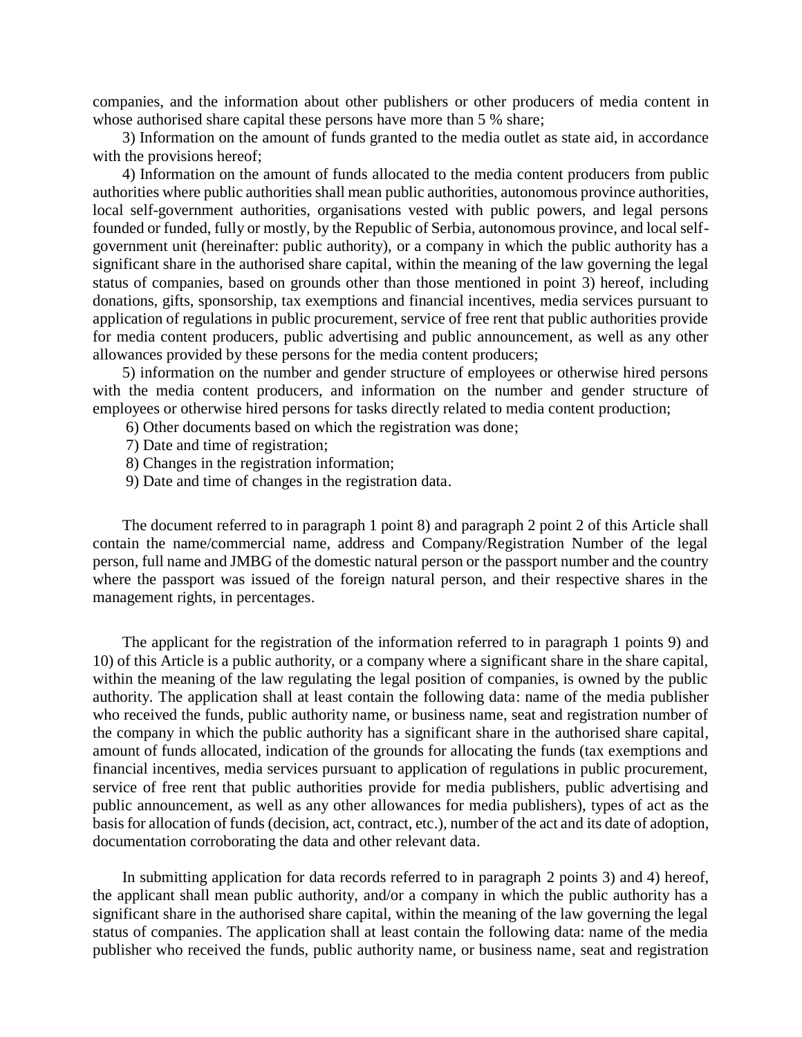companies, and the information about other publishers or other producers of media content in whose authorised share capital these persons have more than 5 % share;

3) Information on the amount of funds granted to the media outlet as state aid, in accordance with the provisions hereof;

4) Information on the amount of funds allocated to the media content producers from public authorities where public authorities shall mean public authorities, autonomous province authorities, local self-government authorities, organisations vested with public powers, and legal persons founded or funded, fully or mostly, by the Republic of Serbia, autonomous province, and local self-government unit (hereinafter: public authority), or a company in which the public authority has a significant share in the authorised share capital, within the meaning of the law governing the legal status of companies, based on grounds other than those mentioned in point 3) hereof, including donations, gifts, sponsorship, tax exemptions and financial incentives, media services pursuant to application of regulations in public procurement, service of free rent that public authorities provide for media content producers, public advertising and public announcement, as well as any other allowances provided by these persons for the media content producers;

5) information on the number and gender structure of employees or otherwise hired persons with the media content producers, and information on the number and gender structure of employees or otherwise hired persons for tasks directly related to media content production;

6) Other documents based on which the registration was done;

7) Date and time of registration;

8) Changes in the registration information;

9) Date and time of changes in the registration data.

The document referred to in paragraph 1 point 8) and paragraph 2 point 2 of this Article shall contain the name/commercial name, address and Company/Registration Number of the legal person, full name and JMBG of the domestic natural person or the passport number and the country where the passport was issued of the foreign natural person, and their respective shares in the management rights, in percentages.

The applicant for the registration of the information referred to in paragraph 1 points 9) and 10) of this Article is a public authority, or a company where a significant share in the share capital, within the meaning of the law regulating the legal position of companies, is owned by the public authority. The application shall at least contain the following data: name of the media publisher who received the funds, public authority name, or business name, seat and registration number of the company in which the public authority has a significant share in the authorised share capital, amount of funds allocated, indication of the grounds for allocating the funds (tax exemptions and financial incentives, media services pursuant to application of regulations in public procurement, service of free rent that public authorities provide for media publishers, public advertising and public announcement, as well as any other allowances for media publishers), types of act as the basis for allocation of funds (decision, act, contract, etc.), number of the act and its date of adoption, documentation corroborating the data and other relevant data.

In submitting application for data records referred to in paragraph 2 points 3) and 4) hereof, the applicant shall mean public authority, and/or a company in which the public authority has a significant share in the authorised share capital, within the meaning of the law governing the legal status of companies. The application shall at least contain the following data: name of the media publisher who received the funds, public authority name, or business name, seat and registration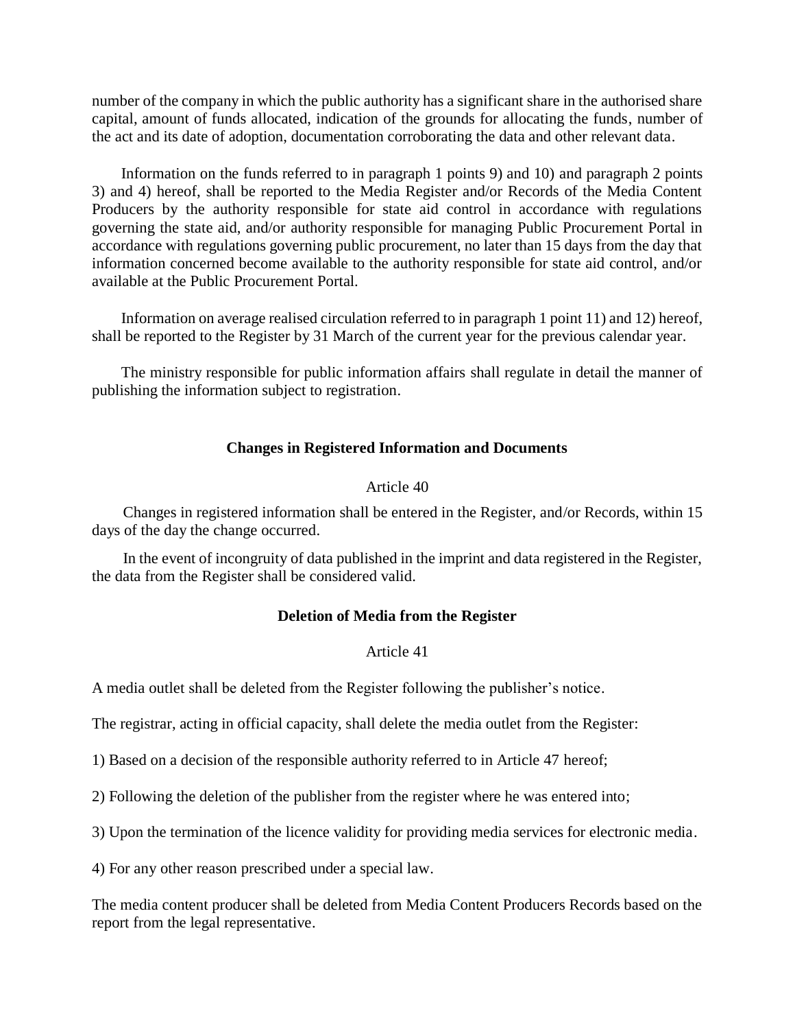number of the company in which the public authority has a significant share in the authorised share capital, amount of funds allocated, indication of the grounds for allocating the funds, number of the act and its date of adoption, documentation corroborating the data and other relevant data.

Information on the funds referred to in paragraph 1 points 9) and 10) and paragraph 2 points 3) and 4) hereof, shall be reported to the Media Register and/or Records of the Media Content Producers by the authority responsible for state aid control in accordance with regulations governing the state aid, and/or authority responsible for managing Public Procurement Portal in accordance with regulations governing public procurement, no later than 15 days from the day that information concerned become available to the authority responsible for state aid control, and/or available at the Public Procurement Portal.

Information on average realised circulation referred to in paragraph 1 point 11) and 12) hereof, shall be reported to the Register by 31 March of the current year for the previous calendar year.

The ministry responsible for public information affairs shall regulate in detail the manner of publishing the information subject to registration.

### Changes in Registered Information and Documents

Article 40

Changes in registered information shall be entered in the Register, and/or Records, within 15 days of the day the change occurred.

In the event of incongruity of data published in the imprint and data registered in the Register, the data from the Register shall be considered valid.

### Deletion of Media from the Register

Article 41

A media outlet shall be deleted from the Register following the publisher's notice.

The registrar, acting in official capacity, shall delete the media outlet from the Register:

1) Based on a decision of the responsible authority referred to in Article 47 hereof;

2) Following the deletion of the publisher from the register where he was entered into;

3) Upon the termination of the licence validity for providing media services for electronic media.

4) For any other reason prescribed under a special law.

The media content producer shall be deleted from Media Content Producers Records based on the report from the legal representative.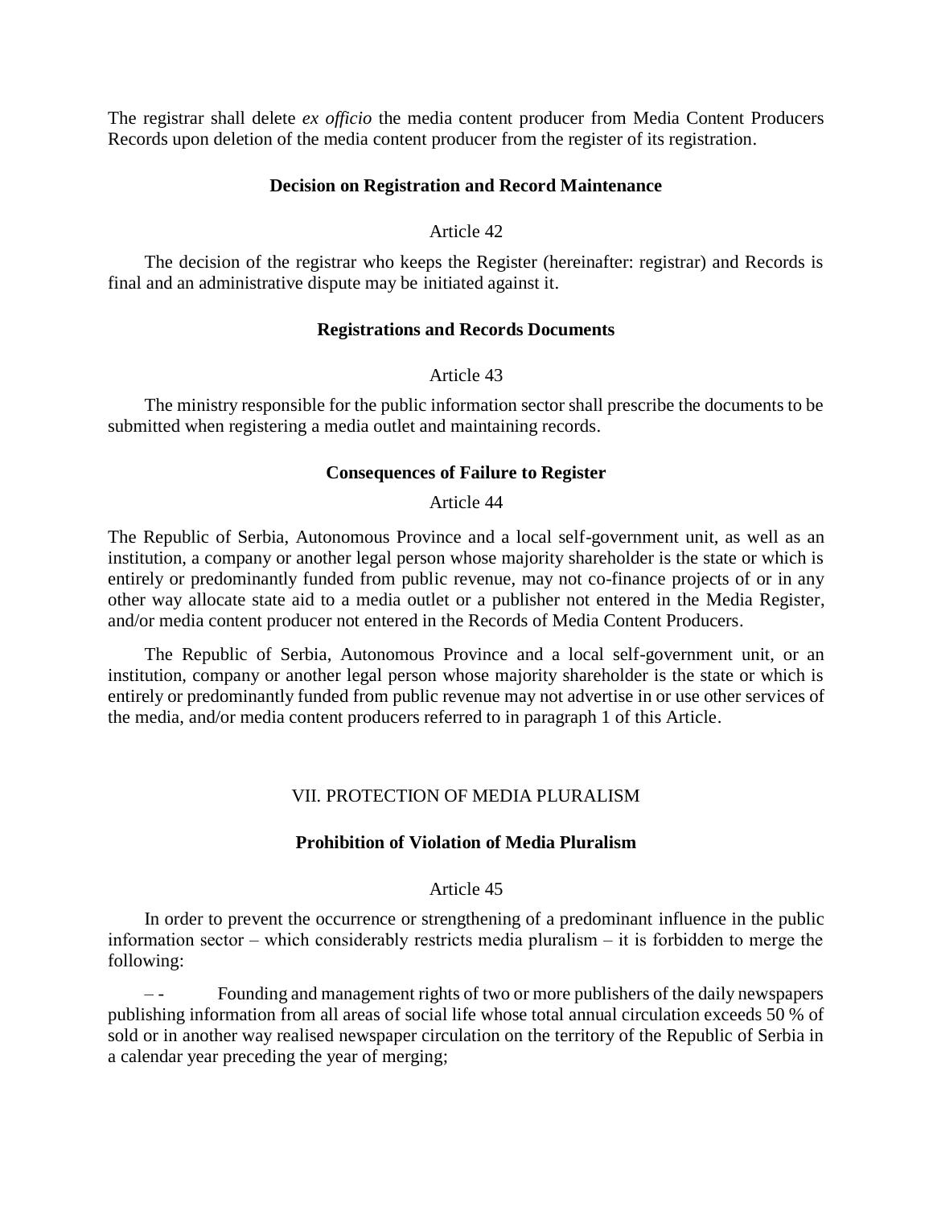The registrar shall delete *ex officio* the media content producer from Media Content Producers Records upon deletion of the media content producer from the register of its registration.

#### Decision on Registration and Record Maintenance

Article 42

The decision of the registrar who keeps the Register (hereinafter: registrar) and Records is final and an administrative dispute may be initiated against it.

#### Registrations and Records Documents

Article 43

The ministry responsible for the public information sector shall prescribe the documents to be submitted when registering a media outlet and maintaining records.

#### Consequences of Failure to Register

Article 44

The Republic of Serbia, Autonomous Province and a local self-government unit, as well as an institution, a company or another legal person whose majority shareholder is the state or which is entirely or predominantly funded from public revenue, may not co-finance projects of or in any other way allocate state aid to a media outlet or a publisher not entered in the Media Register, and/or media content producer not entered in the Records of Media Content Producers.

The Republic of Serbia, Autonomous Province and a local self-government unit, or an institution, company or another legal person whose majority shareholder is the state or which is entirely or predominantly funded from public revenue may not advertise in or use other services of the media, and/or media content producers referred to in paragraph 1 of this Article.

### VII. PROTECTION OF MEDIA PLURALISM

#### Prohibition of Violation of Media Pluralism

Article 45

In order to prevent the occurrence or strengthening of a predominant influence in the public information sector – which considerably restricts media pluralism – it is forbidden to merge the following:

– - Founding and management rights of two or more publishers of the daily newspapers publishing information from all areas of social life whose total annual circulation exceeds 50 % of sold or in another way realised newspaper circulation on the territory of the Republic of Serbia in a calendar year preceding the year of merging;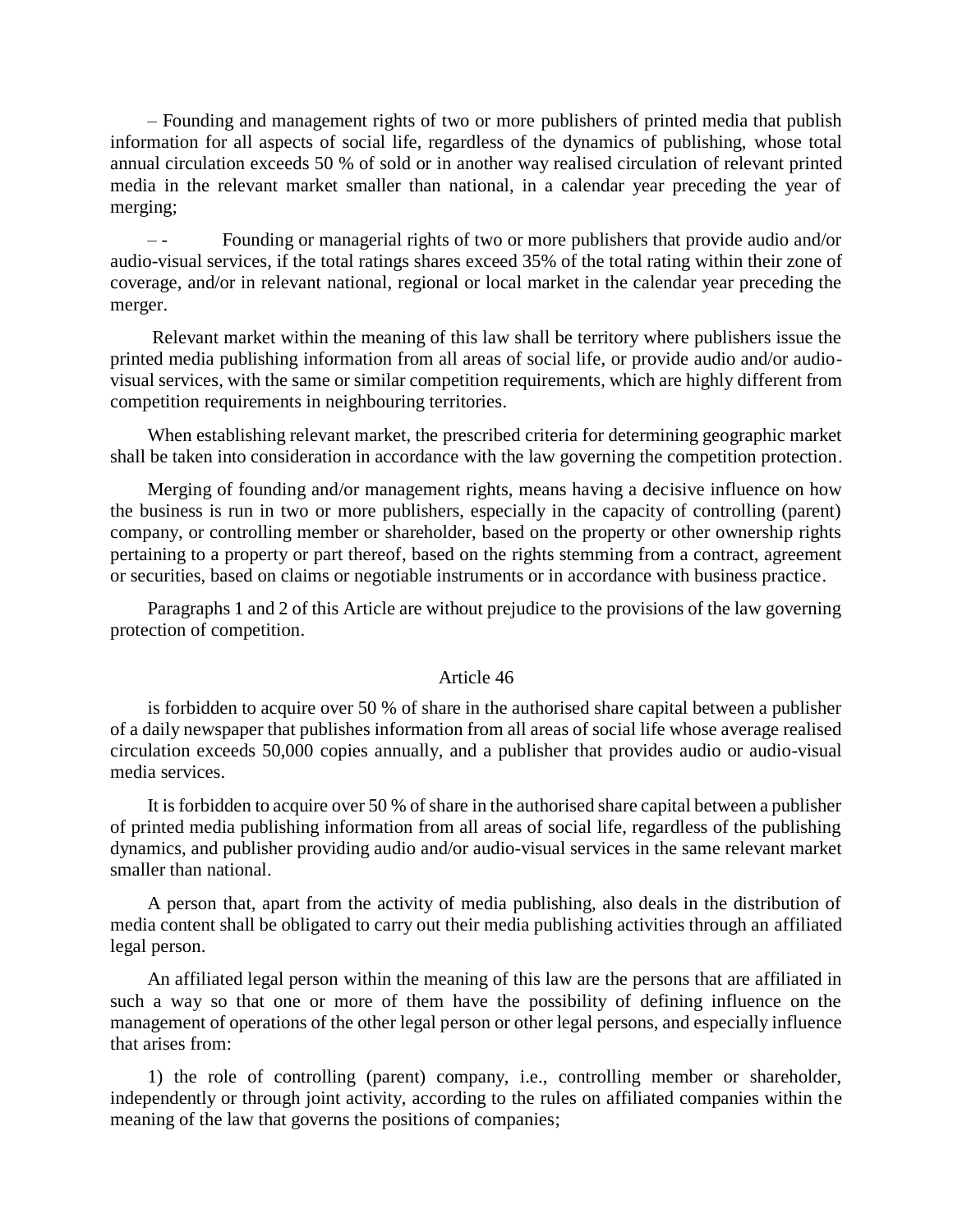– Founding and management rights of two or more publishers of printed media that publish information for all aspects of social life, regardless of the dynamics of publishing, whose total annual circulation exceeds 50 % of sold or in another way realised circulation of relevant printed media in the relevant market smaller than national, in a calendar year preceding the year of merging;

– - Founding or managerial rights of two or more publishers that provide audio and/or audio-visual services, if the total ratings shares exceed 35% of the total rating within their zone of coverage, and/or in relevant national, regional or local market in the calendar year preceding the merger.

Relevant market within the meaning of this law shall be territory where publishers issue the printed media publishing information from all areas of social life, or provide audio and/or audio-visual services, with the same or similar competition requirements, which are highly different from competition requirements in neighbouring territories.

When establishing relevant market, the prescribed criteria for determining geographic market shall be taken into consideration in accordance with the law governing the competition protection.

Merging of founding and/or management rights, means having a decisive influence on how the business is run in two or more publishers, especially in the capacity of controlling (parent) company, or controlling member or shareholder, based on the property or other ownership rights pertaining to a property or part thereof, based on the rights stemming from a contract, agreement or securities, based on claims or negotiable instruments or in accordance with business practice.

Paragraphs 1 and 2 of this Article are without prejudice to the provisions of the law governing protection of competition.

### Article 46

is forbidden to acquire over 50 % of share in the authorised share capital between a publisher of a daily newspaper that publishes information from all areas of social life whose average realised circulation exceeds 50,000 copies annually, and a publisher that provides audio or audio-visual media services.

It is forbidden to acquire over 50 % of share in the authorised share capital between a publisher of printed media publishing information from all areas of social life, regardless of the publishing dynamics, and publisher providing audio and/or audio-visual services in the same relevant market smaller than national.

A person that, apart from the activity of media publishing, also deals in the distribution of media content shall be obligated to carry out their media publishing activities through an affiliated legal person.

An affiliated legal person within the meaning of this law are the persons that are affiliated in such a way so that one or more of them have the possibility of defining influence on the management of operations of the other legal person or other legal persons, and especially influence that arises from:

1) the role of controlling (parent) company, i.e., controlling member or shareholder, independently or through joint activity, according to the rules on affiliated companies within the meaning of the law that governs the positions of companies;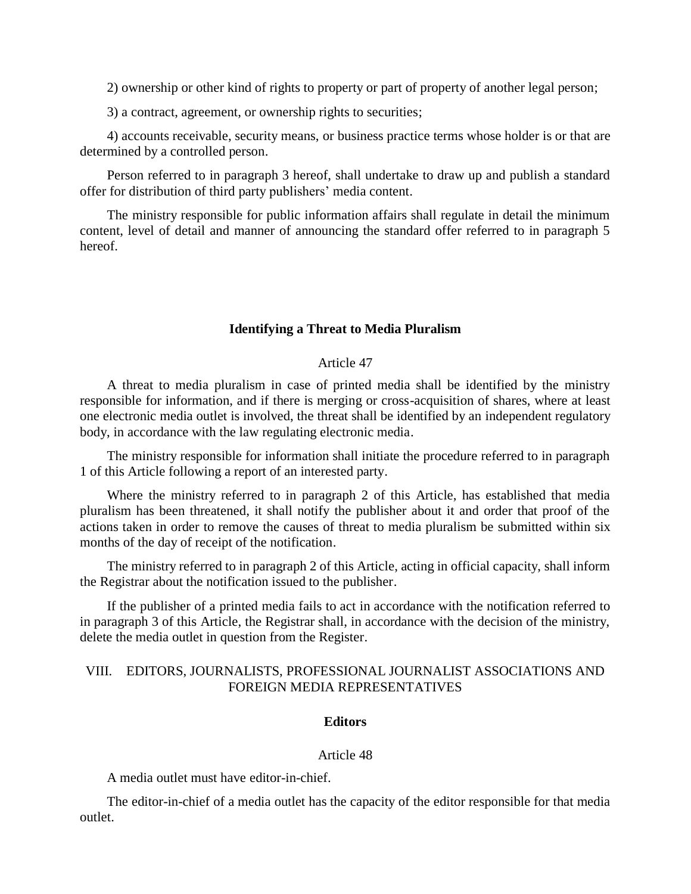2) ownership or other kind of rights to property or part of property of another legal person;

3) a contract, agreement, or ownership rights to securities;

4) accounts receivable, security means, or business practice terms whose holder is or that are determined by a controlled person.

Person referred to in paragraph 3 hereof, shall undertake to draw up and publish a standard offer for distribution of third party publishers' media content.

The ministry responsible for public information affairs shall regulate in detail the minimum content, level of detail and manner of announcing the standard offer referred to in paragraph 5 hereof.

### Identifying a Threat to Media Pluralism

Article 47

A threat to media pluralism in case of printed media shall be identified by the ministry responsible for information, and if there is merging or cross-acquisition of shares, where at least one electronic media outlet is involved, the threat shall be identified by an independent regulatory body, in accordance with the law regulating electronic media.

The ministry responsible for information shall initiate the procedure referred to in paragraph 1 of this Article following a report of an interested party.

Where the ministry referred to in paragraph 2 of this Article, has established that media pluralism has been threatened, it shall notify the publisher about it and order that proof of the actions taken in order to remove the causes of threat to media pluralism be submitted within six months of the day of receipt of the notification.

The ministry referred to in paragraph 2 of this Article, acting in official capacity, shall inform the Registrar about the notification issued to the publisher.

If the publisher of a printed media fails to act in accordance with the notification referred to in paragraph 3 of this Article, the Registrar shall, in accordance with the decision of the ministry, delete the media outlet in question from the Register.

## VIII. EDITORS, JOURNALISTS, PROFESSIONAL JOURNALIST ASSOCIATIONS AND FOREIGN MEDIA REPRESENTATIVES

### Editors

Article 48

A media outlet must have editor-in-chief.

The editor-in-chief of a media outlet has the capacity of the editor responsible for that media outlet.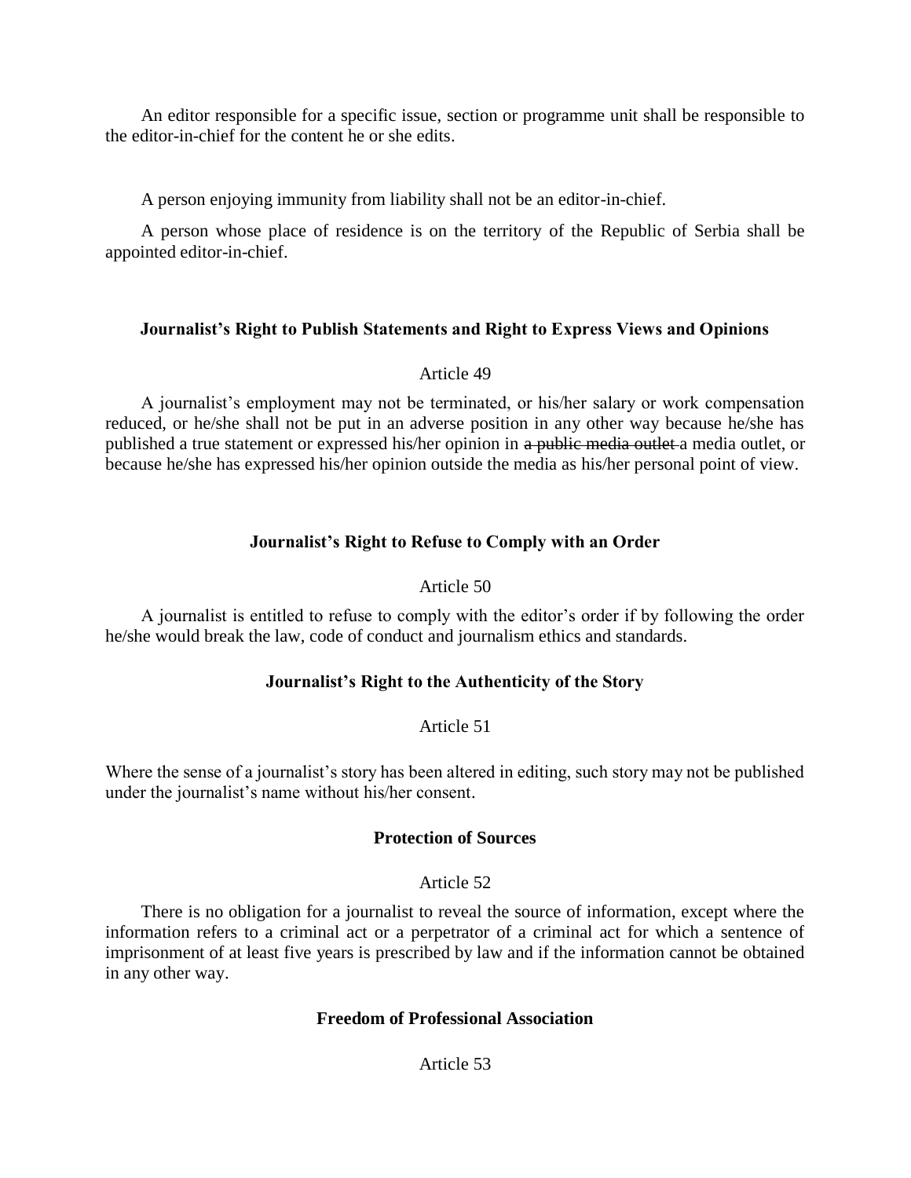An editor responsible for a specific issue, section or programme unit shall be responsible to the editor-in-chief for the content he or she edits.

A person enjoying immunity from liability shall not be an editor-in-chief.

A person whose place of residence is on the territory of the Republic of Serbia shall be appointed editor-in-chief.

### Journalist's Right to Publish Statements and Right to Express Views and Opinions

Article 49

A journalist's employment may not be terminated, or his/her salary or work compensation reduced, or he/she shall not be put in an adverse position in any other way because he/she has published a true statement or expressed his/her opinion in ~~a public media outlet~~ a media outlet, or because he/she has expressed his/her opinion outside the media as his/her personal point of view.

### Journalist's Right to Refuse to Comply with an Order

Article 50

A journalist is entitled to refuse to comply with the editor's order if by following the order he/she would break the law, code of conduct and journalism ethics and standards.

### Journalist's Right to the Authenticity of the Story

Article 51

Where the sense of a journalist's story has been altered in editing, such story may not be published under the journalist's name without his/her consent.

### Protection of Sources

Article 52

There is no obligation for a journalist to reveal the source of information, except where the information refers to a criminal act or a perpetrator of a criminal act for which a sentence of imprisonment of at least five years is prescribed by law and if the information cannot be obtained in any other way.

### Freedom of Professional Association

Article 53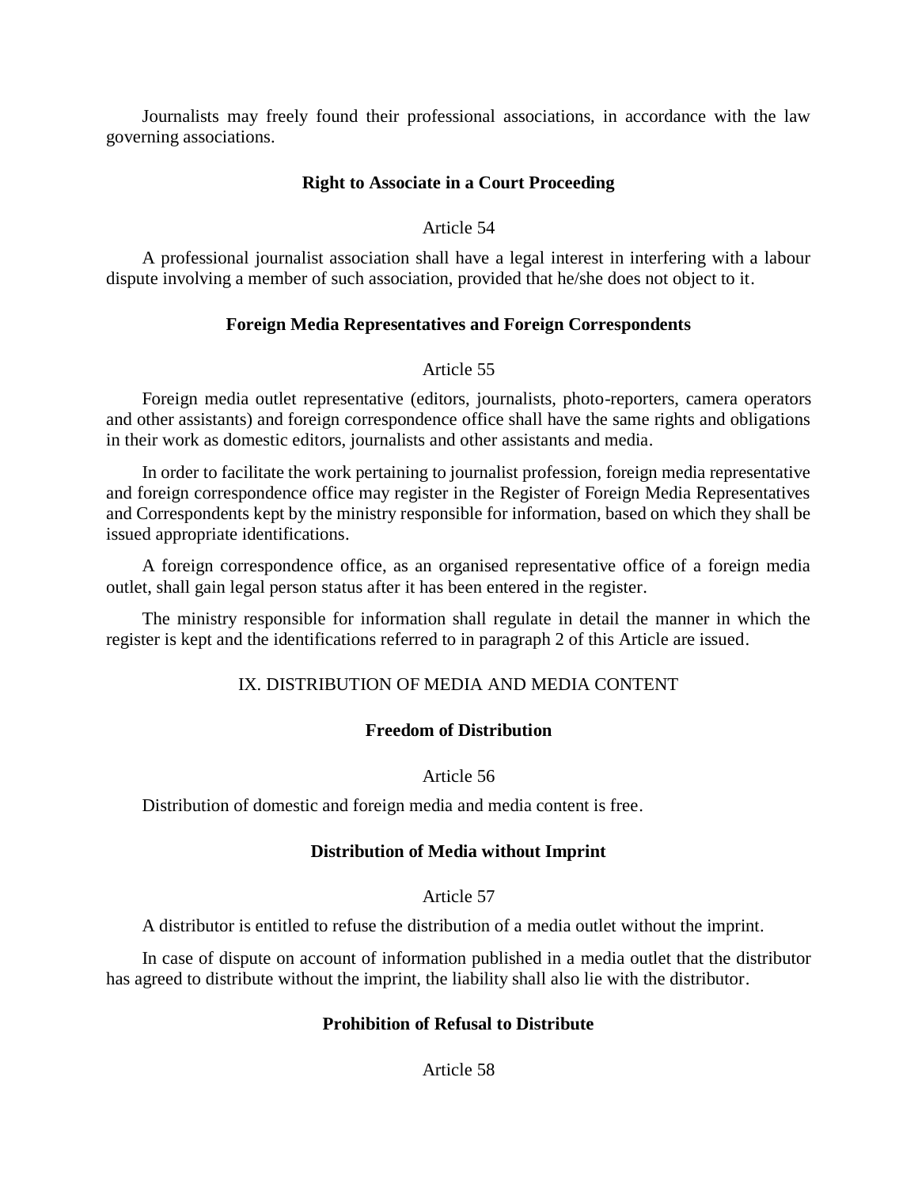Journalists may freely found their professional associations, in accordance with the law governing associations.

### Right to Associate in a Court Proceeding

Article 54

A professional journalist association shall have a legal interest in interfering with a labour dispute involving a member of such association, provided that he/she does not object to it.

### Foreign Media Representatives and Foreign Correspondents

Article 55

Foreign media outlet representative (editors, journalists, photo-reporters, camera operators and other assistants) and foreign correspondence office shall have the same rights and obligations in their work as domestic editors, journalists and other assistants and media.

In order to facilitate the work pertaining to journalist profession, foreign media representative and foreign correspondence office may register in the Register of Foreign Media Representatives and Correspondents kept by the ministry responsible for information, based on which they shall be issued appropriate identifications.

A foreign correspondence office, as an organised representative office of a foreign media outlet, shall gain legal person status after it has been entered in the register.

The ministry responsible for information shall regulate in detail the manner in which the register is kept and the identifications referred to in paragraph 2 of this Article are issued.

## IX. DISTRIBUTION OF MEDIA AND MEDIA CONTENT

### Freedom of Distribution

Article 56

Distribution of domestic and foreign media and media content is free.

### Distribution of Media without Imprint

Article 57

A distributor is entitled to refuse the distribution of a media outlet without the imprint.

In case of dispute on account of information published in a media outlet that the distributor has agreed to distribute without the imprint, the liability shall also lie with the distributor.

### Prohibition of Refusal to Distribute

Article 58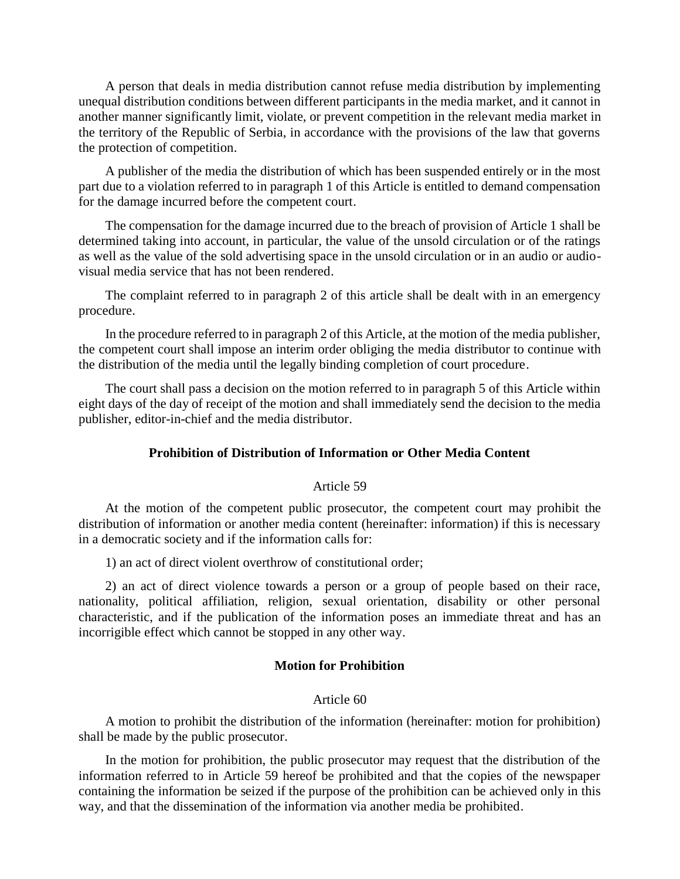A person that deals in media distribution cannot refuse media distribution by implementing unequal distribution conditions between different participants in the media market, and it cannot in another manner significantly limit, violate, or prevent competition in the relevant media market in the territory of the Republic of Serbia, in accordance with the provisions of the law that governs the protection of competition.

A publisher of the media the distribution of which has been suspended entirely or in the most part due to a violation referred to in paragraph 1 of this Article is entitled to demand compensation for the damage incurred before the competent court.

The compensation for the damage incurred due to the breach of provision of Article 1 shall be determined taking into account, in particular, the value of the unsold circulation or of the ratings as well as the value of the sold advertising space in the unsold circulation or in an audio or audio-visual media service that has not been rendered.

The complaint referred to in paragraph 2 of this article shall be dealt with in an emergency procedure.

In the procedure referred to in paragraph 2 of this Article, at the motion of the media publisher, the competent court shall impose an interim order obliging the media distributor to continue with the distribution of the media until the legally binding completion of court procedure.

The court shall pass a decision on the motion referred to in paragraph 5 of this Article within eight days of the day of receipt of the motion and shall immediately send the decision to the media publisher, editor-in-chief and the media distributor.

**Prohibition of Distribution of Information or Other Media Content**

Article 59

At the motion of the competent public prosecutor, the competent court may prohibit the distribution of information or another media content (hereinafter: information) if this is necessary in a democratic society and if the information calls for:

1) an act of direct violent overthrow of constitutional order;

2) an act of direct violence towards a person or a group of people based on their race, nationality, political affiliation, religion, sexual orientation, disability or other personal characteristic, and if the publication of the information poses an immediate threat and has an incorrigible effect which cannot be stopped in any other way.

**Motion for Prohibition**

Article 60

A motion to prohibit the distribution of the information (hereinafter: motion for prohibition) shall be made by the public prosecutor.

In the motion for prohibition, the public prosecutor may request that the distribution of the information referred to in Article 59 hereof be prohibited and that the copies of the newspaper containing the information be seized if the purpose of the prohibition can be achieved only in this way, and that the dissemination of the information via another media be prohibited.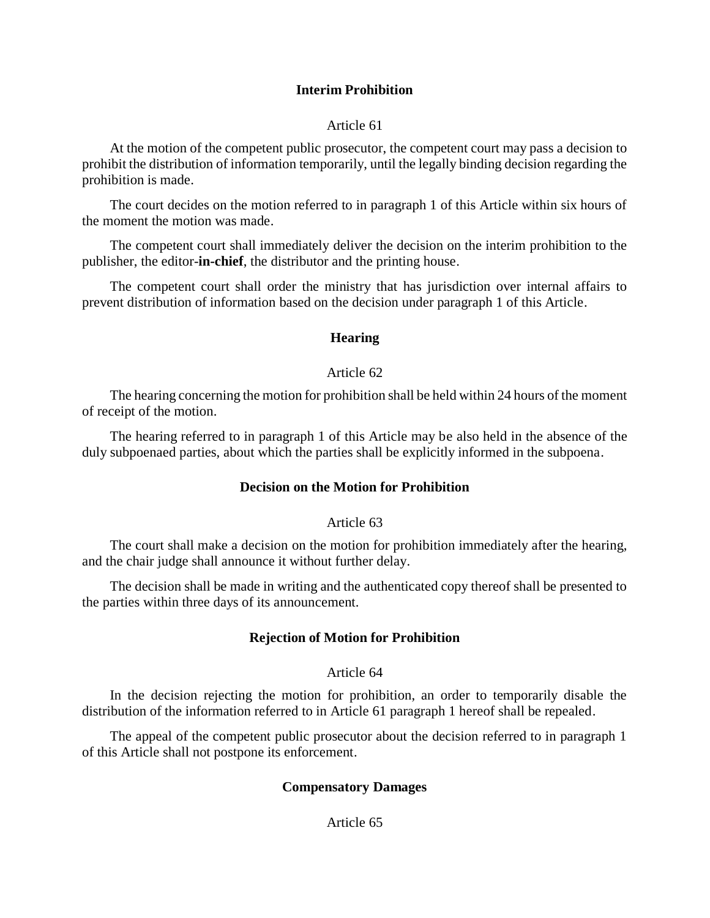### Interim Prohibition

Article 61

At the motion of the competent public prosecutor, the competent court may pass a decision to prohibit the distribution of information temporarily, until the legally binding decision regarding the prohibition is made.

The court decides on the motion referred to in paragraph 1 of this Article within six hours of the moment the motion was made.

The competent court shall immediately deliver the decision on the interim prohibition to the publisher, the editor-**in-chief**, the distributor and the printing house.

The competent court shall order the ministry that has jurisdiction over internal affairs to prevent distribution of information based on the decision under paragraph 1 of this Article.

### Hearing

Article 62

The hearing concerning the motion for prohibition shall be held within 24 hours of the moment of receipt of the motion.

The hearing referred to in paragraph 1 of this Article may be also held in the absence of the duly subpoenaed parties, about which the parties shall be explicitly informed in the subpoena.

### Decision on the Motion for Prohibition

Article 63

The court shall make a decision on the motion for prohibition immediately after the hearing, and the chair judge shall announce it without further delay.

The decision shall be made in writing and the authenticated copy thereof shall be presented to the parties within three days of its announcement.

### Rejection of Motion for Prohibition

Article 64

In the decision rejecting the motion for prohibition, an order to temporarily disable the distribution of the information referred to in Article 61 paragraph 1 hereof shall be repealed.

The appeal of the competent public prosecutor about the decision referred to in paragraph 1 of this Article shall not postpone its enforcement.

### Compensatory Damages

Article 65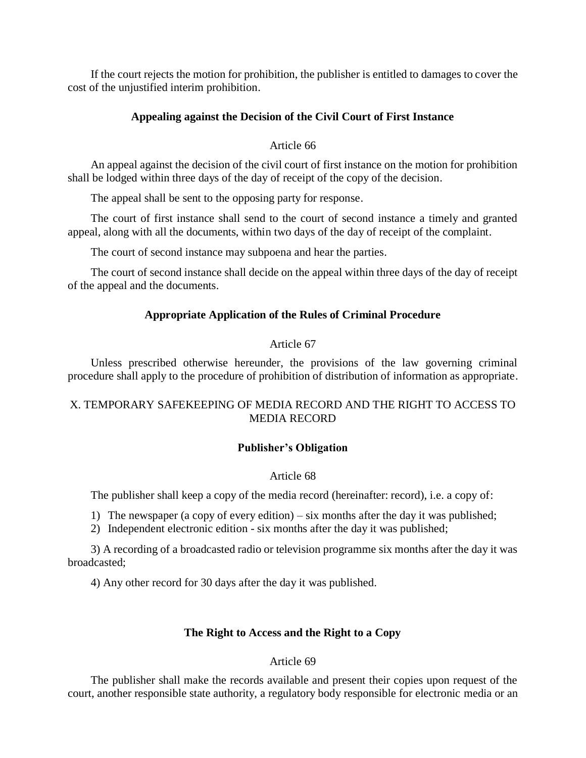If the court rejects the motion for prohibition, the publisher is entitled to damages to cover the cost of the unjustified interim prohibition.

### Appealing against the Decision of the Civil Court of First Instance

Article 66

An appeal against the decision of the civil court of first instance on the motion for prohibition shall be lodged within three days of the day of receipt of the copy of the decision.

The appeal shall be sent to the opposing party for response.

The court of first instance shall send to the court of second instance a timely and granted appeal, along with all the documents, within two days of the day of receipt of the complaint.

The court of second instance may subpoena and hear the parties.

The court of second instance shall decide on the appeal within three days of the day of receipt of the appeal and the documents.

### Appropriate Application of the Rules of Criminal Procedure

Article 67

Unless prescribed otherwise hereunder, the provisions of the law governing criminal procedure shall apply to the procedure of prohibition of distribution of information as appropriate.

## X. TEMPORARY SAFEKEEPING OF MEDIA RECORD AND THE RIGHT TO ACCESS TO MEDIA RECORD

### Publisher's Obligation

Article 68

The publisher shall keep a copy of the media record (hereinafter: record), i.e. a copy of:

1) The newspaper (a copy of every edition) – six months after the day it was published;
2) Independent electronic edition - six months after the day it was published;
3) A recording of a broadcasted radio or television programme six months after the day it was broadcasted;
4) Any other record for 30 days after the day it was published.

### The Right to Access and the Right to a Copy

Article 69

The publisher shall make the records available and present their copies upon request of the court, another responsible state authority, a regulatory body responsible for electronic media or an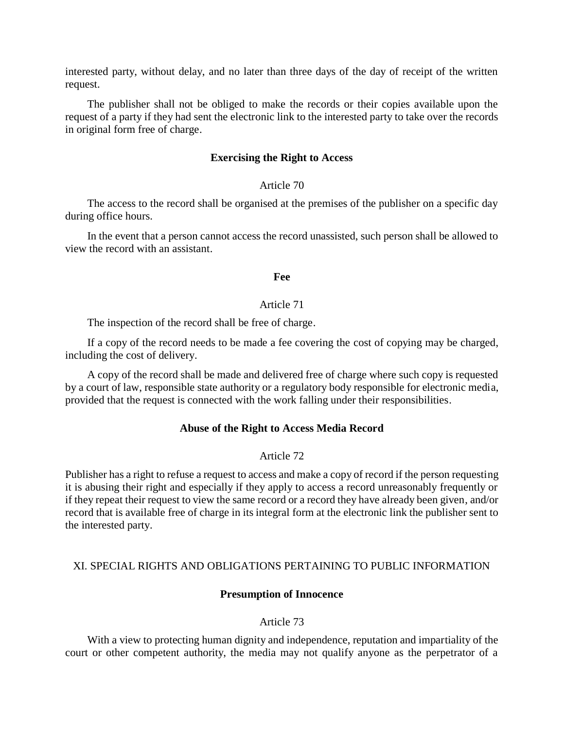interested party, without delay, and no later than three days of the day of receipt of the written request.

The publisher shall not be obliged to make the records or their copies available upon the request of a party if they had sent the electronic link to the interested party to take over the records in original form free of charge.

**Exercising the Right to Access**

Article 70

The access to the record shall be organised at the premises of the publisher on a specific day during office hours.

In the event that a person cannot access the record unassisted, such person shall be allowed to view the record with an assistant.

**Fee**

Article 71

The inspection of the record shall be free of charge.

If a copy of the record needs to be made a fee covering the cost of copying may be charged, including the cost of delivery.

A copy of the record shall be made and delivered free of charge where such copy is requested by a court of law, responsible state authority or a regulatory body responsible for electronic media, provided that the request is connected with the work falling under their responsibilities.

**Abuse of the Right to Access Media Record**

Article 72

Publisher has a right to refuse a request to access and make a copy of record if the person requesting it is abusing their right and especially if they apply to access a record unreasonably frequently or if they repeat their request to view the same record or a record they have already been given, and/or record that is available free of charge in its integral form at the electronic link the publisher sent to the interested party.

## XI. SPECIAL RIGHTS AND OBLIGATIONS PERTAINING TO PUBLIC INFORMATION

**Presumption of Innocence**

Article 73

With a view to protecting human dignity and independence, reputation and impartiality of the court or other competent authority, the media may not qualify anyone as the perpetrator of a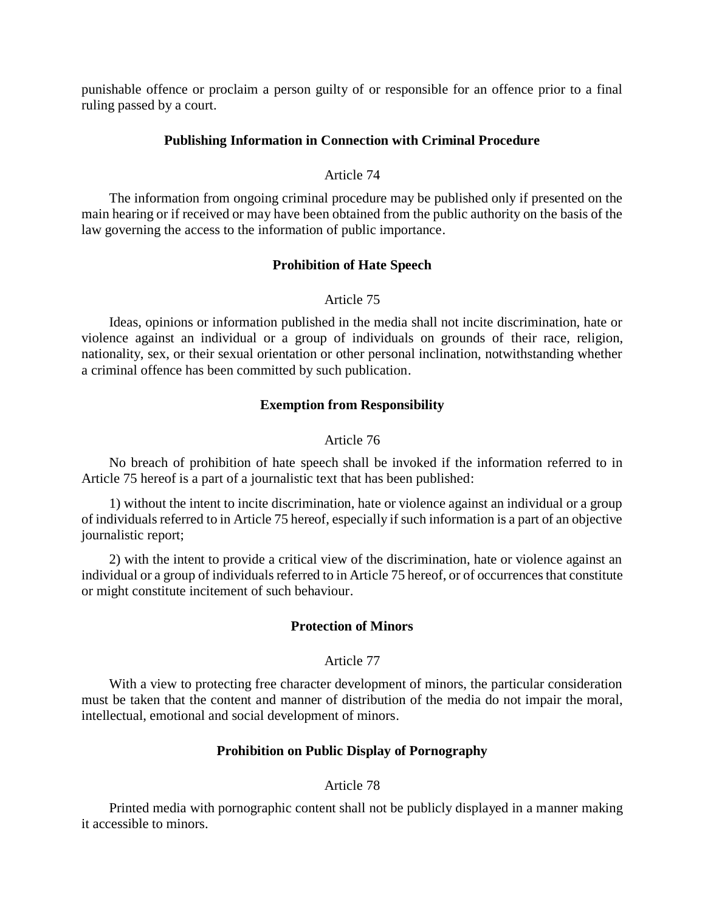punishable offence or proclaim a person guilty of or responsible for an offence prior to a final ruling passed by a court.

### Publishing Information in Connection with Criminal Procedure

Article 74

The information from ongoing criminal procedure may be published only if presented on the main hearing or if received or may have been obtained from the public authority on the basis of the law governing the access to the information of public importance.

### Prohibition of Hate Speech

Article 75

Ideas, opinions or information published in the media shall not incite discrimination, hate or violence against an individual or a group of individuals on grounds of their race, religion, nationality, sex, or their sexual orientation or other personal inclination, notwithstanding whether a criminal offence has been committed by such publication.

### Exemption from Responsibility

Article 76

No breach of prohibition of hate speech shall be invoked if the information referred to in Article 75 hereof is a part of a journalistic text that has been published:

1) without the intent to incite discrimination, hate or violence against an individual or a group of individuals referred to in Article 75 hereof, especially if such information is a part of an objective journalistic report;

2) with the intent to provide a critical view of the discrimination, hate or violence against an individual or a group of individuals referred to in Article 75 hereof, or of occurrences that constitute or might constitute incitement of such behaviour.

### Protection of Minors

Article 77

With a view to protecting free character development of minors, the particular consideration must be taken that the content and manner of distribution of the media do not impair the moral, intellectual, emotional and social development of minors.

### Prohibition on Public Display of Pornography

Article 78

Printed media with pornographic content shall not be publicly displayed in a manner making it accessible to minors.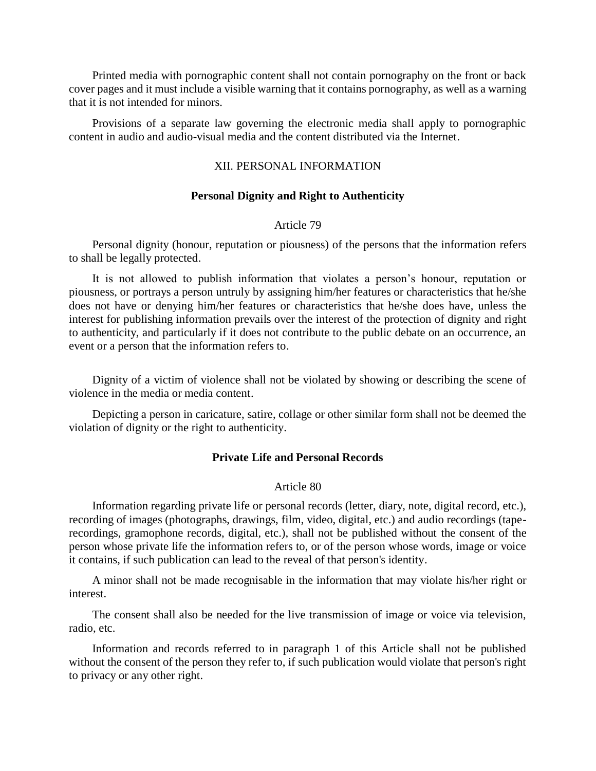Printed media with pornographic content shall not contain pornography on the front or back cover pages and it must include a visible warning that it contains pornography, as well as a warning that it is not intended for minors.

Provisions of a separate law governing the electronic media shall apply to pornographic content in audio and audio-visual media and the content distributed via the Internet.

## XII. PERSONAL INFORMATION

### Personal Dignity and Right to Authenticity

Article 79

Personal dignity (honour, reputation or piousness) of the persons that the information refers to shall be legally protected.

It is not allowed to publish information that violates a person's honour, reputation or piousness, or portrays a person untruly by assigning him/her features or characteristics that he/she does not have or denying him/her features or characteristics that he/she does have, unless the interest for publishing information prevails over the interest of the protection of dignity and right to authenticity, and particularly if it does not contribute to the public debate on an occurrence, an event or a person that the information refers to.

Dignity of a victim of violence shall not be violated by showing or describing the scene of violence in the media or media content.

Depicting a person in caricature, satire, collage or other similar form shall not be deemed the violation of dignity or the right to authenticity.

### Private Life and Personal Records

Article 80

Information regarding private life or personal records (letter, diary, note, digital record, etc.), recording of images (photographs, drawings, film, video, digital, etc.) and audio recordings (tape-recordings, gramophone records, digital, etc.), shall not be published without the consent of the person whose private life the information refers to, or of the person whose words, image or voice it contains, if such publication can lead to the reveal of that person's identity.

A minor shall not be made recognisable in the information that may violate his/her right or interest.

The consent shall also be needed for the live transmission of image or voice via television, radio, etc.

Information and records referred to in paragraph 1 of this Article shall not be published without the consent of the person they refer to, if such publication would violate that person's right to privacy or any other right.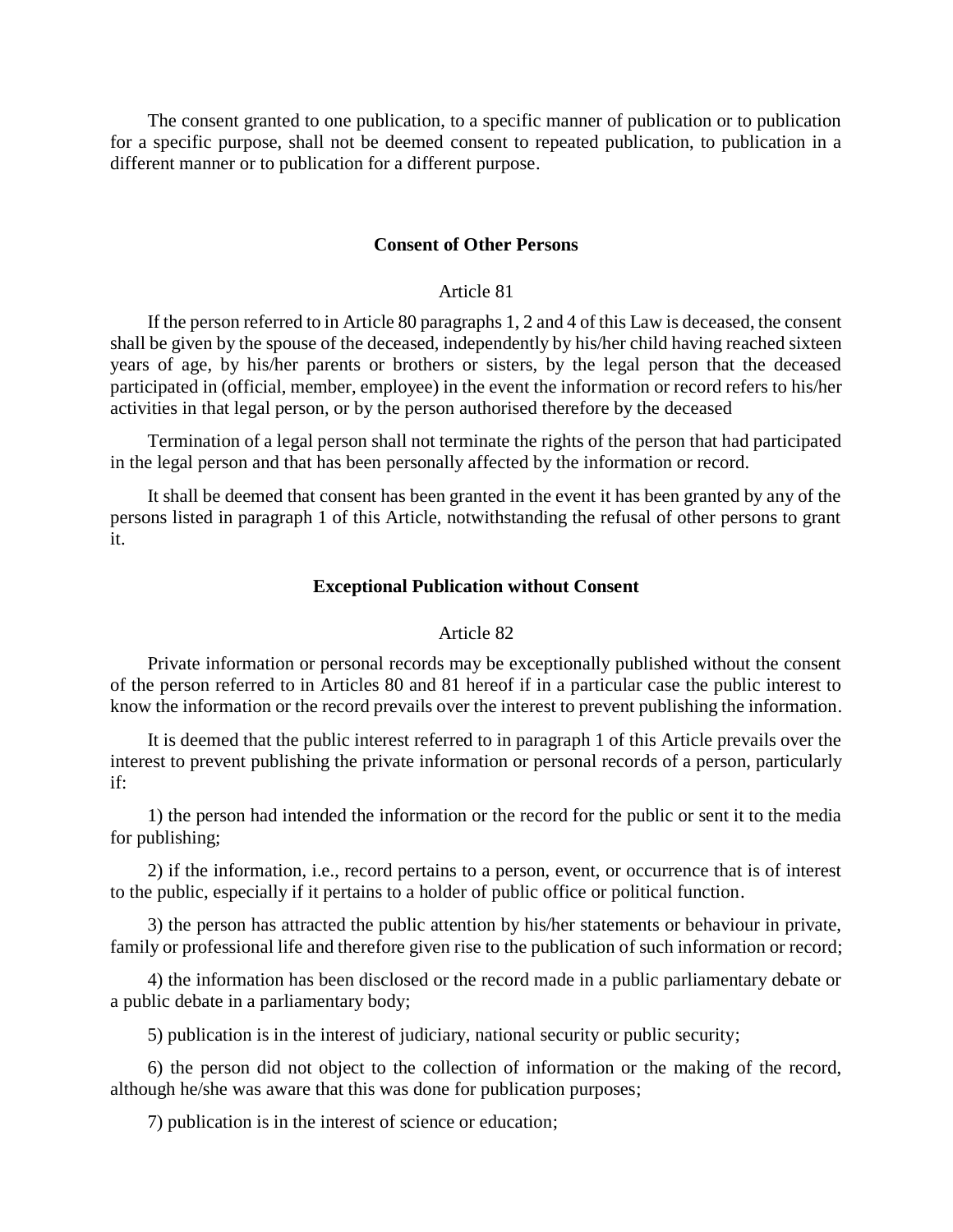The consent granted to one publication, to a specific manner of publication or to publication for a specific purpose, shall not be deemed consent to repeated publication, to publication in a different manner or to publication for a different purpose.

### Consent of Other Persons

Article 81

If the person referred to in Article 80 paragraphs 1, 2 and 4 of this Law is deceased, the consent shall be given by the spouse of the deceased, independently by his/her child having reached sixteen years of age, by his/her parents or brothers or sisters, by the legal person that the deceased participated in (official, member, employee) in the event the information or record refers to his/her activities in that legal person, or by the person authorised therefore by the deceased

Termination of a legal person shall not terminate the rights of the person that had participated in the legal person and that has been personally affected by the information or record.

It shall be deemed that consent has been granted in the event it has been granted by any of the persons listed in paragraph 1 of this Article, notwithstanding the refusal of other persons to grant it.

### Exceptional Publication without Consent

Article 82

Private information or personal records may be exceptionally published without the consent of the person referred to in Articles 80 and 81 hereof if in a particular case the public interest to know the information or the record prevails over the interest to prevent publishing the information.

It is deemed that the public interest referred to in paragraph 1 of this Article prevails over the interest to prevent publishing the private information or personal records of a person, particularly if:

1) the person had intended the information or the record for the public or sent it to the media for publishing;

2) if the information, i.e., record pertains to a person, event, or occurrence that is of interest to the public, especially if it pertains to a holder of public office or political function.

3) the person has attracted the public attention by his/her statements or behaviour in private, family or professional life and therefore given rise to the publication of such information or record;

4) the information has been disclosed or the record made in a public parliamentary debate or a public debate in a parliamentary body;

5) publication is in the interest of judiciary, national security or public security;

6) the person did not object to the collection of information or the making of the record, although he/she was aware that this was done for publication purposes;

7) publication is in the interest of science or education;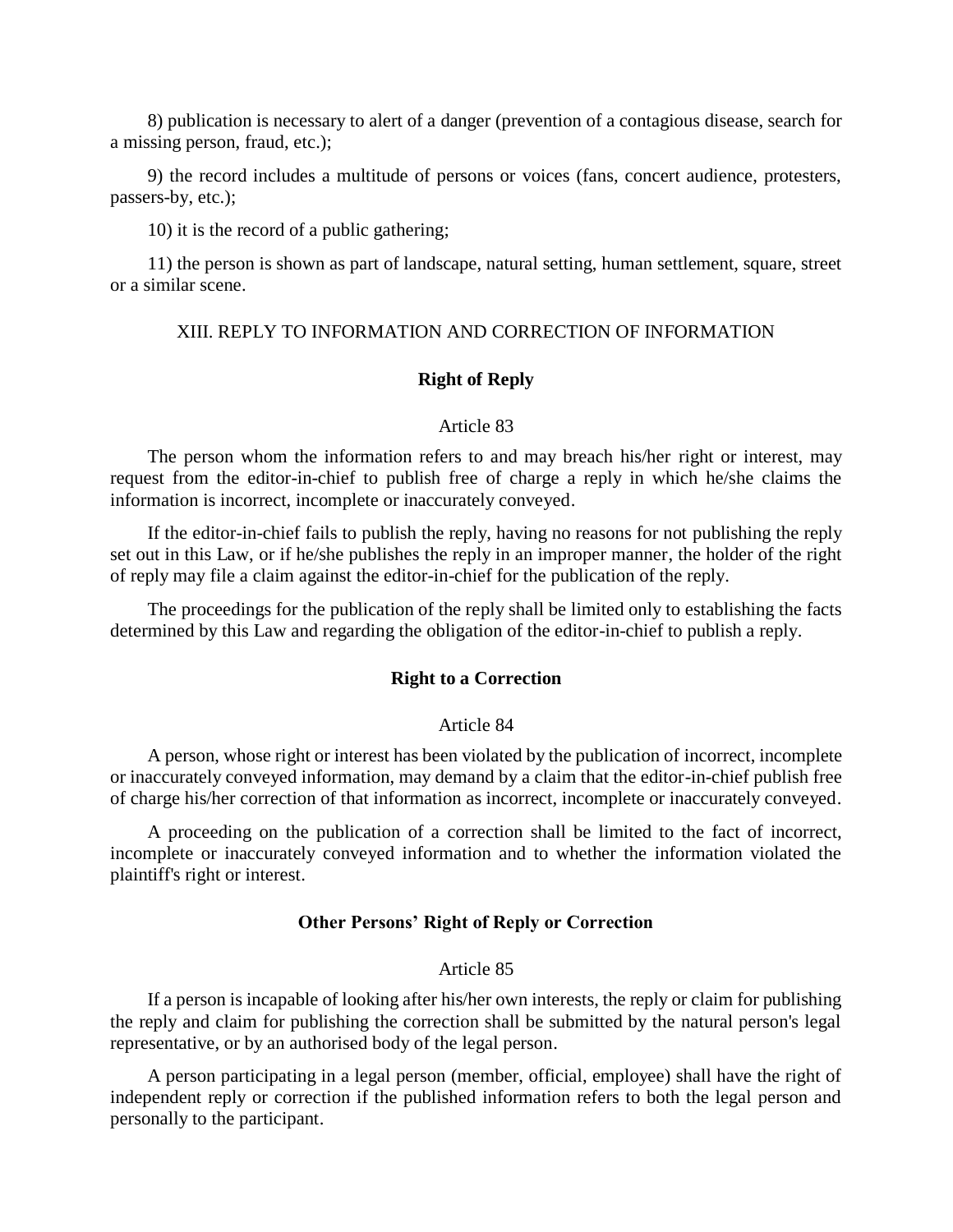8) publication is necessary to alert of a danger (prevention of a contagious disease, search for a missing person, fraud, etc.);

9) the record includes a multitude of persons or voices (fans, concert audience, protesters, passers-by, etc.);

10) it is the record of a public gathering;

11) the person is shown as part of landscape, natural setting, human settlement, square, street or a similar scene.

## XIII. REPLY TO INFORMATION AND CORRECTION OF INFORMATION

### Right of Reply

Article 83

The person whom the information refers to and may breach his/her right or interest, may request from the editor-in-chief to publish free of charge a reply in which he/she claims the information is incorrect, incomplete or inaccurately conveyed.

If the editor-in-chief fails to publish the reply, having no reasons for not publishing the reply set out in this Law, or if he/she publishes the reply in an improper manner, the holder of the right of reply may file a claim against the editor-in-chief for the publication of the reply.

The proceedings for the publication of the reply shall be limited only to establishing the facts determined by this Law and regarding the obligation of the editor-in-chief to publish a reply.

### Right to a Correction

Article 84

A person, whose right or interest has been violated by the publication of incorrect, incomplete or inaccurately conveyed information, may demand by a claim that the editor-in-chief publish free of charge his/her correction of that information as incorrect, incomplete or inaccurately conveyed.

A proceeding on the publication of a correction shall be limited to the fact of incorrect, incomplete or inaccurately conveyed information and to whether the information violated the plaintiff's right or interest.

### Other Persons' Right of Reply or Correction

Article 85

If a person is incapable of looking after his/her own interests, the reply or claim for publishing the reply and claim for publishing the correction shall be submitted by the natural person's legal representative, or by an authorised body of the legal person.

A person participating in a legal person (member, official, employee) shall have the right of independent reply or correction if the published information refers to both the legal person and personally to the participant.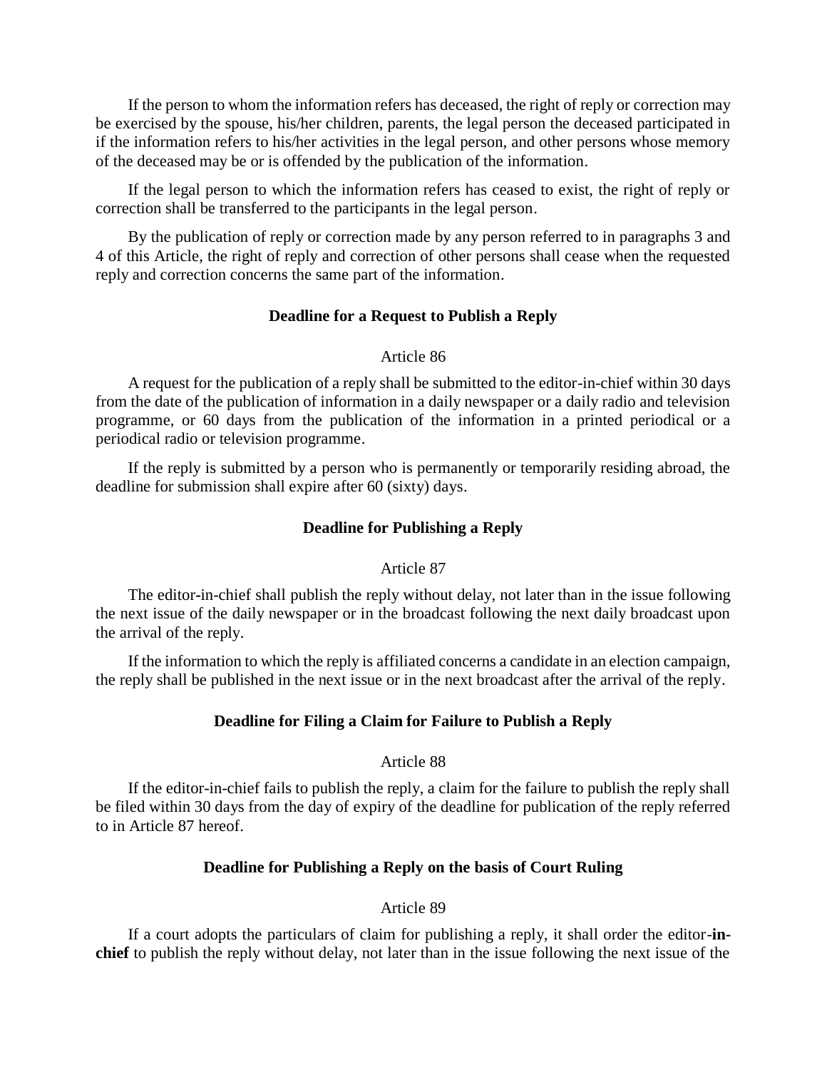If the person to whom the information refers has deceased, the right of reply or correction may be exercised by the spouse, his/her children, parents, the legal person the deceased participated in if the information refers to his/her activities in the legal person, and other persons whose memory of the deceased may be or is offended by the publication of the information.

If the legal person to which the information refers has ceased to exist, the right of reply or correction shall be transferred to the participants in the legal person.

By the publication of reply or correction made by any person referred to in paragraphs 3 and 4 of this Article, the right of reply and correction of other persons shall cease when the requested reply and correction concerns the same part of the information.

**Deadline for a Request to Publish a Reply**

Article 86

A request for the publication of a reply shall be submitted to the editor-in-chief within 30 days from the date of the publication of information in a daily newspaper or a daily radio and television programme, or 60 days from the publication of the information in a printed periodical or a periodical radio or television programme.

If the reply is submitted by a person who is permanently or temporarily residing abroad, the deadline for submission shall expire after 60 (sixty) days.

**Deadline for Publishing a Reply**

Article 87

The editor-in-chief shall publish the reply without delay, not later than in the issue following the next issue of the daily newspaper or in the broadcast following the next daily broadcast upon the arrival of the reply.

If the information to which the reply is affiliated concerns a candidate in an election campaign, the reply shall be published in the next issue or in the next broadcast after the arrival of the reply.

**Deadline for Filing a Claim for Failure to Publish a Reply**

Article 88

If the editor-in-chief fails to publish the reply, a claim for the failure to publish the reply shall be filed within 30 days from the day of expiry of the deadline for publication of the reply referred to in Article 87 hereof.

**Deadline for Publishing a Reply on the basis of Court Ruling**

Article 89

If a court adopts the particulars of claim for publishing a reply, it shall order the editor-**in-chief** to publish the reply without delay, not later than in the issue following the next issue of the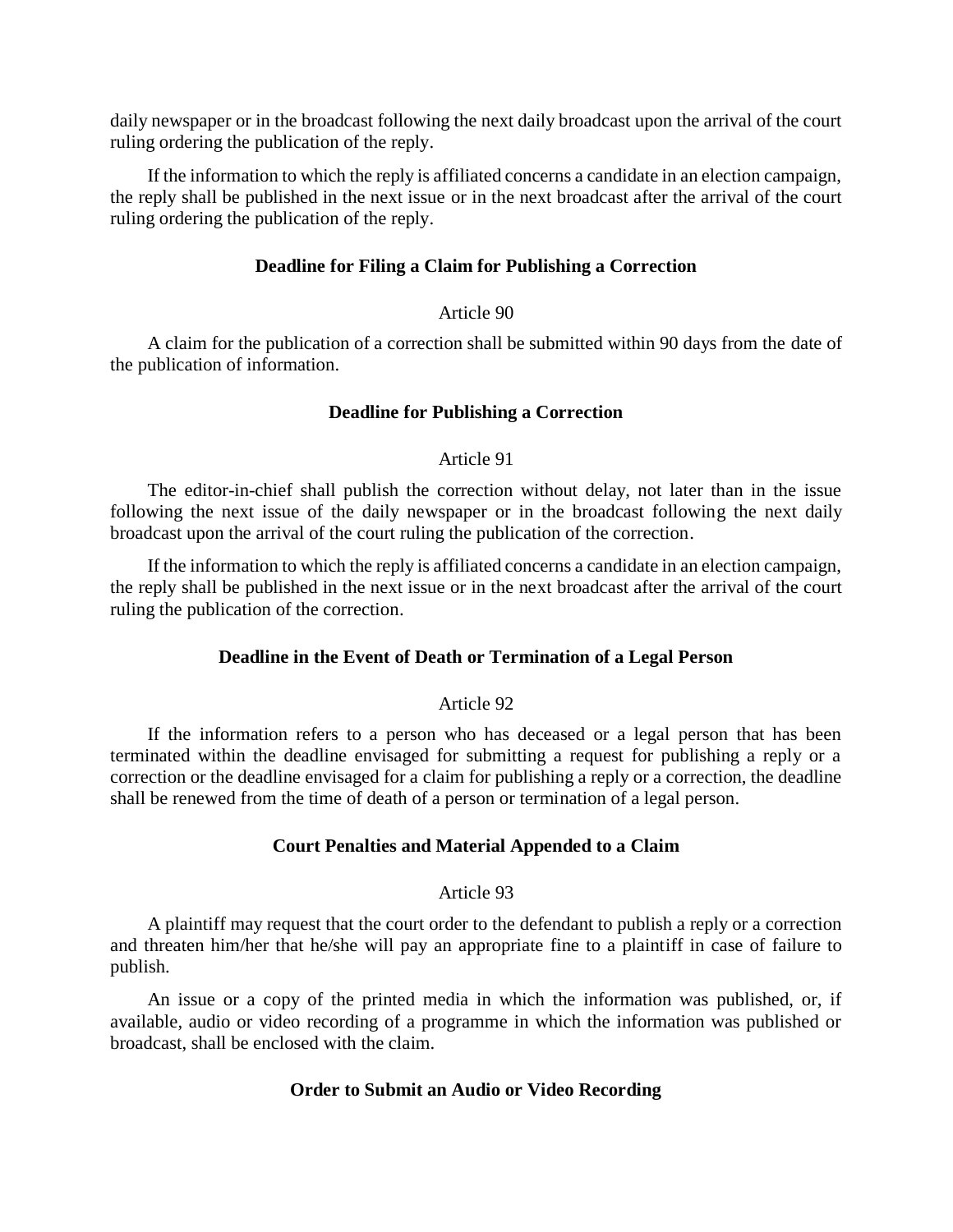daily newspaper or in the broadcast following the next daily broadcast upon the arrival of the court ruling ordering the publication of the reply.

If the information to which the reply is affiliated concerns a candidate in an election campaign, the reply shall be published in the next issue or in the next broadcast after the arrival of the court ruling ordering the publication of the reply.

### Deadline for Filing a Claim for Publishing a Correction

Article 90

A claim for the publication of a correction shall be submitted within 90 days from the date of the publication of information.

### Deadline for Publishing a Correction

Article 91

The editor-in-chief shall publish the correction without delay, not later than in the issue following the next issue of the daily newspaper or in the broadcast following the next daily broadcast upon the arrival of the court ruling the publication of the correction.

If the information to which the reply is affiliated concerns a candidate in an election campaign, the reply shall be published in the next issue or in the next broadcast after the arrival of the court ruling the publication of the correction.

### Deadline in the Event of Death or Termination of a Legal Person

Article 92

If the information refers to a person who has deceased or a legal person that has been terminated within the deadline envisaged for submitting a request for publishing a reply or a correction or the deadline envisaged for a claim for publishing a reply or a correction, the deadline shall be renewed from the time of death of a person or termination of a legal person.

### Court Penalties and Material Appended to a Claim

Article 93

A plaintiff may request that the court order to the defendant to publish a reply or a correction and threaten him/her that he/she will pay an appropriate fine to a plaintiff in case of failure to publish.

An issue or a copy of the printed media in which the information was published, or, if available, audio or video recording of a programme in which the information was published or broadcast, shall be enclosed with the claim.

### Order to Submit an Audio or Video Recording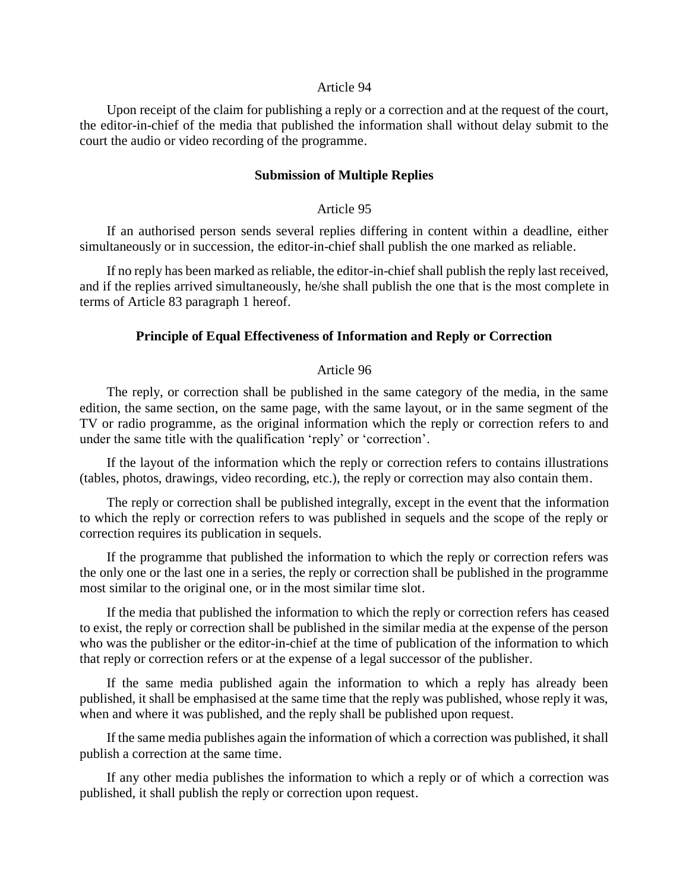Article 94

Upon receipt of the claim for publishing a reply or a correction and at the request of the court, the editor-in-chief of the media that published the information shall without delay submit to the court the audio or video recording of the programme.

### Submission of Multiple Replies

Article 95

If an authorised person sends several replies differing in content within a deadline, either simultaneously or in succession, the editor-in-chief shall publish the one marked as reliable.

If no reply has been marked as reliable, the editor-in-chief shall publish the reply last received, and if the replies arrived simultaneously, he/she shall publish the one that is the most complete in terms of Article 83 paragraph 1 hereof.

### Principle of Equal Effectiveness of Information and Reply or Correction

Article 96

The reply, or correction shall be published in the same category of the media, in the same edition, the same section, on the same page, with the same layout, or in the same segment of the TV or radio programme, as the original information which the reply or correction refers to and under the same title with the qualification 'reply' or 'correction'.

If the layout of the information which the reply or correction refers to contains illustrations (tables, photos, drawings, video recording, etc.), the reply or correction may also contain them.

The reply or correction shall be published integrally, except in the event that the information to which the reply or correction refers to was published in sequels and the scope of the reply or correction requires its publication in sequels.

If the programme that published the information to which the reply or correction refers was the only one or the last one in a series, the reply or correction shall be published in the programme most similar to the original one, or in the most similar time slot.

If the media that published the information to which the reply or correction refers has ceased to exist, the reply or correction shall be published in the similar media at the expense of the person who was the publisher or the editor-in-chief at the time of publication of the information to which that reply or correction refers or at the expense of a legal successor of the publisher.

If the same media published again the information to which a reply has already been published, it shall be emphasised at the same time that the reply was published, whose reply it was, when and where it was published, and the reply shall be published upon request.

If the same media publishes again the information of which a correction was published, it shall publish a correction at the same time.

If any other media publishes the information to which a reply or of which a correction was published, it shall publish the reply or correction upon request.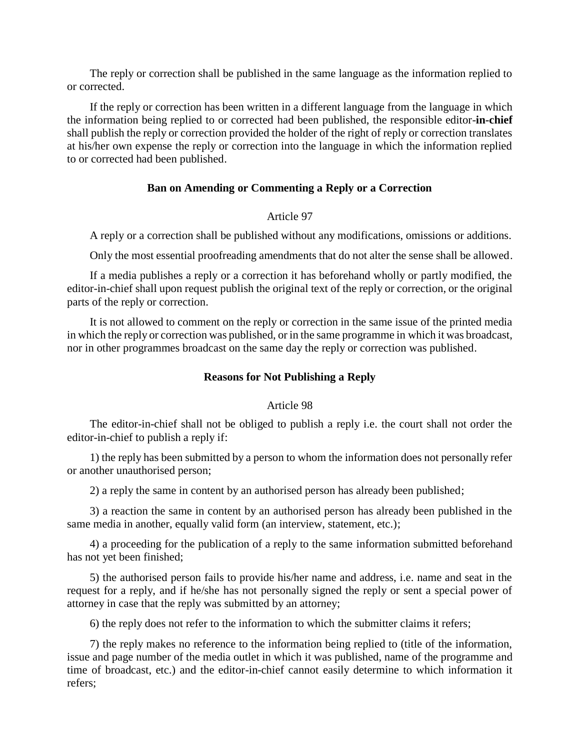The reply or correction shall be published in the same language as the information replied to or corrected.

If the reply or correction has been written in a different language from the language in which the information being replied to or corrected had been published, the responsible editor-**in-chief** shall publish the reply or correction provided the holder of the right of reply or correction translates at his/her own expense the reply or correction into the language in which the information replied to or corrected had been published.

### Ban on Amending or Commenting a Reply or a Correction

Article 97

A reply or a correction shall be published without any modifications, omissions or additions.

Only the most essential proofreading amendments that do not alter the sense shall be allowed.

If a media publishes a reply or a correction it has beforehand wholly or partly modified, the editor-in-chief shall upon request publish the original text of the reply or correction, or the original parts of the reply or correction.

It is not allowed to comment on the reply or correction in the same issue of the printed media in which the reply or correction was published, or in the same programme in which it was broadcast, nor in other programmes broadcast on the same day the reply or correction was published.

### Reasons for Not Publishing a Reply

Article 98

The editor-in-chief shall not be obliged to publish a reply i.e. the court shall not order the editor-in-chief to publish a reply if:

1) the reply has been submitted by a person to whom the information does not personally refer or another unauthorised person;

2) a reply the same in content by an authorised person has already been published;

3) a reaction the same in content by an authorised person has already been published in the same media in another, equally valid form (an interview, statement, etc.);

4) a proceeding for the publication of a reply to the same information submitted beforehand has not yet been finished;

5) the authorised person fails to provide his/her name and address, i.e. name and seat in the request for a reply, and if he/she has not personally signed the reply or sent a special power of attorney in case that the reply was submitted by an attorney;

6) the reply does not refer to the information to which the submitter claims it refers;

7) the reply makes no reference to the information being replied to (title of the information, issue and page number of the media outlet in which it was published, name of the programme and time of broadcast, etc.) and the editor-in-chief cannot easily determine to which information it refers;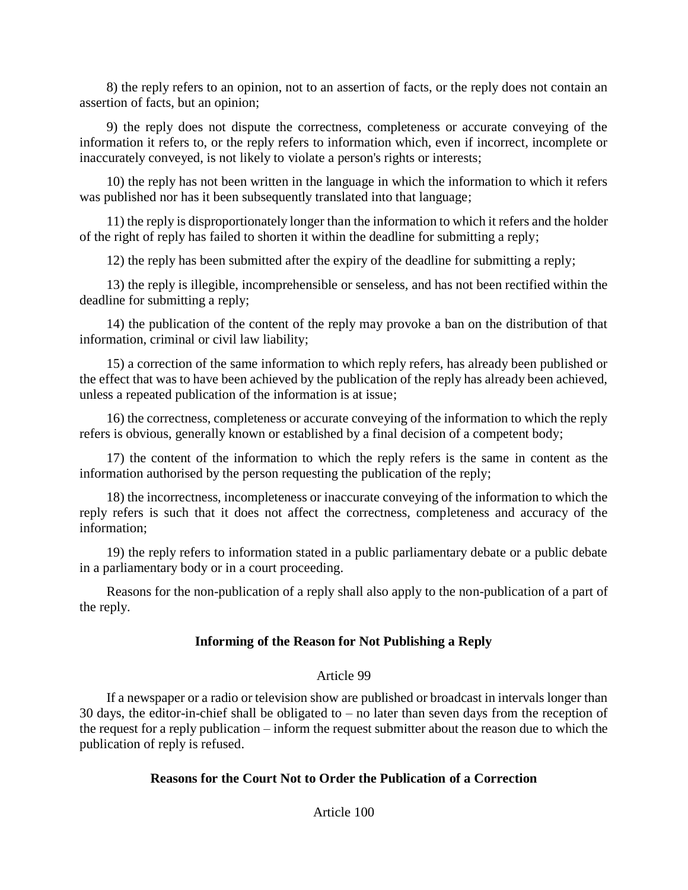8) the reply refers to an opinion, not to an assertion of facts, or the reply does not contain an assertion of facts, but an opinion;

9) the reply does not dispute the correctness, completeness or accurate conveying of the information it refers to, or the reply refers to information which, even if incorrect, incomplete or inaccurately conveyed, is not likely to violate a person's rights or interests;

10) the reply has not been written in the language in which the information to which it refers was published nor has it been subsequently translated into that language;

11) the reply is disproportionately longer than the information to which it refers and the holder of the right of reply has failed to shorten it within the deadline for submitting a reply;

12) the reply has been submitted after the expiry of the deadline for submitting a reply;

13) the reply is illegible, incomprehensible or senseless, and has not been rectified within the deadline for submitting a reply;

14) the publication of the content of the reply may provoke a ban on the distribution of that information, criminal or civil law liability;

15) a correction of the same information to which reply refers, has already been published or the effect that was to have been achieved by the publication of the reply has already been achieved, unless a repeated publication of the information is at issue;

16) the correctness, completeness or accurate conveying of the information to which the reply refers is obvious, generally known or established by a final decision of a competent body;

17) the content of the information to which the reply refers is the same in content as the information authorised by the person requesting the publication of the reply;

18) the incorrectness, incompleteness or inaccurate conveying of the information to which the reply refers is such that it does not affect the correctness, completeness and accuracy of the information;

19) the reply refers to information stated in a public parliamentary debate or a public debate in a parliamentary body or in a court proceeding.

Reasons for the non-publication of a reply shall also apply to the non-publication of a part of the reply.

### Informing of the Reason for Not Publishing a Reply

Article 99

If a newspaper or a radio or television show are published or broadcast in intervals longer than 30 days, the editor-in-chief shall be obligated to – no later than seven days from the reception of the request for a reply publication – inform the request submitter about the reason due to which the publication of reply is refused.

### Reasons for the Court Not to Order the Publication of a Correction

Article 100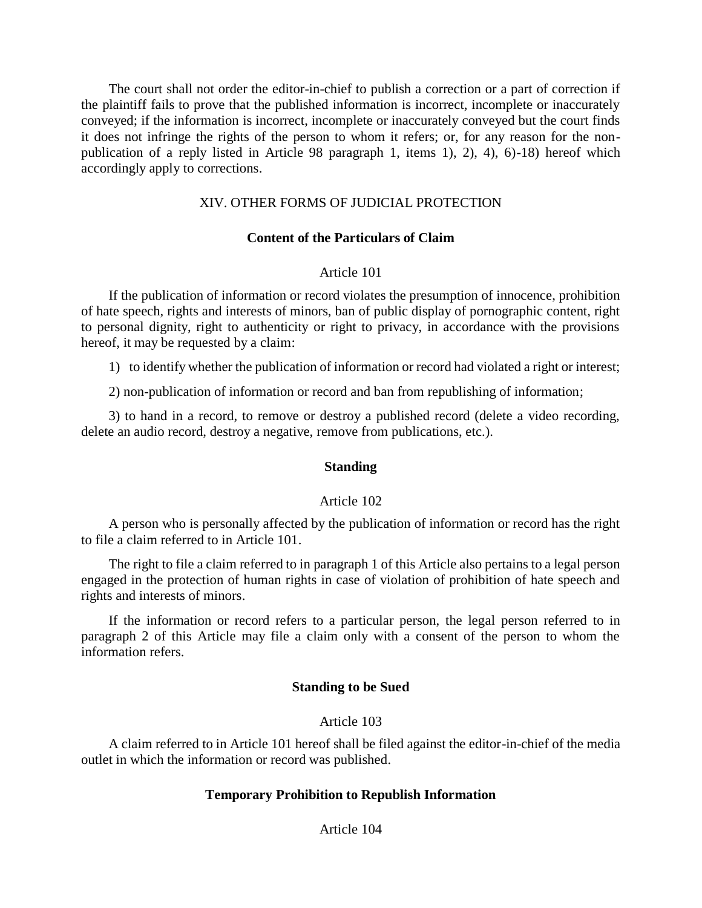The court shall not order the editor-in-chief to publish a correction or a part of correction if the plaintiff fails to prove that the published information is incorrect, incomplete or inaccurately conveyed; if the information is incorrect, incomplete or inaccurately conveyed but the court finds it does not infringe the rights of the person to whom it refers; or, for any reason for the non-publication of a reply listed in Article 98 paragraph 1, items 1), 2), 4), 6)-18) hereof which accordingly apply to corrections.

## XIV. OTHER FORMS OF JUDICIAL PROTECTION

### Content of the Particulars of Claim

Article 101

If the publication of information or record violates the presumption of innocence, prohibition of hate speech, rights and interests of minors, ban of public display of pornographic content, right to personal dignity, right to authenticity or right to privacy, in accordance with the provisions hereof, it may be requested by a claim:

1) to identify whether the publication of information or record had violated a right or interest;

2) non-publication of information or record and ban from republishing of information;

3) to hand in a record, to remove or destroy a published record (delete a video recording, delete an audio record, destroy a negative, remove from publications, etc.).

### Standing

Article 102

A person who is personally affected by the publication of information or record has the right to file a claim referred to in Article 101.

The right to file a claim referred to in paragraph 1 of this Article also pertains to a legal person engaged in the protection of human rights in case of violation of prohibition of hate speech and rights and interests of minors.

If the information or record refers to a particular person, the legal person referred to in paragraph 2 of this Article may file a claim only with a consent of the person to whom the information refers.

### Standing to be Sued

Article 103

A claim referred to in Article 101 hereof shall be filed against the editor-in-chief of the media outlet in which the information or record was published.

### Temporary Prohibition to Republish Information

Article 104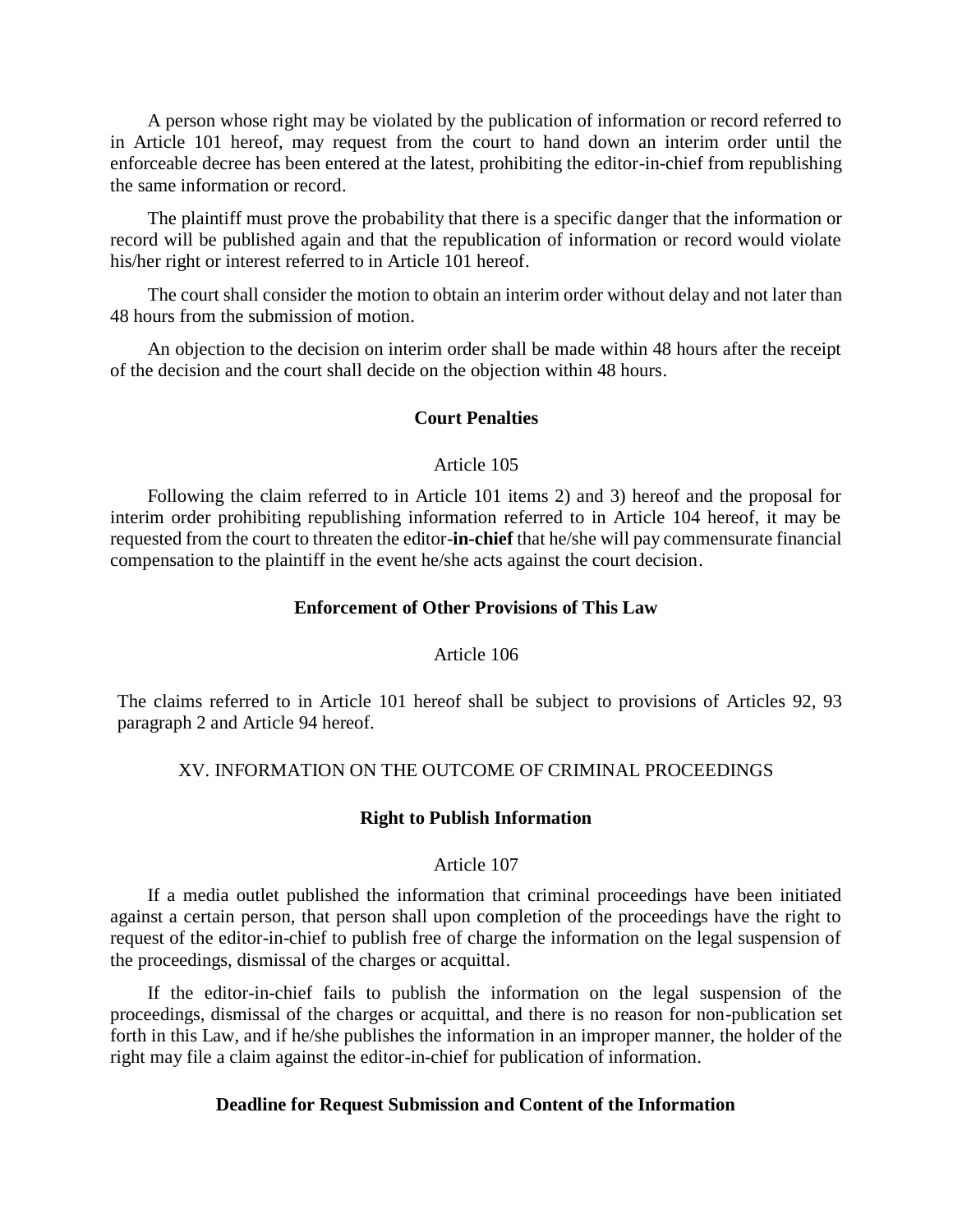A person whose right may be violated by the publication of information or record referred to in Article 101 hereof, may request from the court to hand down an interim order until the enforceable decree has been entered at the latest, prohibiting the editor-in-chief from republishing the same information or record.

The plaintiff must prove the probability that there is a specific danger that the information or record will be published again and that the republication of information or record would violate his/her right or interest referred to in Article 101 hereof.

The court shall consider the motion to obtain an interim order without delay and not later than 48 hours from the submission of motion.

An objection to the decision on interim order shall be made within 48 hours after the receipt of the decision and the court shall decide on the objection within 48 hours.

**Court Penalties**

Article 105

Following the claim referred to in Article 101 items 2) and 3) hereof and the proposal for interim order prohibiting republishing information referred to in Article 104 hereof, it may be requested from the court to threaten the editor-**in-chief** that he/she will pay commensurate financial compensation to the plaintiff in the event he/she acts against the court decision.

**Enforcement of Other Provisions of This Law**

Article 106

The claims referred to in Article 101 hereof shall be subject to provisions of Articles 92, 93 paragraph 2 and Article 94 hereof.

## XV. INFORMATION ON THE OUTCOME OF CRIMINAL PROCEEDINGS

**Right to Publish Information**

Article 107

If a media outlet published the information that criminal proceedings have been initiated against a certain person, that person shall upon completion of the proceedings have the right to request of the editor-in-chief to publish free of charge the information on the legal suspension of the proceedings, dismissal of the charges or acquittal.

If the editor-in-chief fails to publish the information on the legal suspension of the proceedings, dismissal of the charges or acquittal, and there is no reason for non-publication set forth in this Law, and if he/she publishes the information in an improper manner, the holder of the right may file a claim against the editor-in-chief for publication of information.

**Deadline for Request Submission and Content of the Information**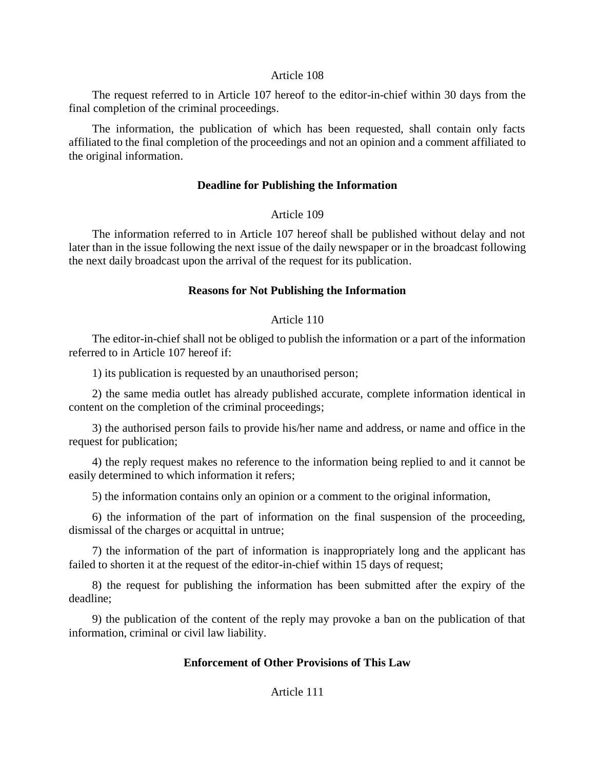Article 108

The request referred to in Article 107 hereof to the editor-in-chief within 30 days from the final completion of the criminal proceedings.

The information, the publication of which has been requested, shall contain only facts affiliated to the final completion of the proceedings and not an opinion and a comment affiliated to the original information.

### Deadline for Publishing the Information

Article 109

The information referred to in Article 107 hereof shall be published without delay and not later than in the issue following the next issue of the daily newspaper or in the broadcast following the next daily broadcast upon the arrival of the request for its publication.

### Reasons for Not Publishing the Information

Article 110

The editor-in-chief shall not be obliged to publish the information or a part of the information referred to in Article 107 hereof if:

1) its publication is requested by an unauthorised person;

2) the same media outlet has already published accurate, complete information identical in content on the completion of the criminal proceedings;

3) the authorised person fails to provide his/her name and address, or name and office in the request for publication;

4) the reply request makes no reference to the information being replied to and it cannot be easily determined to which information it refers;

5) the information contains only an opinion or a comment to the original information,

6) the information of the part of information on the final suspension of the proceeding, dismissal of the charges or acquittal in untrue;

7) the information of the part of information is inappropriately long and the applicant has failed to shorten it at the request of the editor-in-chief within 15 days of request;

8) the request for publishing the information has been submitted after the expiry of the deadline;

9) the publication of the content of the reply may provoke a ban on the publication of that information, criminal or civil law liability.

### Enforcement of Other Provisions of This Law

Article 111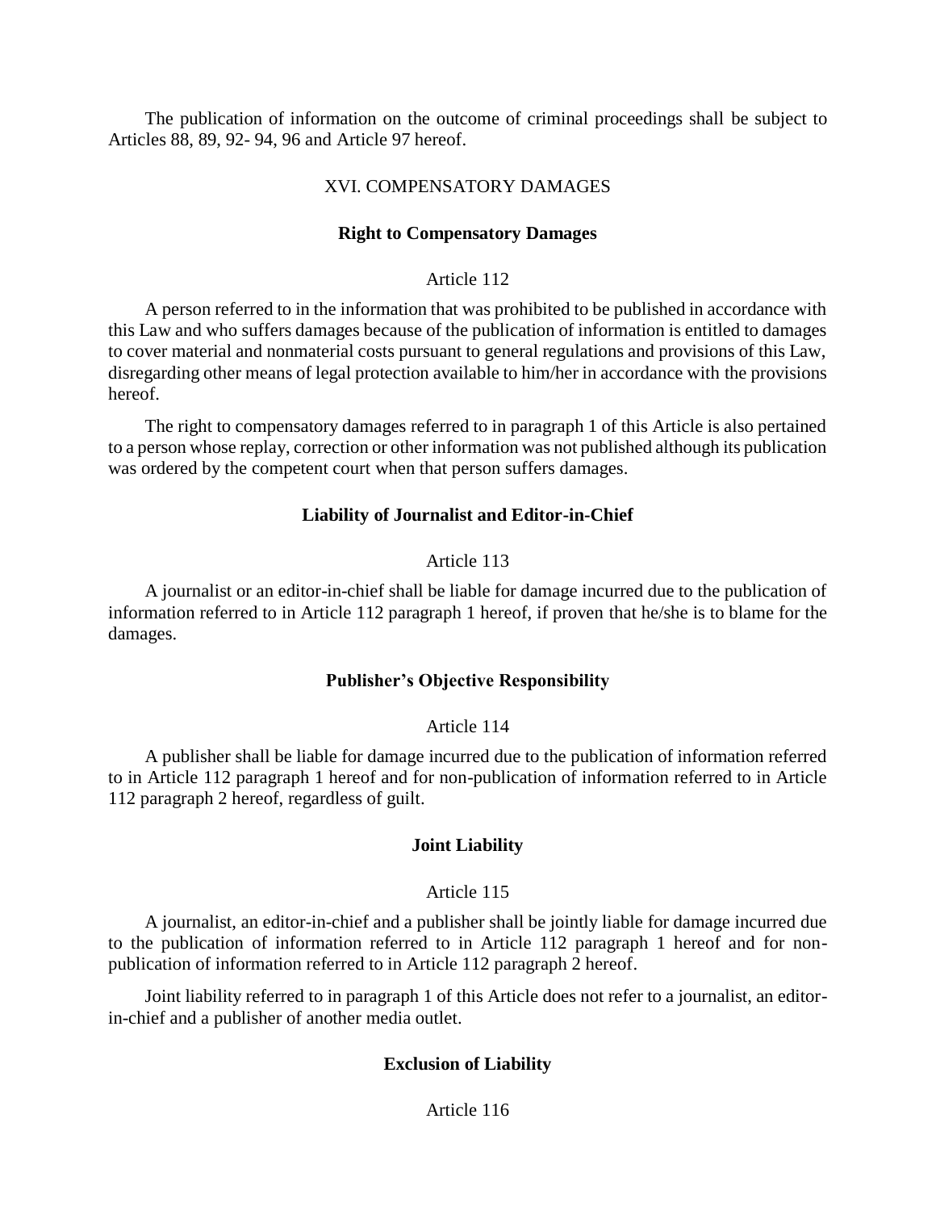The publication of information on the outcome of criminal proceedings shall be subject to Articles 88, 89, 92- 94, 96 and Article 97 hereof.

## XVI. COMPENSATORY DAMAGES

### Right to Compensatory Damages

Article 112

A person referred to in the information that was prohibited to be published in accordance with this Law and who suffers damages because of the publication of information is entitled to damages to cover material and nonmaterial costs pursuant to general regulations and provisions of this Law, disregarding other means of legal protection available to him/her in accordance with the provisions hereof.

The right to compensatory damages referred to in paragraph 1 of this Article is also pertained to a person whose replay, correction or other information was not published although its publication was ordered by the competent court when that person suffers damages.

### Liability of Journalist and Editor-in-Chief

Article 113

A journalist or an editor-in-chief shall be liable for damage incurred due to the publication of information referred to in Article 112 paragraph 1 hereof, if proven that he/she is to blame for the damages.

### Publisher's Objective Responsibility

Article 114

A publisher shall be liable for damage incurred due to the publication of information referred to in Article 112 paragraph 1 hereof and for non-publication of information referred to in Article 112 paragraph 2 hereof, regardless of guilt.

### Joint Liability

Article 115

A journalist, an editor-in-chief and a publisher shall be jointly liable for damage incurred due to the publication of information referred to in Article 112 paragraph 1 hereof and for non-publication of information referred to in Article 112 paragraph 2 hereof.

Joint liability referred to in paragraph 1 of this Article does not refer to a journalist, an editor-in-chief and a publisher of another media outlet.

### Exclusion of Liability

Article 116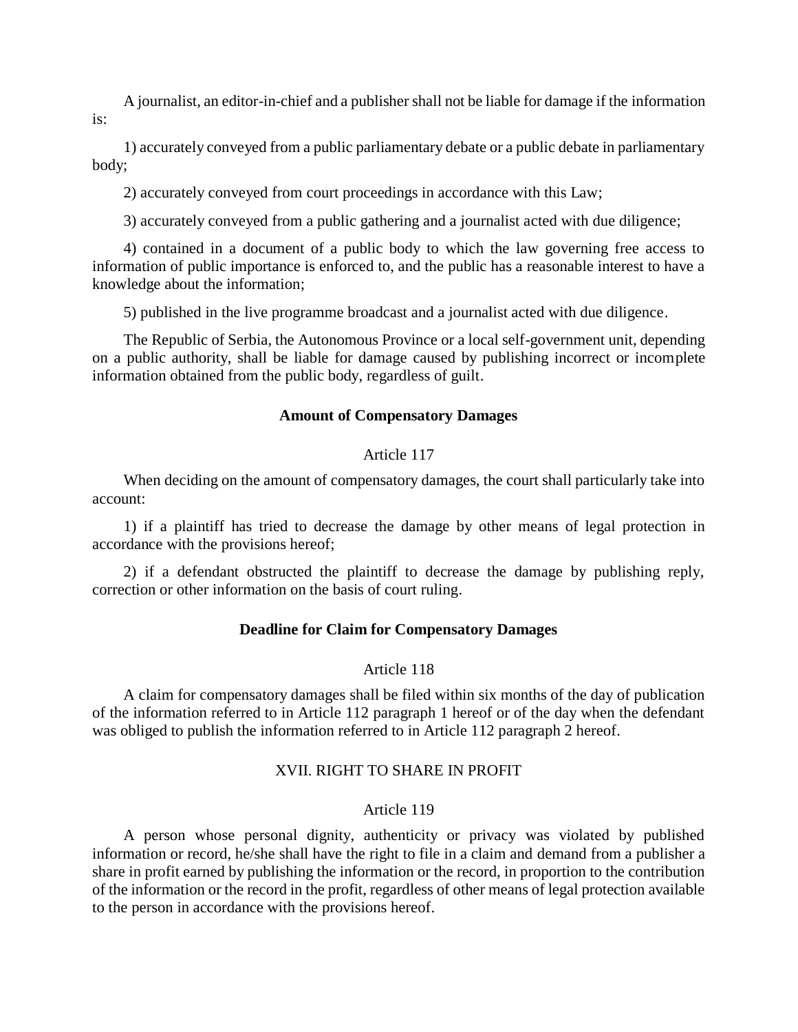A journalist, an editor-in-chief and a publisher shall not be liable for damage if the information is:

1) accurately conveyed from a public parliamentary debate or a public debate in parliamentary body;

2) accurately conveyed from court proceedings in accordance with this Law;

3) accurately conveyed from a public gathering and a journalist acted with due diligence;

4) contained in a document of a public body to which the law governing free access to information of public importance is enforced to, and the public has a reasonable interest to have a knowledge about the information;

5) published in the live programme broadcast and a journalist acted with due diligence.

The Republic of Serbia, the Autonomous Province or a local self-government unit, depending on a public authority, shall be liable for damage caused by publishing incorrect or incomplete information obtained from the public body, regardless of guilt.

**Amount of Compensatory Damages**

Article 117

When deciding on the amount of compensatory damages, the court shall particularly take into account:

1) if a plaintiff has tried to decrease the damage by other means of legal protection in accordance with the provisions hereof;

2) if a defendant obstructed the plaintiff to decrease the damage by publishing reply, correction or other information on the basis of court ruling.

**Deadline for Claim for Compensatory Damages**

Article 118

A claim for compensatory damages shall be filed within six months of the day of publication of the information referred to in Article 112 paragraph 1 hereof or of the day when the defendant was obliged to publish the information referred to in Article 112 paragraph 2 hereof.

## XVII. RIGHT TO SHARE IN PROFIT

Article 119

A person whose personal dignity, authenticity or privacy was violated by published information or record, he/she shall have the right to file in a claim and demand from a publisher a share in profit earned by publishing the information or the record, in proportion to the contribution of the information or the record in the profit, regardless of other means of legal protection available to the person in accordance with the provisions hereof.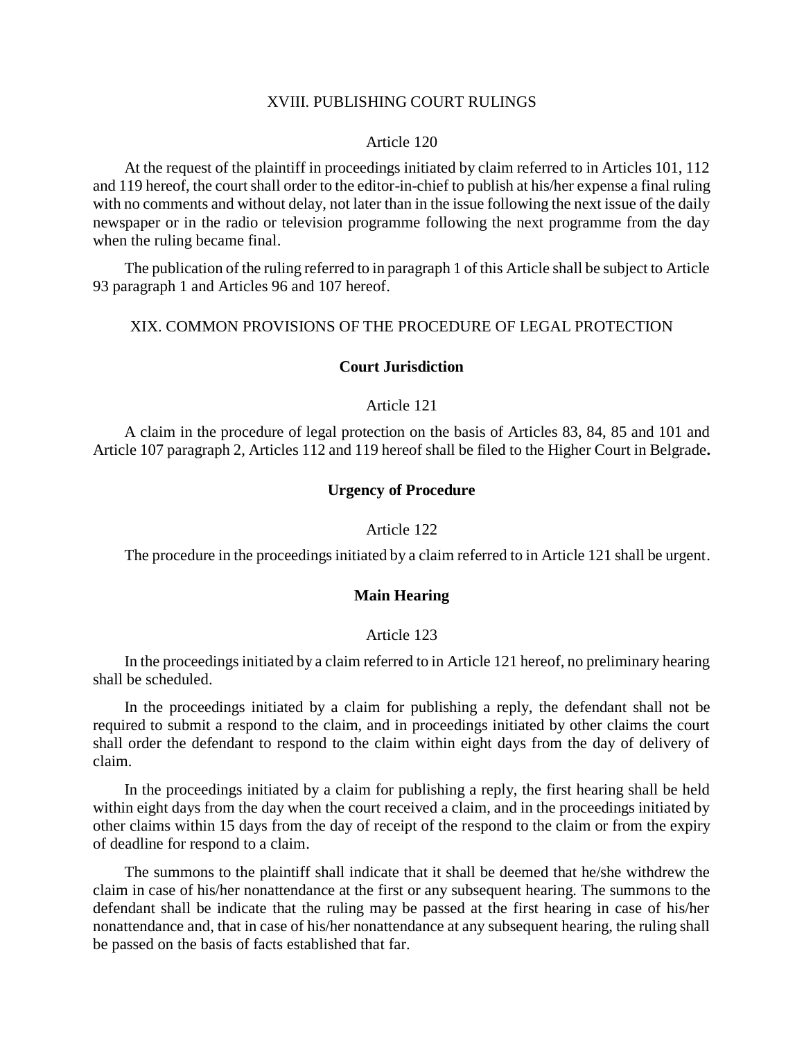## XVIII. PUBLISHING COURT RULINGS

Article 120

At the request of the plaintiff in proceedings initiated by claim referred to in Articles 101, 112 and 119 hereof, the court shall order to the editor-in-chief to publish at his/her expense a final ruling with no comments and without delay, not later than in the issue following the next issue of the daily newspaper or in the radio or television programme following the next programme from the day when the ruling became final.

The publication of the ruling referred to in paragraph 1 of this Article shall be subject to Article 93 paragraph 1 and Articles 96 and 107 hereof.

## XIX. COMMON PROVISIONS OF THE PROCEDURE OF LEGAL PROTECTION

### Court Jurisdiction

Article 121

A claim in the procedure of legal protection on the basis of Articles 83, 84, 85 and 101 and Article 107 paragraph 2, Articles 112 and 119 hereof shall be filed to the Higher Court in Belgrade**.**

### Urgency of Procedure

Article 122

The procedure in the proceedings initiated by a claim referred to in Article 121 shall be urgent.

### Main Hearing

Article 123

In the proceedings initiated by a claim referred to in Article 121 hereof, no preliminary hearing shall be scheduled.

In the proceedings initiated by a claim for publishing a reply, the defendant shall not be required to submit a respond to the claim, and in proceedings initiated by other claims the court shall order the defendant to respond to the claim within eight days from the day of delivery of claim.

In the proceedings initiated by a claim for publishing a reply, the first hearing shall be held within eight days from the day when the court received a claim, and in the proceedings initiated by other claims within 15 days from the day of receipt of the respond to the claim or from the expiry of deadline for respond to a claim.

The summons to the plaintiff shall indicate that it shall be deemed that he/she withdrew the claim in case of his/her nonattendance at the first or any subsequent hearing. The summons to the defendant shall be indicate that the ruling may be passed at the first hearing in case of his/her nonattendance and, that in case of his/her nonattendance at any subsequent hearing, the ruling shall be passed on the basis of facts established that far.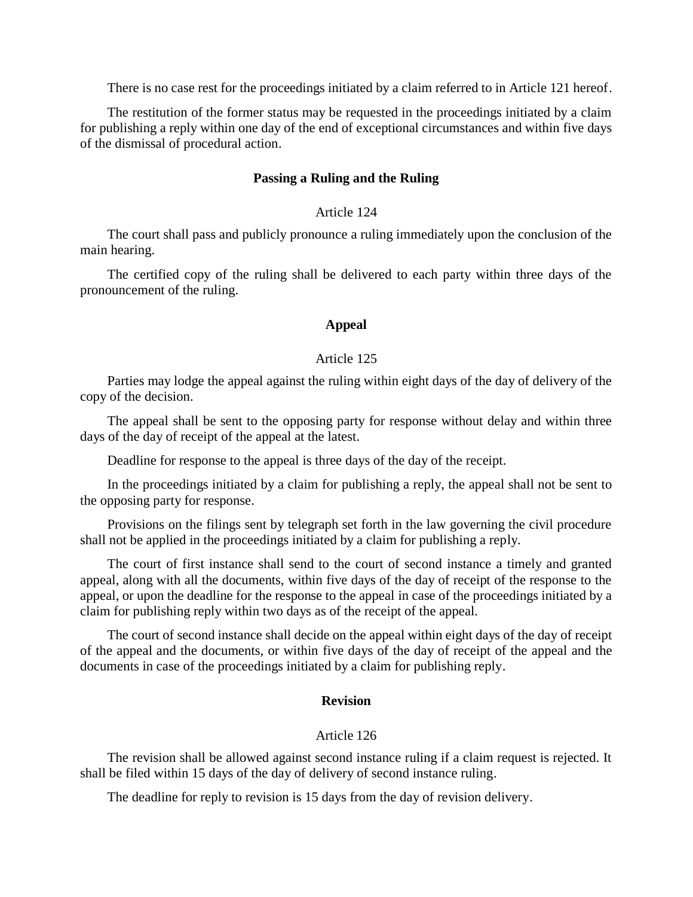There is no case rest for the proceedings initiated by a claim referred to in Article 121 hereof.

The restitution of the former status may be requested in the proceedings initiated by a claim for publishing a reply within one day of the end of exceptional circumstances and within five days of the dismissal of procedural action.

### Passing a Ruling and the Ruling

Article 124

The court shall pass and publicly pronounce a ruling immediately upon the conclusion of the main hearing.

The certified copy of the ruling shall be delivered to each party within three days of the pronouncement of the ruling.

### Appeal

Article 125

Parties may lodge the appeal against the ruling within eight days of the day of delivery of the copy of the decision.

The appeal shall be sent to the opposing party for response without delay and within three days of the day of receipt of the appeal at the latest.

Deadline for response to the appeal is three days of the day of the receipt.

In the proceedings initiated by a claim for publishing a reply, the appeal shall not be sent to the opposing party for response.

Provisions on the filings sent by telegraph set forth in the law governing the civil procedure shall not be applied in the proceedings initiated by a claim for publishing a reply.

The court of first instance shall send to the court of second instance a timely and granted appeal, along with all the documents, within five days of the day of receipt of the response to the appeal, or upon the deadline for the response to the appeal in case of the proceedings initiated by a claim for publishing reply within two days as of the receipt of the appeal.

The court of second instance shall decide on the appeal within eight days of the day of receipt of the appeal and the documents, or within five days of the day of receipt of the appeal and the documents in case of the proceedings initiated by a claim for publishing reply.

### Revision

Article 126

The revision shall be allowed against second instance ruling if a claim request is rejected. It shall be filed within 15 days of the day of delivery of second instance ruling.

The deadline for reply to revision is 15 days from the day of revision delivery.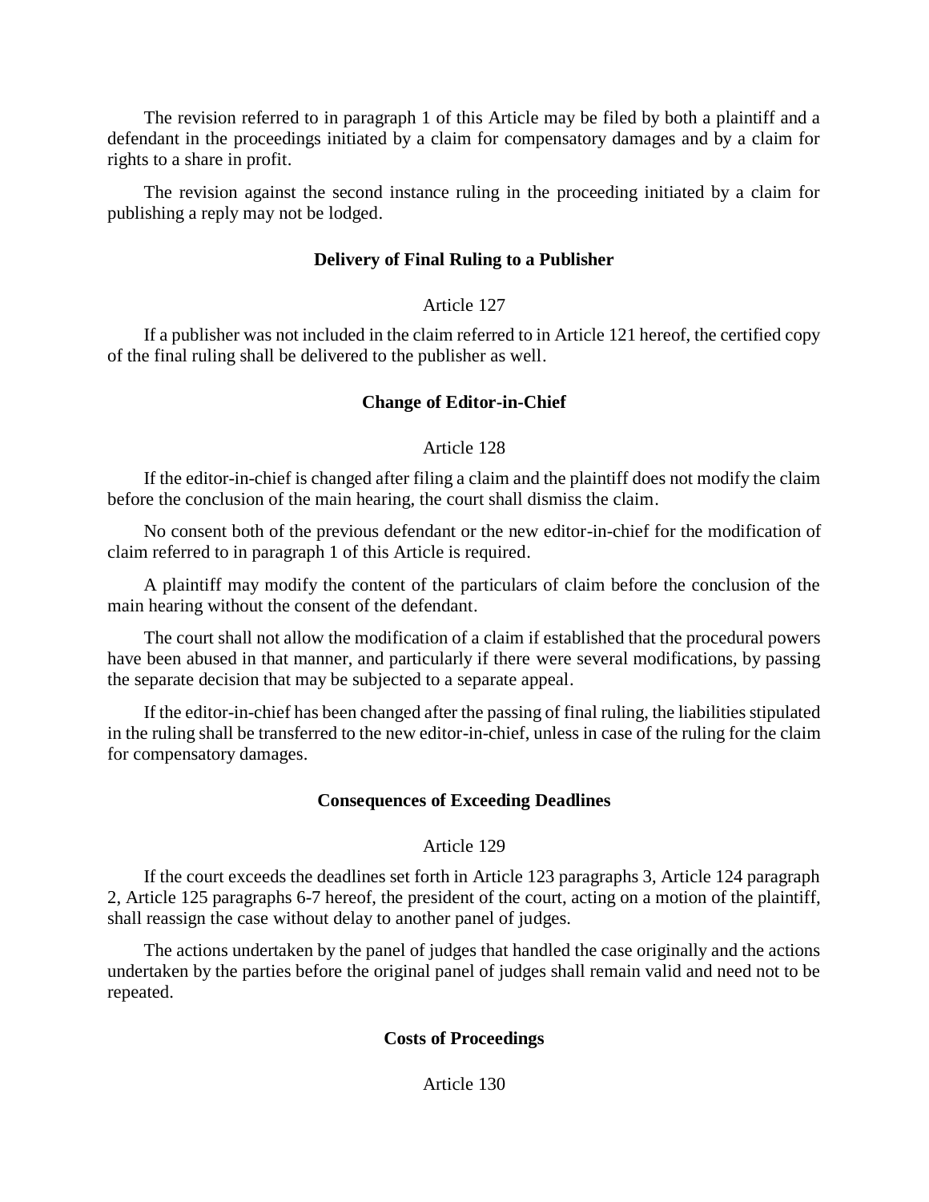The revision referred to in paragraph 1 of this Article may be filed by both a plaintiff and a defendant in the proceedings initiated by a claim for compensatory damages and by a claim for rights to a share in profit.

The revision against the second instance ruling in the proceeding initiated by a claim for publishing a reply may not be lodged.

**Delivery of Final Ruling to a Publisher**

Article 127

If a publisher was not included in the claim referred to in Article 121 hereof, the certified copy of the final ruling shall be delivered to the publisher as well.

**Change of Editor-in-Chief**

Article 128

If the editor-in-chief is changed after filing a claim and the plaintiff does not modify the claim before the conclusion of the main hearing, the court shall dismiss the claim.

No consent both of the previous defendant or the new editor-in-chief for the modification of claim referred to in paragraph 1 of this Article is required.

A plaintiff may modify the content of the particulars of claim before the conclusion of the main hearing without the consent of the defendant.

The court shall not allow the modification of a claim if established that the procedural powers have been abused in that manner, and particularly if there were several modifications, by passing the separate decision that may be subjected to a separate appeal.

If the editor-in-chief has been changed after the passing of final ruling, the liabilities stipulated in the ruling shall be transferred to the new editor-in-chief, unless in case of the ruling for the claim for compensatory damages.

**Consequences of Exceeding Deadlines**

Article 129

If the court exceeds the deadlines set forth in Article 123 paragraphs 3, Article 124 paragraph 2, Article 125 paragraphs 6-7 hereof, the president of the court, acting on a motion of the plaintiff, shall reassign the case without delay to another panel of judges.

The actions undertaken by the panel of judges that handled the case originally and the actions undertaken by the parties before the original panel of judges shall remain valid and need not to be repeated.

**Costs of Proceedings**

Article 130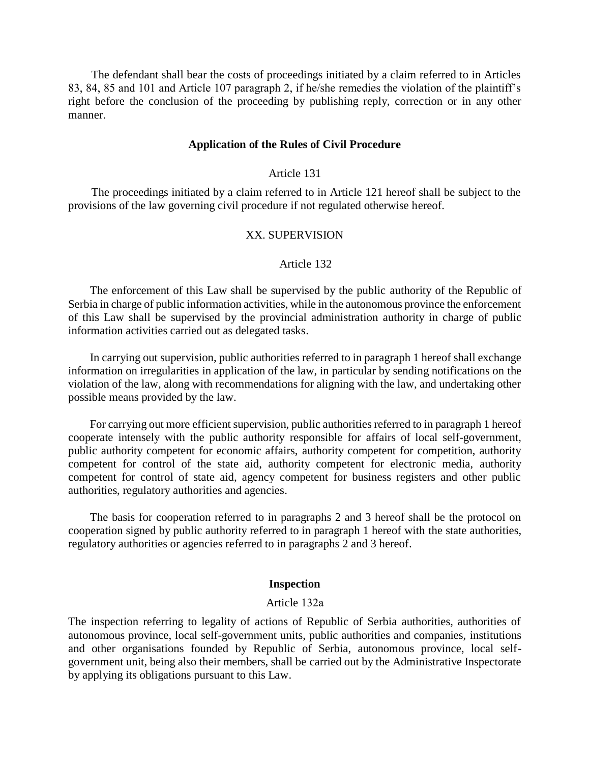The defendant shall bear the costs of proceedings initiated by a claim referred to in Articles 83, 84, 85 and 101 and Article 107 paragraph 2, if he/she remedies the violation of the plaintiff's right before the conclusion of the proceeding by publishing reply, correction or in any other manner.

**Application of the Rules of Civil Procedure**

Article 131

The proceedings initiated by a claim referred to in Article 121 hereof shall be subject to the provisions of the law governing civil procedure if not regulated otherwise hereof.

XX. SUPERVISION

Article 132

The enforcement of this Law shall be supervised by the public authority of the Republic of Serbia in charge of public information activities, while in the autonomous province the enforcement of this Law shall be supervised by the provincial administration authority in charge of public information activities carried out as delegated tasks.

In carrying out supervision, public authorities referred to in paragraph 1 hereof shall exchange information on irregularities in application of the law, in particular by sending notifications on the violation of the law, along with recommendations for aligning with the law, and undertaking other possible means provided by the law.

For carrying out more efficient supervision, public authorities referred to in paragraph 1 hereof cooperate intensely with the public authority responsible for affairs of local self-government, public authority competent for economic affairs, authority competent for competition, authority competent for control of the state aid, authority competent for electronic media, authority competent for control of state aid, agency competent for business registers and other public authorities, regulatory authorities and agencies.

The basis for cooperation referred to in paragraphs 2 and 3 hereof shall be the protocol on cooperation signed by public authority referred to in paragraph 1 hereof with the state authorities, regulatory authorities or agencies referred to in paragraphs 2 and 3 hereof.

**Inspection**

Article 132a

The inspection referring to legality of actions of Republic of Serbia authorities, authorities of autonomous province, local self-government units, public authorities and companies, institutions and other organisations founded by Republic of Serbia, autonomous province, local self-government unit, being also their members, shall be carried out by the Administrative Inspectorate by applying its obligations pursuant to this Law.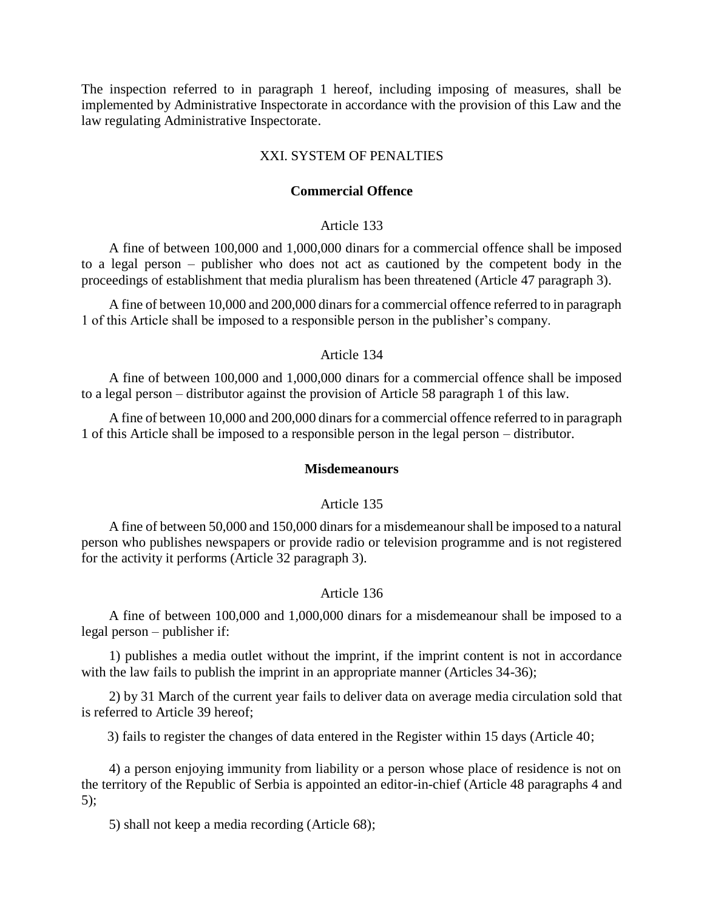The inspection referred to in paragraph 1 hereof, including imposing of measures, shall be implemented by Administrative Inspectorate in accordance with the provision of this Law and the law regulating Administrative Inspectorate.

## XXI. SYSTEM OF PENALTIES

### Commercial Offence

#### Article 133

A fine of between 100,000 and 1,000,000 dinars for a commercial offence shall be imposed to a legal person – publisher who does not act as cautioned by the competent body in the proceedings of establishment that media pluralism has been threatened (Article 47 paragraph 3).

A fine of between 10,000 and 200,000 dinars for a commercial offence referred to in paragraph 1 of this Article shall be imposed to a responsible person in the publisher's company.

#### Article 134

A fine of between 100,000 and 1,000,000 dinars for a commercial offence shall be imposed to a legal person – distributor against the provision of Article 58 paragraph 1 of this law.

A fine of between 10,000 and 200,000 dinars for a commercial offence referred to in paragraph 1 of this Article shall be imposed to a responsible person in the legal person – distributor.

### Misdemeanours

#### Article 135

A fine of between 50,000 and 150,000 dinars for a misdemeanour shall be imposed to a natural person who publishes newspapers or provide radio or television programme and is not registered for the activity it performs (Article 32 paragraph 3).

#### Article 136

A fine of between 100,000 and 1,000,000 dinars for a misdemeanour shall be imposed to a legal person – publisher if:

1) publishes a media outlet without the imprint, if the imprint content is not in accordance with the law fails to publish the imprint in an appropriate manner (Articles 34-36);

2) by 31 March of the current year fails to deliver data on average media circulation sold that is referred to Article 39 hereof;

3) fails to register the changes of data entered in the Register within 15 days (Article 40;

4) a person enjoying immunity from liability or a person whose place of residence is not on the territory of the Republic of Serbia is appointed an editor-in-chief (Article 48 paragraphs 4 and 5);

5) shall not keep a media recording (Article 68);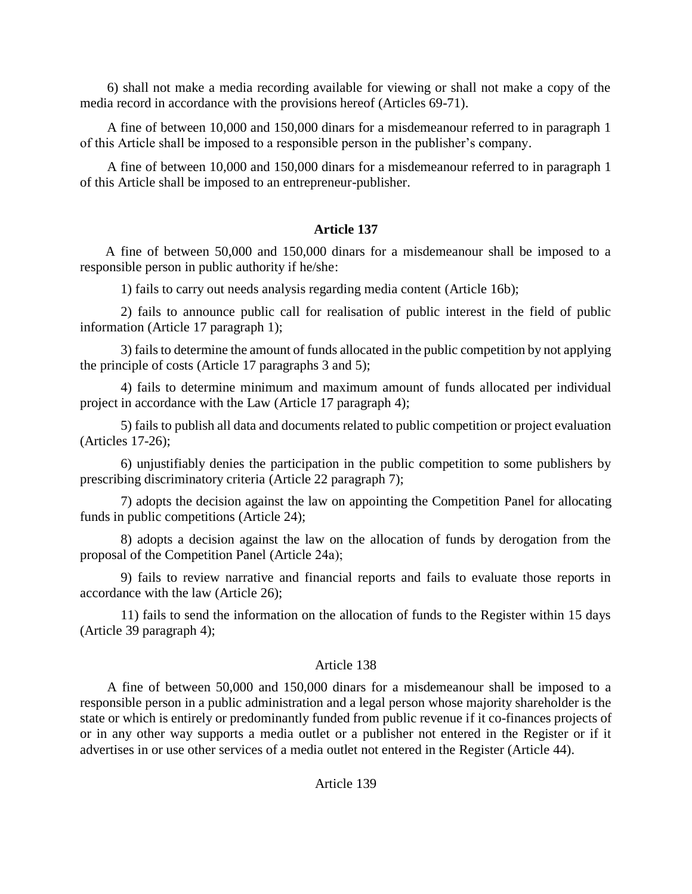6) shall not make a media recording available for viewing or shall not make a copy of the media record in accordance with the provisions hereof (Articles 69-71).

A fine of between 10,000 and 150,000 dinars for a misdemeanour referred to in paragraph 1 of this Article shall be imposed to a responsible person in the publisher's company.

A fine of between 10,000 and 150,000 dinars for a misdemeanour referred to in paragraph 1 of this Article shall be imposed to an entrepreneur-publisher.

### Article 137

A fine of between 50,000 and 150,000 dinars for a misdemeanour shall be imposed to a responsible person in public authority if he/she:

1) fails to carry out needs analysis regarding media content (Article 16b);

2) fails to announce public call for realisation of public interest in the field of public information (Article 17 paragraph 1);

3) fails to determine the amount of funds allocated in the public competition by not applying the principle of costs (Article 17 paragraphs 3 and 5);

4) fails to determine minimum and maximum amount of funds allocated per individual project in accordance with the Law (Article 17 paragraph 4);

5) fails to publish all data and documents related to public competition or project evaluation (Articles 17-26);

6) unjustifiably denies the participation in the public competition to some publishers by prescribing discriminatory criteria (Article 22 paragraph 7);

7) adopts the decision against the law on appointing the Competition Panel for allocating funds in public competitions (Article 24);

8) adopts a decision against the law on the allocation of funds by derogation from the proposal of the Competition Panel (Article 24a);

9) fails to review narrative and financial reports and fails to evaluate those reports in accordance with the law (Article 26);

11) fails to send the information on the allocation of funds to the Register within 15 days (Article 39 paragraph 4);

### Article 138

A fine of between 50,000 and 150,000 dinars for a misdemeanour shall be imposed to a responsible person in a public administration and a legal person whose majority shareholder is the state or which is entirely or predominantly funded from public revenue if it co-finances projects of or in any other way supports a media outlet or a publisher not entered in the Register or if it advertises in or use other services of a media outlet not entered in the Register (Article 44).

### Article 139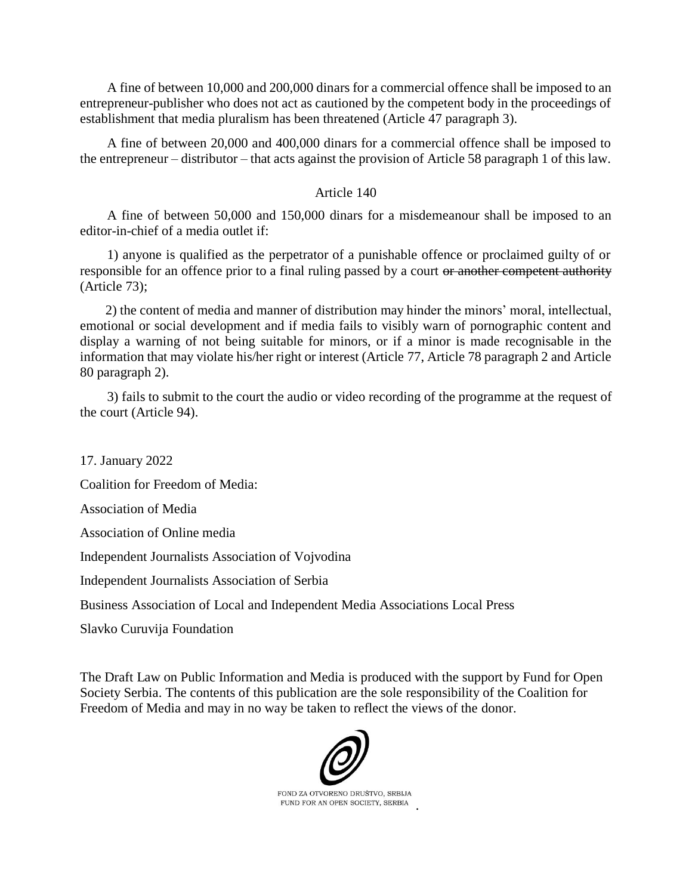A fine of between 10,000 and 200,000 dinars for a commercial offence shall be imposed to an entrepreneur-publisher who does not act as cautioned by the competent body in the proceedings of establishment that media pluralism has been threatened (Article 47 paragraph 3).

A fine of between 20,000 and 400,000 dinars for a commercial offence shall be imposed to the entrepreneur – distributor – that acts against the provision of Article 58 paragraph 1 of this law.

Article 140

A fine of between 50,000 and 150,000 dinars for a misdemeanour shall be imposed to an editor-in-chief of a media outlet if:

1) anyone is qualified as the perpetrator of a punishable offence or proclaimed guilty of or responsible for an offence prior to a final ruling passed by a court ~~or another competent authority~~ (Article 73);

2) the content of media and manner of distribution may hinder the minors' moral, intellectual, emotional or social development and if media fails to visibly warn of pornographic content and display a warning of not being suitable for minors, or if a minor is made recognisable in the information that may violate his/her right or interest (Article 77, Article 78 paragraph 2 and Article 80 paragraph 2).

3) fails to submit to the court the audio or video recording of the programme at the request of the court (Article 94).

17. January 2022

Coalition for Freedom of Media:

Association of Media

Association of Online media

Independent Journalists Association of Vojvodina

Independent Journalists Association of Serbia

Business Association of Local and Independent Media Associations Local Press

Slavko Curuvija Foundation

The Draft Law on Public Information and Media is produced with the support by Fund for Open Society Serbia. The contents of this publication are the sole responsibility of the Coalition for Freedom of Media and may in no way be taken to reflect the views of the donor.

FOND ZA OTVORENO DRUŠTVO, SRBIJA
FUND FOR AN OPEN SOCIETY, SERBIA